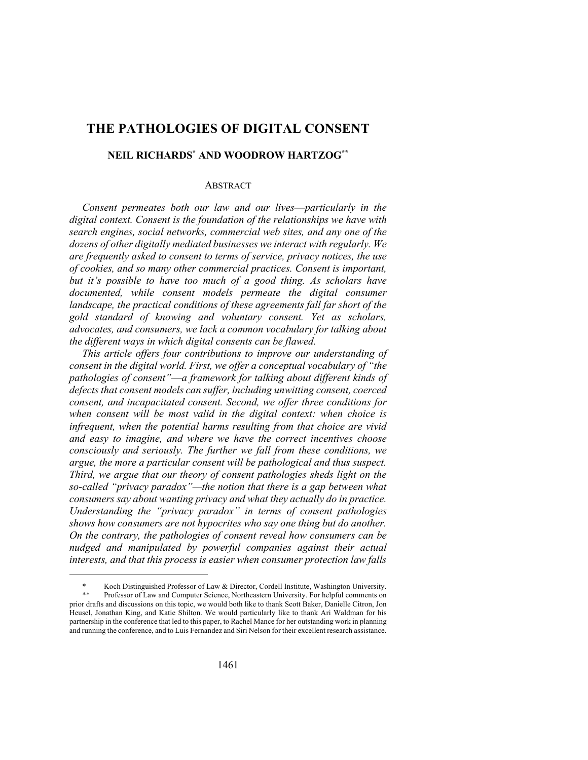# THE PATHOLOGIES OF DIGITAL CONSENT

## NEIL RICHARDS[*] AND WOODROW HARTZOG[**]

### ABSTRACT

*Consent permeates both our law and our lives—particularly in the digital context. Consent is the foundation of the relationships we have with search engines, social networks, commercial web sites, and any one of the dozens of other digitally mediated businesses we interact with regularly. We are frequently asked to consent to terms of service, privacy notices, the use of cookies, and so many other commercial practices. Consent is important, but it's possible to have too much of a good thing. As scholars have documented, while consent models permeate the digital consumer landscape, the practical conditions of these agreements fall far short of the gold standard of knowing and voluntary consent. Yet as scholars, advocates, and consumers, we lack a common vocabulary for talking about the different ways in which digital consents can be flawed.*

*This article offers four contributions to improve our understanding of consent in the digital world. First, we offer a conceptual vocabulary of "the pathologies of consent"—a framework for talking about different kinds of defects that consent models can suffer, including unwitting consent, coerced consent, and incapacitated consent. Second, we offer three conditions for when consent will be most valid in the digital context: when choice is infrequent, when the potential harms resulting from that choice are vivid and easy to imagine, and where we have the correct incentives choose consciously and seriously. The further we fall from these conditions, we argue, the more a particular consent will be pathological and thus suspect. Third, we argue that our theory of consent pathologies sheds light on the so-called "privacy paradox"—the notion that there is a gap between what consumers say about wanting privacy and what they actually do in practice. Understanding the "privacy paradox" in terms of consent pathologies shows how consumers are not hypocrites who say one thing but do another. On the contrary, the pathologies of consent reveal how consumers can be nudged and manipulated by powerful companies against their actual interests, and that this process is easier when consumer protection law falls*

---

\* Koch Distinguished Professor of Law & Director, Cordell Institute, Washington University.

\** Professor of Law and Computer Science, Northeastern University. For helpful comments on prior drafts and discussions on this topic, we would both like to thank Scott Baker, Danielle Citron, Jon Heusel, Jonathan King, and Katie Shilton. We would particularly like to thank Ari Waldman for his partnership in the conference that led to this paper, to Rachel Mance for her outstanding work in planning and running the conference, and to Luis Fernandez and Siri Nelson for their excellent research assistance.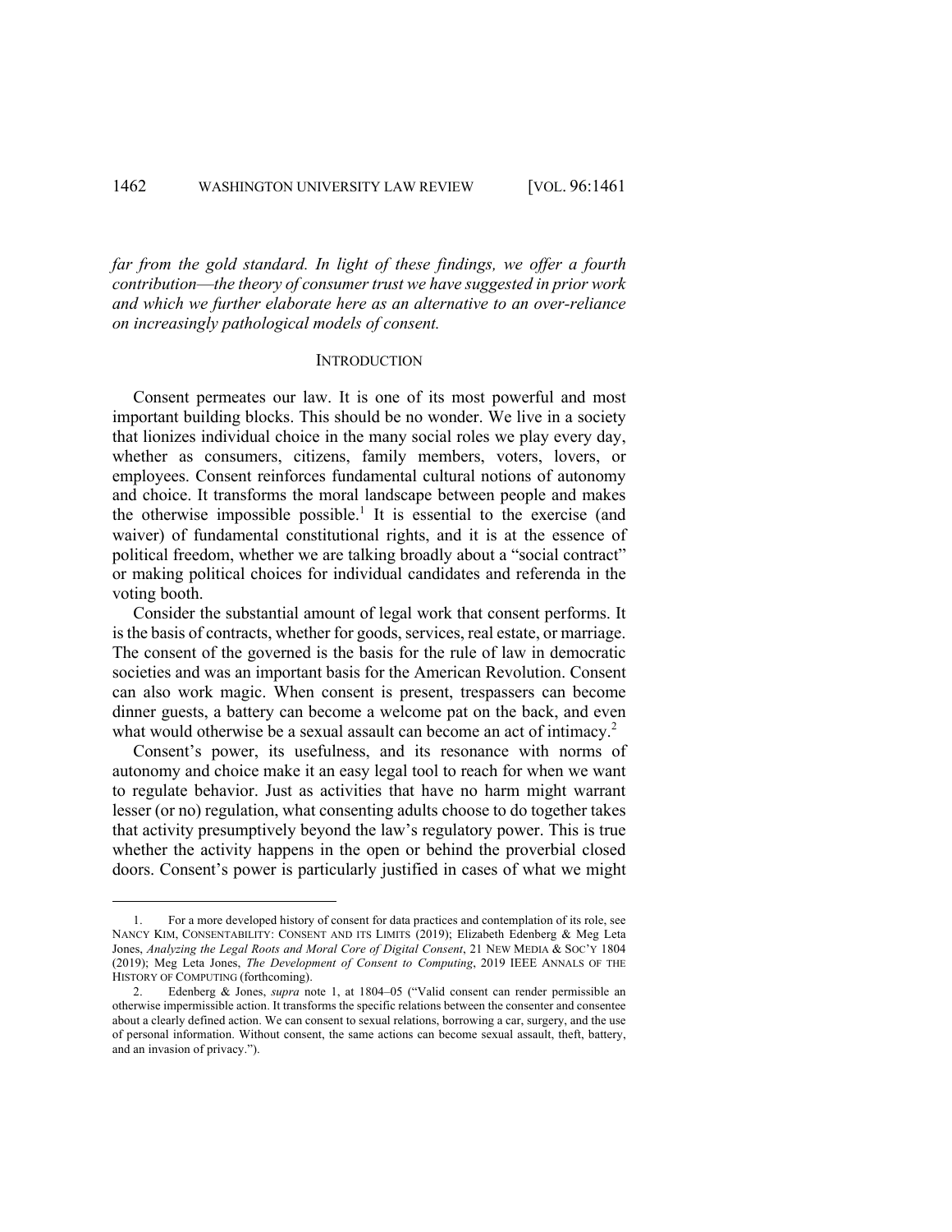*far from the gold standard. In light of these findings, we offer a fourth contribution—the theory of consumer trust we have suggested in prior work and which we further elaborate here as an alternative to an over-reliance on increasingly pathological models of consent.*

## INTRODUCTION

Consent permeates our law. It is one of its most powerful and most important building blocks. This should be no wonder. We live in a society that lionizes individual choice in the many social roles we play every day, whether as consumers, citizens, family members, voters, lovers, or employees. Consent reinforces fundamental cultural notions of autonomy and choice. It transforms the moral landscape between people and makes the otherwise impossible possible.[1] It is essential to the exercise (and waiver) of fundamental constitutional rights, and it is at the essence of political freedom, whether we are talking broadly about a "social contract" or making political choices for individual candidates and referenda in the voting booth.

Consider the substantial amount of legal work that consent performs. It is the basis of contracts, whether for goods, services, real estate, or marriage. The consent of the governed is the basis for the rule of law in democratic societies and was an important basis for the American Revolution. Consent can also work magic. When consent is present, trespassers can become dinner guests, a battery can become a welcome pat on the back, and even what would otherwise be a sexual assault can become an act of intimacy.[2]

Consent's power, its usefulness, and its resonance with norms of autonomy and choice make it an easy legal tool to reach for when we want to regulate behavior. Just as activities that have no harm might warrant lesser (or no) regulation, what consenting adults choose to do together takes that activity presumptively beyond the law's regulatory power. This is true whether the activity happens in the open or behind the proverbial closed doors. Consent's power is particularly justified in cases of what we might

---

1. For a more developed history of consent for data practices and contemplation of its role, see NANCY KIM, CONSENTABILITY: CONSENT AND ITS LIMITS (2019); Elizabeth Edenberg & Meg Leta Jones, *Analyzing the Legal Roots and Moral Core of Digital Consent*, 21 NEW MEDIA & SOC'Y 1804 (2019); Meg Leta Jones, *The Development of Consent to Computing*, 2019 IEEE ANNALS OF THE HISTORY OF COMPUTING (forthcoming).

2. Edenberg & Jones, *supra* note 1, at 1804–05 ("Valid consent can render permissible an otherwise impermissible action. It transforms the specific relations between the consenter and consentee about a clearly defined action. We can consent to sexual relations, borrowing a car, surgery, and the use of personal information. Without consent, the same actions can become sexual assault, theft, battery, and an invasion of privacy.").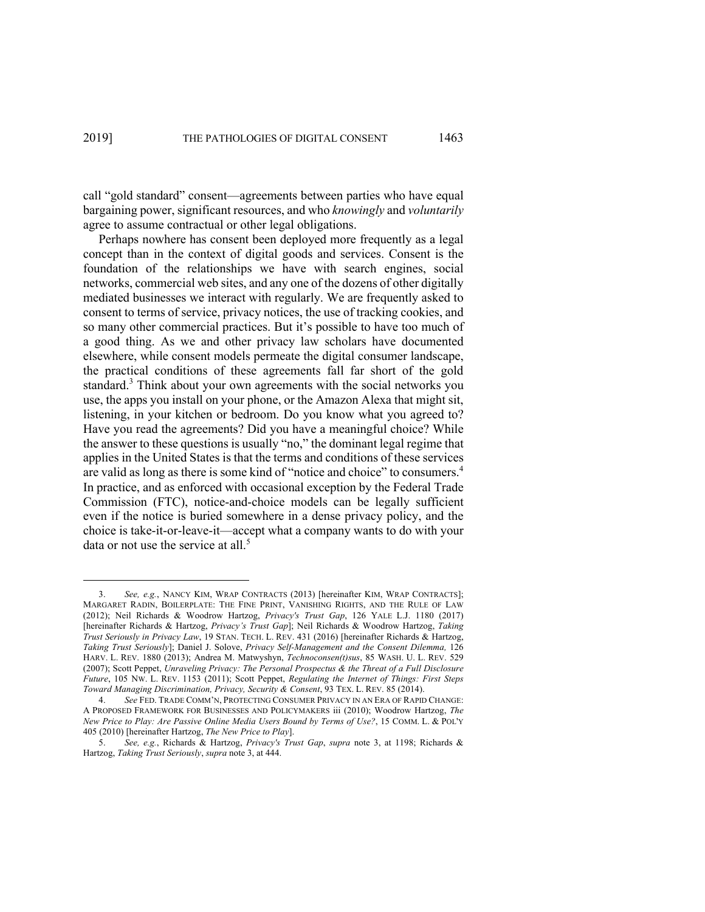call "gold standard" consent—agreements between parties who have equal bargaining power, significant resources, and who *knowingly* and *voluntarily* agree to assume contractual or other legal obligations.

Perhaps nowhere has consent been deployed more frequently as a legal concept than in the context of digital goods and services. Consent is the foundation of the relationships we have with search engines, social networks, commercial web sites, and any one of the dozens of other digitally mediated businesses we interact with regularly. We are frequently asked to consent to terms of service, privacy notices, the use of tracking cookies, and so many other commercial practices. But it's possible to have too much of a good thing. As we and other privacy law scholars have documented elsewhere, while consent models permeate the digital consumer landscape, the practical conditions of these agreements fall far short of the gold standard.[3] Think about your own agreements with the social networks you use, the apps you install on your phone, or the Amazon Alexa that might sit, listening, in your kitchen or bedroom. Do you know what you agreed to? Have you read the agreements? Did you have a meaningful choice? While the answer to these questions is usually "no," the dominant legal regime that applies in the United States is that the terms and conditions of these services are valid as long as there is some kind of "notice and choice" to consumers.[4] In practice, and as enforced with occasional exception by the Federal Trade Commission (FTC), notice-and-choice models can be legally sufficient even if the notice is buried somewhere in a dense privacy policy, and the choice is take-it-or-leave-it—accept what a company wants to do with your data or not use the service at all.[5]

---

3. *See, e.g.*, NANCY KIM, WRAP CONTRACTS (2013) [hereinafter KIM, WRAP CONTRACTS]; MARGARET RADIN, BOILERPLATE: THE FINE PRINT, VANISHING RIGHTS, AND THE RULE OF LAW (2012); Neil Richards & Woodrow Hartzog, *Privacy's Trust Gap*, 126 YALE L.J. 1180 (2017) [hereinafter Richards & Hartzog, *Privacy's Trust Gap*]; Neil Richards & Woodrow Hartzog, *Taking Trust Seriously in Privacy Law*, 19 STAN. TECH. L. REV. 431 (2016) [hereinafter Richards & Hartzog, *Taking Trust Seriously*]; Daniel J. Solove, *Privacy Self-Management and the Consent Dilemma,* 126 HARV. L. REV. 1880 (2013); Andrea M. Matwyshyn, *Technoconsen(t)sus*, 85 WASH. U. L. REV. 529 (2007); Scott Peppet, *Unraveling Privacy: The Personal Prospectus & the Threat of a Full Disclosure Future*, 105 NW. L. REV. 1153 (2011); Scott Peppet, *Regulating the Internet of Things: First Steps Toward Managing Discrimination, Privacy, Security & Consent*, 93 TEX. L. REV. 85 (2014).

4. *See* FED. TRADE COMM'N, PROTECTING CONSUMER PRIVACY IN AN ERA OF RAPID CHANGE: A PROPOSED FRAMEWORK FOR BUSINESSES AND POLICYMAKERS iii (2010); Woodrow Hartzog, *The New Price to Play: Are Passive Online Media Users Bound by Terms of Use?*, 15 COMM. L. & POL'Y 405 (2010) [hereinafter Hartzog, *The New Price to Play*].

5. *See, e.g.*, Richards & Hartzog, *Privacy's Trust Gap*, *supra* note 3, at 1198; Richards & Hartzog, *Taking Trust Seriously*, *supra* note 3, at 444.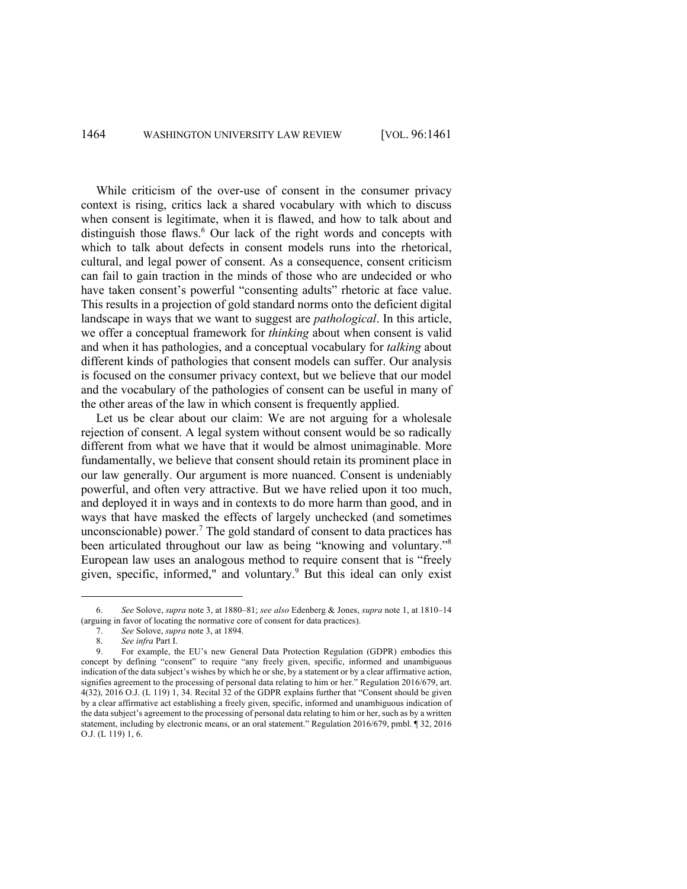While criticism of the over-use of consent in the consumer privacy context is rising, critics lack a shared vocabulary with which to discuss when consent is legitimate, when it is flawed, and how to talk about and distinguish those flaws.[6] Our lack of the right words and concepts with which to talk about defects in consent models runs into the rhetorical, cultural, and legal power of consent. As a consequence, consent criticism can fail to gain traction in the minds of those who are undecided or who have taken consent's powerful "consenting adults" rhetoric at face value. This results in a projection of gold standard norms onto the deficient digital landscape in ways that we want to suggest are *pathological*. In this article, we offer a conceptual framework for *thinking* about when consent is valid and when it has pathologies, and a conceptual vocabulary for *talking* about different kinds of pathologies that consent models can suffer. Our analysis is focused on the consumer privacy context, but we believe that our model and the vocabulary of the pathologies of consent can be useful in many of the other areas of the law in which consent is frequently applied.

Let us be clear about our claim: We are not arguing for a wholesale rejection of consent. A legal system without consent would be so radically different from what we have that it would be almost unimaginable. More fundamentally, we believe that consent should retain its prominent place in our law generally. Our argument is more nuanced. Consent is undeniably powerful, and often very attractive. But we have relied upon it too much, and deployed it in ways and in contexts to do more harm than good, and in ways that have masked the effects of largely unchecked (and sometimes unconscionable) power.[7] The gold standard of consent to data practices has been articulated throughout our law as being "knowing and voluntary."[8] European law uses an analogous method to require consent that is "freely given, specific, informed," and voluntary.[9] But this ideal can only exist

---

6. *See* Solove, *supra* note 3, at 1880–81; *see also* Edenberg & Jones, *supra* note 1, at 1810–14 (arguing in favor of locating the normative core of consent for data practices).

7. *See* Solove, *supra* note 3, at 1894.

8. *See infra* Part I.

9. For example, the EU's new General Data Protection Regulation (GDPR) embodies this concept by defining "consent" to require "any freely given, specific, informed and unambiguous indication of the data subject's wishes by which he or she, by a statement or by a clear affirmative action, signifies agreement to the processing of personal data relating to him or her." Regulation 2016/679, art. 4(32), 2016 O.J. (L 119) 1, 34. Recital 32 of the GDPR explains further that "Consent should be given by a clear affirmative act establishing a freely given, specific, informed and unambiguous indication of the data subject's agreement to the processing of personal data relating to him or her, such as by a written statement, including by electronic means, or an oral statement." Regulation 2016/679, pmbl. ¶ 32, 2016 O.J. (L 119) 1, 6.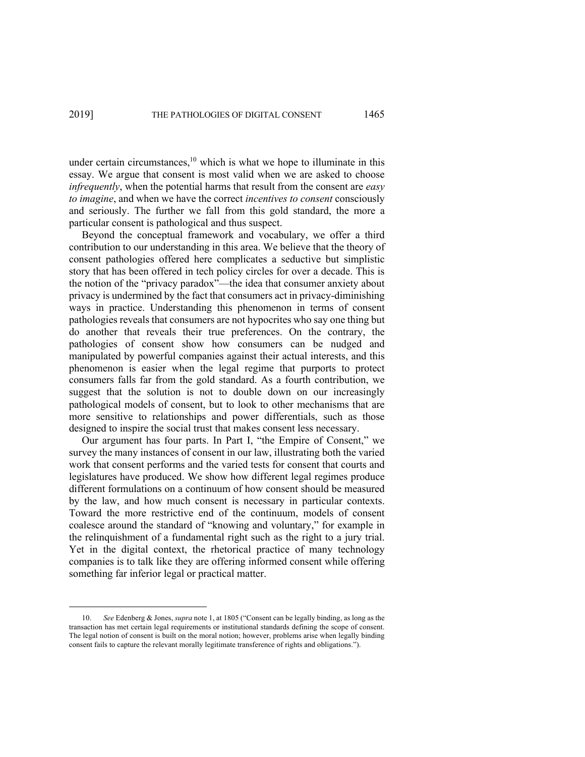under certain circumstances,[10] which is what we hope to illuminate in this essay. We argue that consent is most valid when we are asked to choose *infrequently*, when the potential harms that result from the consent are *easy to imagine*, and when we have the correct *incentives to consent* consciously and seriously. The further we fall from this gold standard, the more a particular consent is pathological and thus suspect.

Beyond the conceptual framework and vocabulary, we offer a third contribution to our understanding in this area. We believe that the theory of consent pathologies offered here complicates a seductive but simplistic story that has been offered in tech policy circles for over a decade. This is the notion of the "privacy paradox"—the idea that consumer anxiety about privacy is undermined by the fact that consumers act in privacy-diminishing ways in practice. Understanding this phenomenon in terms of consent pathologies reveals that consumers are not hypocrites who say one thing but do another that reveals their true preferences. On the contrary, the pathologies of consent show how consumers can be nudged and manipulated by powerful companies against their actual interests, and this phenomenon is easier when the legal regime that purports to protect consumers falls far from the gold standard. As a fourth contribution, we suggest that the solution is not to double down on our increasingly pathological models of consent, but to look to other mechanisms that are more sensitive to relationships and power differentials, such as those designed to inspire the social trust that makes consent less necessary.

Our argument has four parts. In Part I, "the Empire of Consent," we survey the many instances of consent in our law, illustrating both the varied work that consent performs and the varied tests for consent that courts and legislatures have produced. We show how different legal regimes produce different formulations on a continuum of how consent should be measured by the law, and how much consent is necessary in particular contexts. Toward the more restrictive end of the continuum, models of consent coalesce around the standard of "knowing and voluntary," for example in the relinquishment of a fundamental right such as the right to a jury trial. Yet in the digital context, the rhetorical practice of many technology companies is to talk like they are offering informed consent while offering something far inferior legal or practical matter.

---

10. *See* Edenberg & Jones, *supra* note 1, at 1805 ("Consent can be legally binding, as long as the transaction has met certain legal requirements or institutional standards defining the scope of consent. The legal notion of consent is built on the moral notion; however, problems arise when legally binding consent fails to capture the relevant morally legitimate transference of rights and obligations.").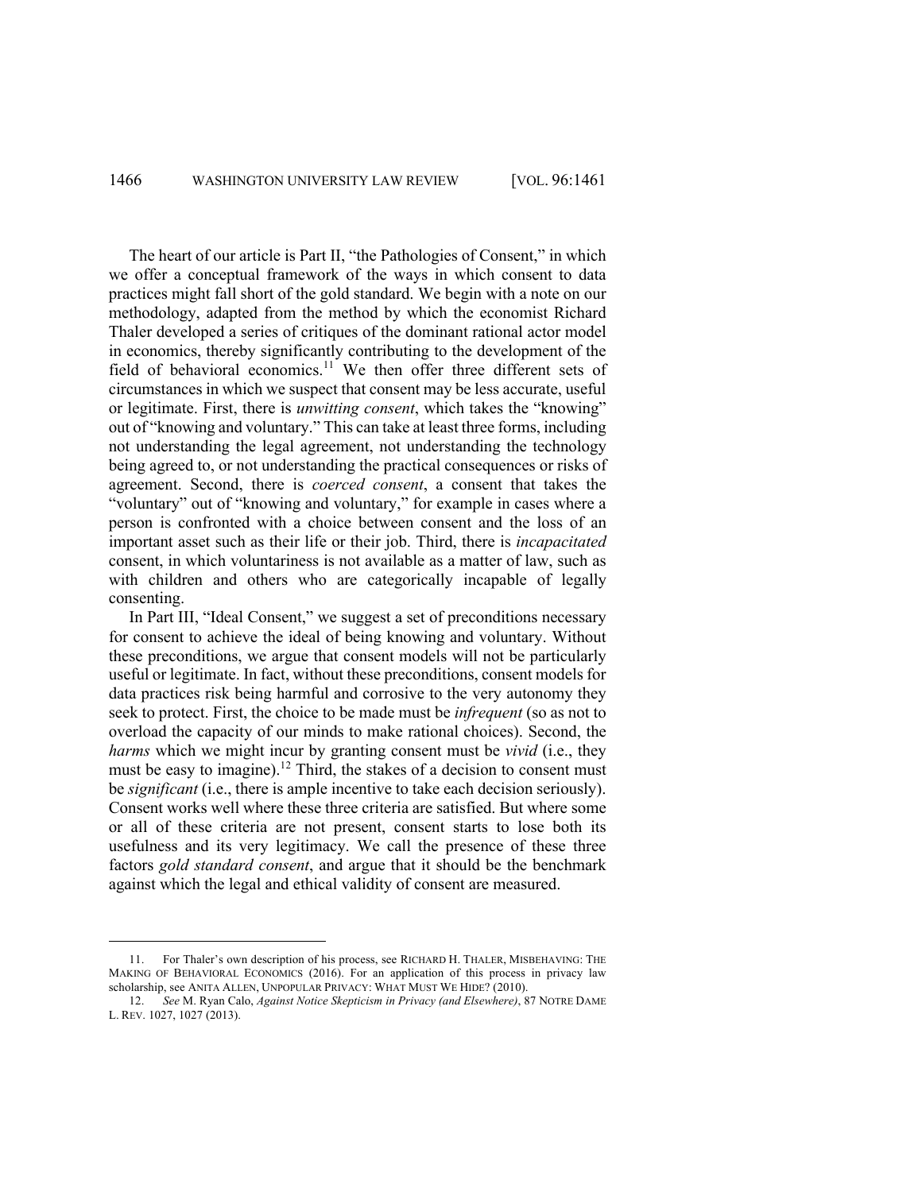The heart of our article is Part II, "the Pathologies of Consent," in which we offer a conceptual framework of the ways in which consent to data practices might fall short of the gold standard. We begin with a note on our methodology, adapted from the method by which the economist Richard Thaler developed a series of critiques of the dominant rational actor model in economics, thereby significantly contributing to the development of the field of behavioral economics.[11] We then offer three different sets of circumstances in which we suspect that consent may be less accurate, useful or legitimate. First, there is *unwitting consent*, which takes the "knowing" out of "knowing and voluntary." This can take at least three forms, including not understanding the legal agreement, not understanding the technology being agreed to, or not understanding the practical consequences or risks of agreement. Second, there is *coerced consent*, a consent that takes the "voluntary" out of "knowing and voluntary," for example in cases where a person is confronted with a choice between consent and the loss of an important asset such as their life or their job. Third, there is *incapacitated* consent, in which voluntariness is not available as a matter of law, such as with children and others who are categorically incapable of legally consenting.

In Part III, "Ideal Consent," we suggest a set of preconditions necessary for consent to achieve the ideal of being knowing and voluntary. Without these preconditions, we argue that consent models will not be particularly useful or legitimate. In fact, without these preconditions, consent models for data practices risk being harmful and corrosive to the very autonomy they seek to protect. First, the choice to be made must be *infrequent* (so as not to overload the capacity of our minds to make rational choices). Second, the *harms* which we might incur by granting consent must be *vivid* (i.e., they must be easy to imagine).[12] Third, the stakes of a decision to consent must be *significant* (i.e., there is ample incentive to take each decision seriously). Consent works well where these three criteria are satisfied. But where some or all of these criteria are not present, consent starts to lose both its usefulness and its very legitimacy. We call the presence of these three factors *gold standard consent*, and argue that it should be the benchmark against which the legal and ethical validity of consent are measured.

---

11. For Thaler's own description of his process, see RICHARD H. THALER, MISBEHAVING: THE MAKING OF BEHAVIORAL ECONOMICS (2016). For an application of this process in privacy law scholarship, see ANITA ALLEN, UNPOPULAR PRIVACY: WHAT MUST WE HIDE? (2010).

12. *See* M. Ryan Calo, *Against Notice Skepticism in Privacy (and Elsewhere)*, 87 NOTRE DAME L. REV. 1027, 1027 (2013).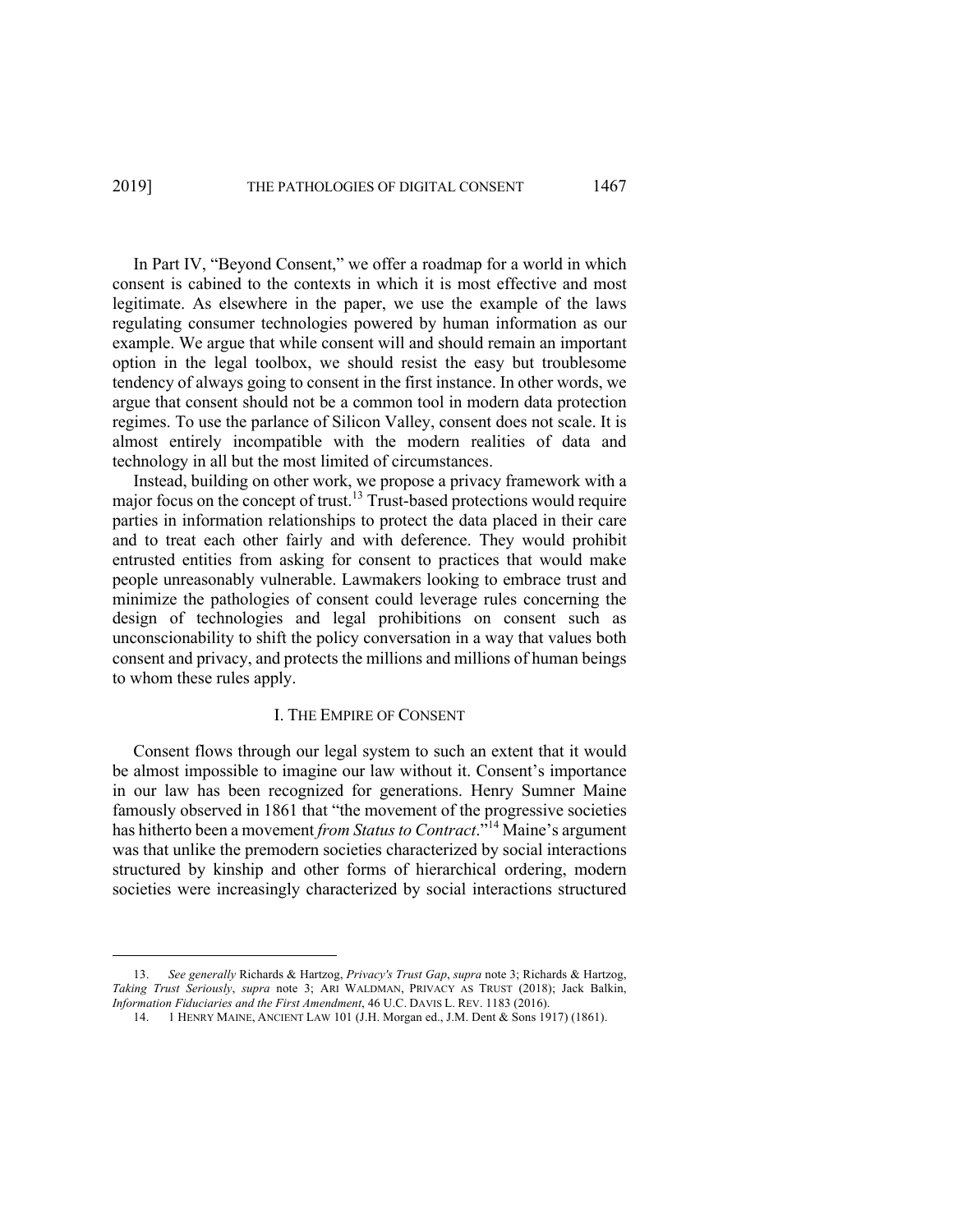In Part IV, "Beyond Consent," we offer a roadmap for a world in which consent is cabined to the contexts in which it is most effective and most legitimate. As elsewhere in the paper, we use the example of the laws regulating consumer technologies powered by human information as our example. We argue that while consent will and should remain an important option in the legal toolbox, we should resist the easy but troublesome tendency of always going to consent in the first instance. In other words, we argue that consent should not be a common tool in modern data protection regimes. To use the parlance of Silicon Valley, consent does not scale. It is almost entirely incompatible with the modern realities of data and technology in all but the most limited of circumstances.

Instead, building on other work, we propose a privacy framework with a major focus on the concept of trust.[13] Trust-based protections would require parties in information relationships to protect the data placed in their care and to treat each other fairly and with deference. They would prohibit entrusted entities from asking for consent to practices that would make people unreasonably vulnerable. Lawmakers looking to embrace trust and minimize the pathologies of consent could leverage rules concerning the design of technologies and legal prohibitions on consent such as unconscionability to shift the policy conversation in a way that values both consent and privacy, and protects the millions and millions of human beings to whom these rules apply.

## I. THE EMPIRE OF CONSENT

Consent flows through our legal system to such an extent that it would be almost impossible to imagine our law without it. Consent's importance in our law has been recognized for generations. Henry Sumner Maine famously observed in 1861 that "the movement of the progressive societies has hitherto been a movement *from Status to Contract*."[14] Maine's argument was that unlike the premodern societies characterized by social interactions structured by kinship and other forms of hierarchical ordering, modern societies were increasingly characterized by social interactions structured

---

13. *See generally* Richards & Hartzog, *Privacy's Trust Gap*, *supra* note 3; Richards & Hartzog, *Taking Trust Seriously*, *supra* note 3; ARI WALDMAN, PRIVACY AS TRUST (2018); Jack Balkin, *Information Fiduciaries and the First Amendment*, 46 U.C. DAVIS L. REV. 1183 (2016).

14. 1 HENRY MAINE, ANCIENT LAW 101 (J.H. Morgan ed., J.M. Dent & Sons 1917) (1861).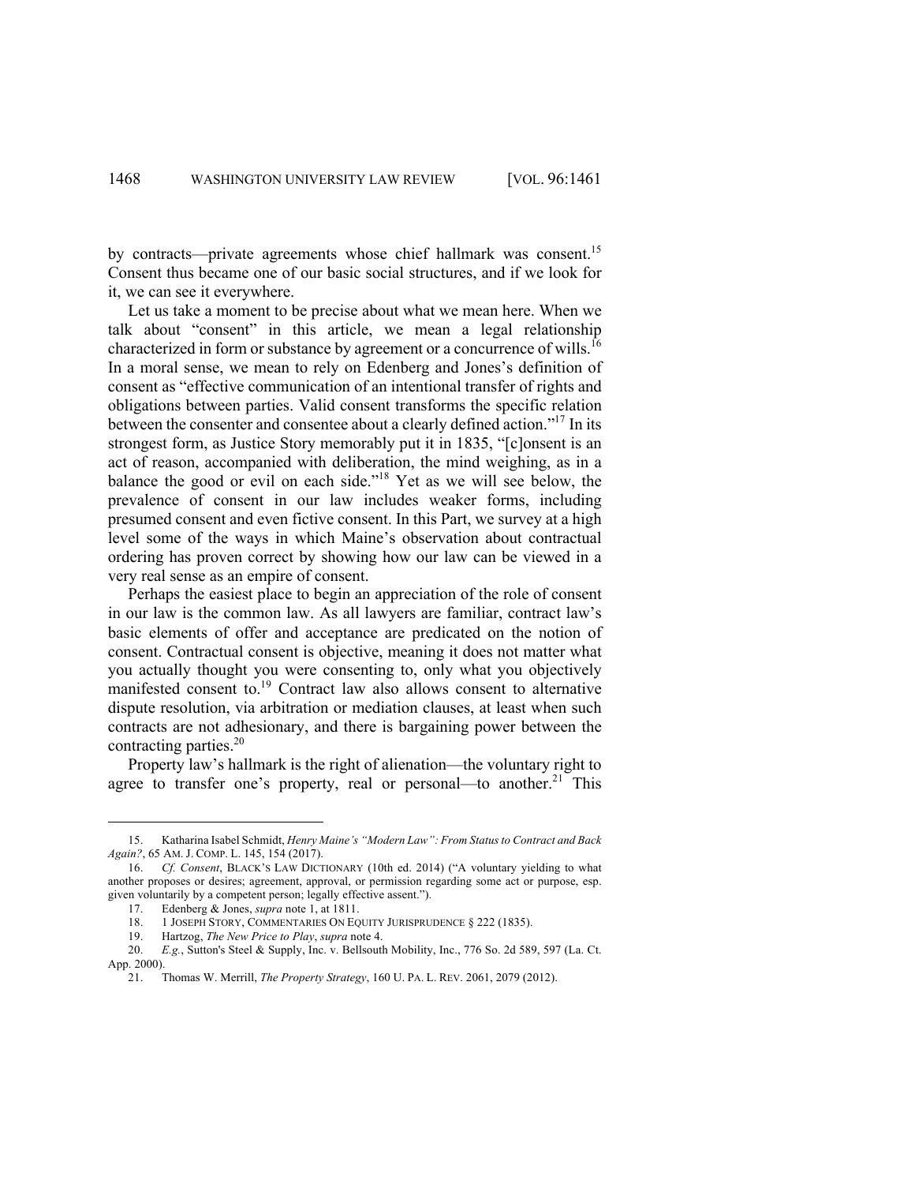by contracts—private agreements whose chief hallmark was consent.[15] Consent thus became one of our basic social structures, and if we look for it, we can see it everywhere.

Let us take a moment to be precise about what we mean here. When we talk about "consent" in this article, we mean a legal relationship characterized in form or substance by agreement or a concurrence of wills.[16] In a moral sense, we mean to rely on Edenberg and Jones's definition of consent as "effective communication of an intentional transfer of rights and obligations between parties. Valid consent transforms the specific relation between the consenter and consentee about a clearly defined action."[17] In its strongest form, as Justice Story memorably put it in 1835, "[c]onsent is an act of reason, accompanied with deliberation, the mind weighing, as in a balance the good or evil on each side."[18] Yet as we will see below, the prevalence of consent in our law includes weaker forms, including presumed consent and even fictive consent. In this Part, we survey at a high level some of the ways in which Maine's observation about contractual ordering has proven correct by showing how our law can be viewed in a very real sense as an empire of consent.

Perhaps the easiest place to begin an appreciation of the role of consent in our law is the common law. As all lawyers are familiar, contract law's basic elements of offer and acceptance are predicated on the notion of consent. Contractual consent is objective, meaning it does not matter what you actually thought you were consenting to, only what you objectively manifested consent to.[19] Contract law also allows consent to alternative dispute resolution, via arbitration or mediation clauses, at least when such contracts are not adhesionary, and there is bargaining power between the contracting parties.[20]

Property law's hallmark is the right of alienation—the voluntary right to agree to transfer one's property, real or personal—to another.[21] This

---

15. Katharina Isabel Schmidt, *Henry Maine's "Modern Law": From Status to Contract and Back Again?*, 65 AM. J. COMP. L. 145, 154 (2017).

16. *Cf. Consent*, BLACK'S LAW DICTIONARY (10th ed. 2014) ("A voluntary yielding to what another proposes or desires; agreement, approval, or permission regarding some act or purpose, esp. given voluntarily by a competent person; legally effective assent.").

17. Edenberg & Jones, *supra* note 1, at 1811.

18. 1 JOSEPH STORY, COMMENTARIES ON EQUITY JURISPRUDENCE § 222 (1835).

19. Hartzog, *The New Price to Play*, *supra* note 4.

20. *E.g.*, Sutton's Steel & Supply, Inc. v. Bellsouth Mobility, Inc., 776 So. 2d 589, 597 (La. Ct. App. 2000).

21. Thomas W. Merrill, *The Property Strategy*, 160 U. PA. L. REV. 2061, 2079 (2012).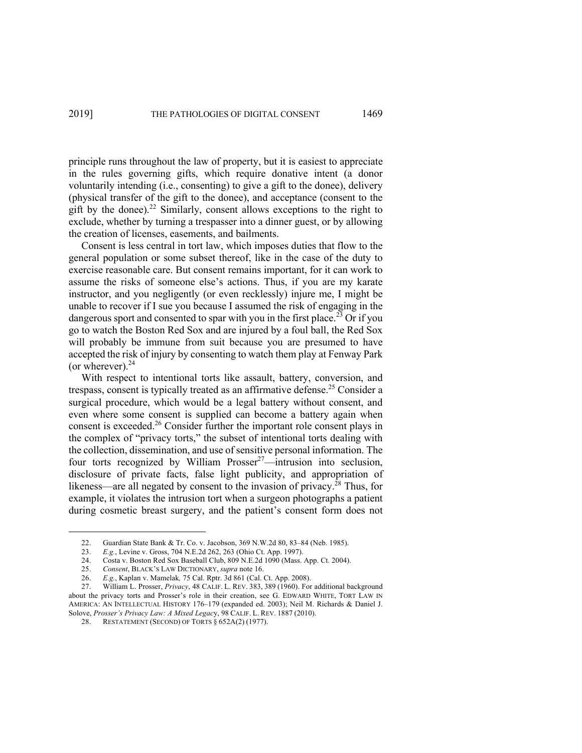principle runs throughout the law of property, but it is easiest to appreciate in the rules governing gifts, which require donative intent (a donor voluntarily intending (i.e., consenting) to give a gift to the donee), delivery (physical transfer of the gift to the donee), and acceptance (consent to the gift by the donee).[22] Similarly, consent allows exceptions to the right to exclude, whether by turning a trespasser into a dinner guest, or by allowing the creation of licenses, easements, and bailments.

Consent is less central in tort law, which imposes duties that flow to the general population or some subset thereof, like in the case of the duty to exercise reasonable care. But consent remains important, for it can work to assume the risks of someone else's actions. Thus, if you are my karate instructor, and you negligently (or even recklessly) injure me, I might be unable to recover if I sue you because I assumed the risk of engaging in the dangerous sport and consented to spar with you in the first place.[23] Or if you go to watch the Boston Red Sox and are injured by a foul ball, the Red Sox will probably be immune from suit because you are presumed to have accepted the risk of injury by consenting to watch them play at Fenway Park (or wherever).[24]

With respect to intentional torts like assault, battery, conversion, and trespass, consent is typically treated as an affirmative defense.[25] Consider a surgical procedure, which would be a legal battery without consent, and even where some consent is supplied can become a battery again when consent is exceeded.[26] Consider further the important role consent plays in the complex of "privacy torts," the subset of intentional torts dealing with the collection, dissemination, and use of sensitive personal information. The four torts recognized by William Prosser[27]—intrusion into seclusion, disclosure of private facts, false light publicity, and appropriation of likeness—are all negated by consent to the invasion of privacy.[28] Thus, for example, it violates the intrusion tort when a surgeon photographs a patient during cosmetic breast surgery, and the patient's consent form does not

---

22. Guardian State Bank & Tr. Co. v. Jacobson, 369 N.W.2d 80, 83–84 (Neb. 1985).

23. *E.g.*, Levine v. Gross, 704 N.E.2d 262, 263 (Ohio Ct. App. 1997).

24. Costa v. Boston Red Sox Baseball Club, 809 N.E.2d 1090 (Mass. App. Ct. 2004).

25. *Consent*, BLACK'S LAW DICTIONARY, *supra* note 16.

26. *E.g.*, Kaplan v. Mamelak*,* 75 Cal. Rptr. 3d 861 (Cal. Ct. App. 2008).

27. William L. Prosser, *Privacy*, 48 CALIF. L. REV. 383, 389 (1960). For additional background about the privacy torts and Prosser's role in their creation, see G. EDWARD WHITE, TORT LAW IN AMERICA: AN INTELLECTUAL HISTORY 176–179 (expanded ed. 2003); Neil M. Richards & Daniel J. Solove, *Prosser's Privacy Law: A Mixed Legacy*, 98 CALIF. L. REV. 1887 (2010).

28. RESTATEMENT (SECOND) OF TORTS § 652A(2) (1977).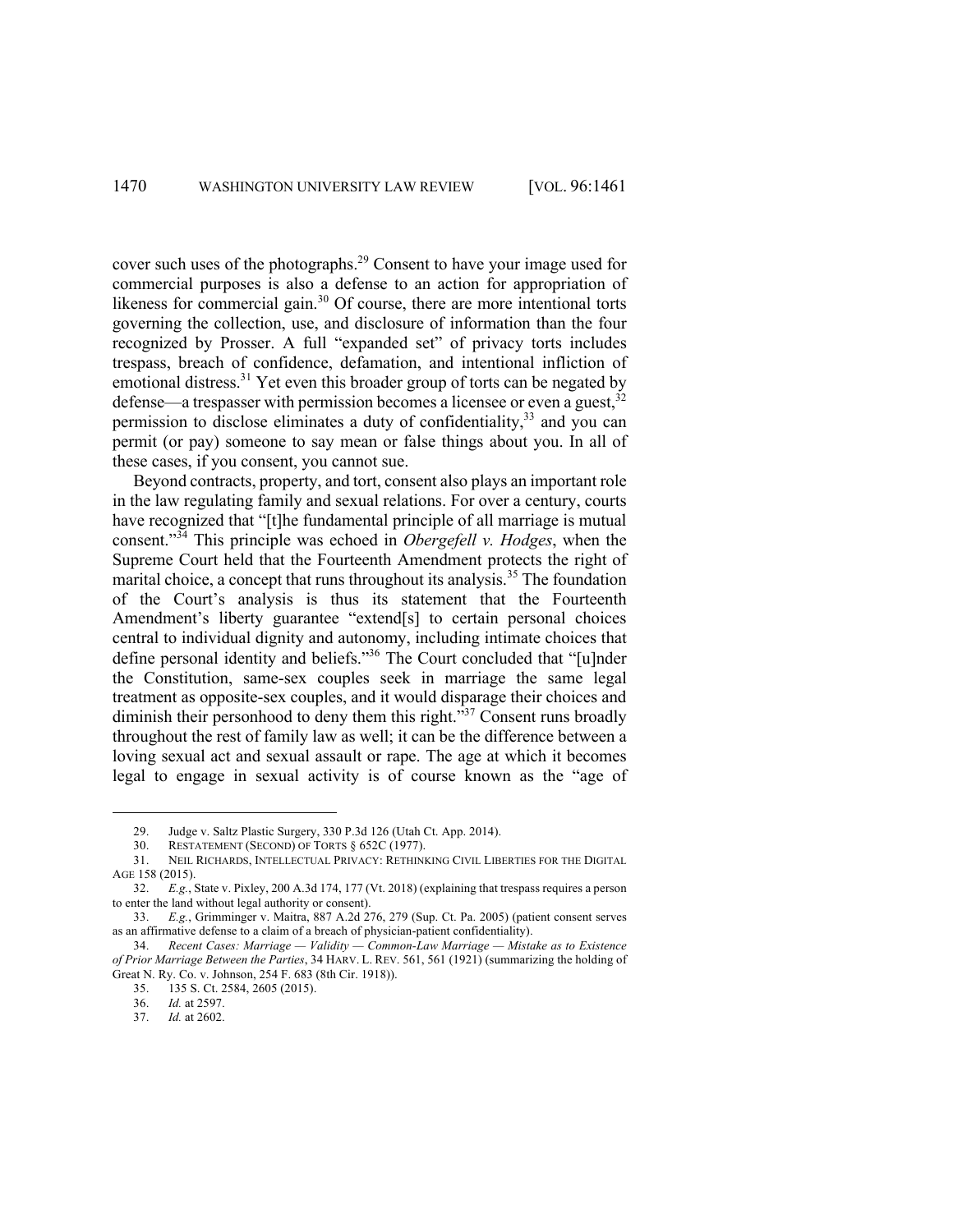cover such uses of the photographs.[29] Consent to have your image used for commercial purposes is also a defense to an action for appropriation of likeness for commercial gain.[30] Of course, there are more intentional torts governing the collection, use, and disclosure of information than the four recognized by Prosser. A full "expanded set" of privacy torts includes trespass, breach of confidence, defamation, and intentional infliction of emotional distress.[31] Yet even this broader group of torts can be negated by defense—a trespasser with permission becomes a licensee or even a guest,[32] permission to disclose eliminates a duty of confidentiality,[33] and you can permit (or pay) someone to say mean or false things about you. In all of these cases, if you consent, you cannot sue.

Beyond contracts, property, and tort, consent also plays an important role in the law regulating family and sexual relations. For over a century, courts have recognized that "[t]he fundamental principle of all marriage is mutual consent."[34] This principle was echoed in *Obergefell v. Hodges*, when the Supreme Court held that the Fourteenth Amendment protects the right of marital choice, a concept that runs throughout its analysis.[35] The foundation of the Court's analysis is thus its statement that the Fourteenth Amendment's liberty guarantee "extend[s] to certain personal choices central to individual dignity and autonomy, including intimate choices that define personal identity and beliefs."[36] The Court concluded that "[u]nder the Constitution, same-sex couples seek in marriage the same legal treatment as opposite-sex couples, and it would disparage their choices and diminish their personhood to deny them this right."[37] Consent runs broadly throughout the rest of family law as well; it can be the difference between a loving sexual act and sexual assault or rape. The age at which it becomes legal to engage in sexual activity is of course known as the "age of

---

29. Judge v. Saltz Plastic Surgery, 330 P.3d 126 (Utah Ct. App. 2014).

30. RESTATEMENT (SECOND) OF TORTS § 652C (1977).

31. NEIL RICHARDS, INTELLECTUAL PRIVACY: RETHINKING CIVIL LIBERTIES FOR THE DIGITAL AGE 158 (2015).

32. *E.g.*, State v. Pixley, 200 A.3d 174, 177 (Vt. 2018) (explaining that trespass requires a person to enter the land without legal authority or consent).

33. *E.g.*, Grimminger v. Maitra, 887 A.2d 276, 279 (Sup. Ct. Pa. 2005) (patient consent serves as an affirmative defense to a claim of a breach of physician-patient confidentiality).

34. *Recent Cases: Marriage — Validity — Common-Law Marriage — Mistake as to Existence of Prior Marriage Between the Parties*, 34 HARV. L. REV. 561, 561 (1921) (summarizing the holding of Great N. Ry. Co. v. Johnson, 254 F. 683 (8th Cir. 1918)).

35. 135 S. Ct. 2584, 2605 (2015).

36. *Id.* at 2597.

37. *Id.* at 2602.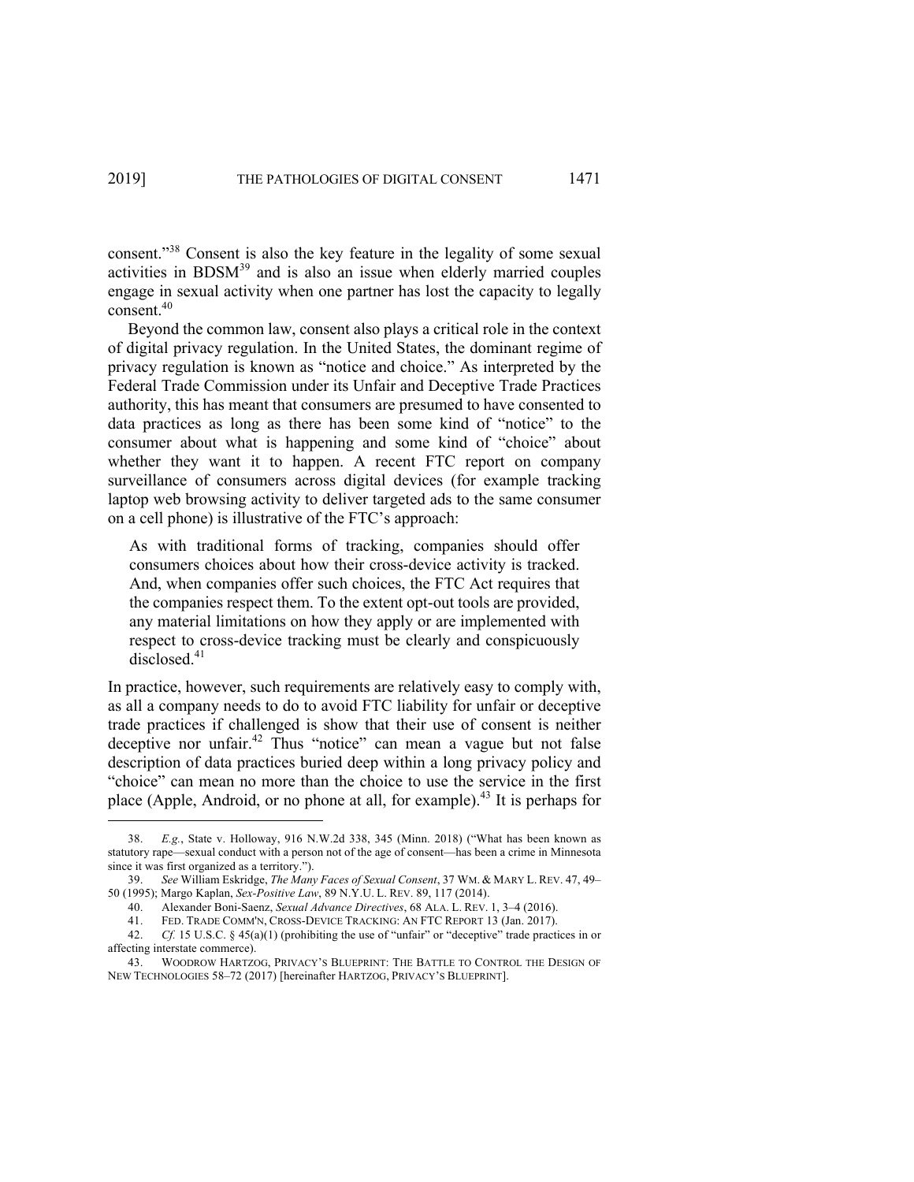consent."[38] Consent is also the key feature in the legality of some sexual activities in BDSM[39] and is also an issue when elderly married couples engage in sexual activity when one partner has lost the capacity to legally consent.[40]

Beyond the common law, consent also plays a critical role in the context of digital privacy regulation. In the United States, the dominant regime of privacy regulation is known as "notice and choice." As interpreted by the Federal Trade Commission under its Unfair and Deceptive Trade Practices authority, this has meant that consumers are presumed to have consented to data practices as long as there has been some kind of "notice" to the consumer about what is happening and some kind of "choice" about whether they want it to happen. A recent FTC report on company surveillance of consumers across digital devices (for example tracking laptop web browsing activity to deliver targeted ads to the same consumer on a cell phone) is illustrative of the FTC's approach:

> As with traditional forms of tracking, companies should offer consumers choices about how their cross-device activity is tracked. And, when companies offer such choices, the FTC Act requires that the companies respect them. To the extent opt-out tools are provided, any material limitations on how they apply or are implemented with respect to cross-device tracking must be clearly and conspicuously disclosed.[41]

In practice, however, such requirements are relatively easy to comply with, as all a company needs to do to avoid FTC liability for unfair or deceptive trade practices if challenged is show that their use of consent is neither deceptive nor unfair.[42] Thus "notice" can mean a vague but not false description of data practices buried deep within a long privacy policy and "choice" can mean no more than the choice to use the service in the first place (Apple, Android, or no phone at all, for example).[43] It is perhaps for

---

38. *E.g.*, State v. Holloway, 916 N.W.2d 338, 345 (Minn. 2018) ("What has been known as statutory rape—sexual conduct with a person not of the age of consent—has been a crime in Minnesota since it was first organized as a territory.").

39. *See* William Eskridge, *The Many Faces of Sexual Consent*, 37 WM. & MARY L. REV. 47, 49–50 (1995); Margo Kaplan, *Sex-Positive Law*, 89 N.Y.U. L. REV. 89, 117 (2014).

40. Alexander Boni-Saenz, *Sexual Advance Directives*, 68 ALA. L. REV. 1, 3–4 (2016).

41. FED. TRADE COMM'N, CROSS-DEVICE TRACKING: AN FTC REPORT 13 (Jan. 2017).

42. *Cf.* 15 U.S.C. § 45(a)(1) (prohibiting the use of "unfair" or "deceptive" trade practices in or affecting interstate commerce).

43. WOODROW HARTZOG, PRIVACY'S BLUEPRINT: THE BATTLE TO CONTROL THE DESIGN OF NEW TECHNOLOGIES 58–72 (2017) [hereinafter HARTZOG, PRIVACY'S BLUEPRINT].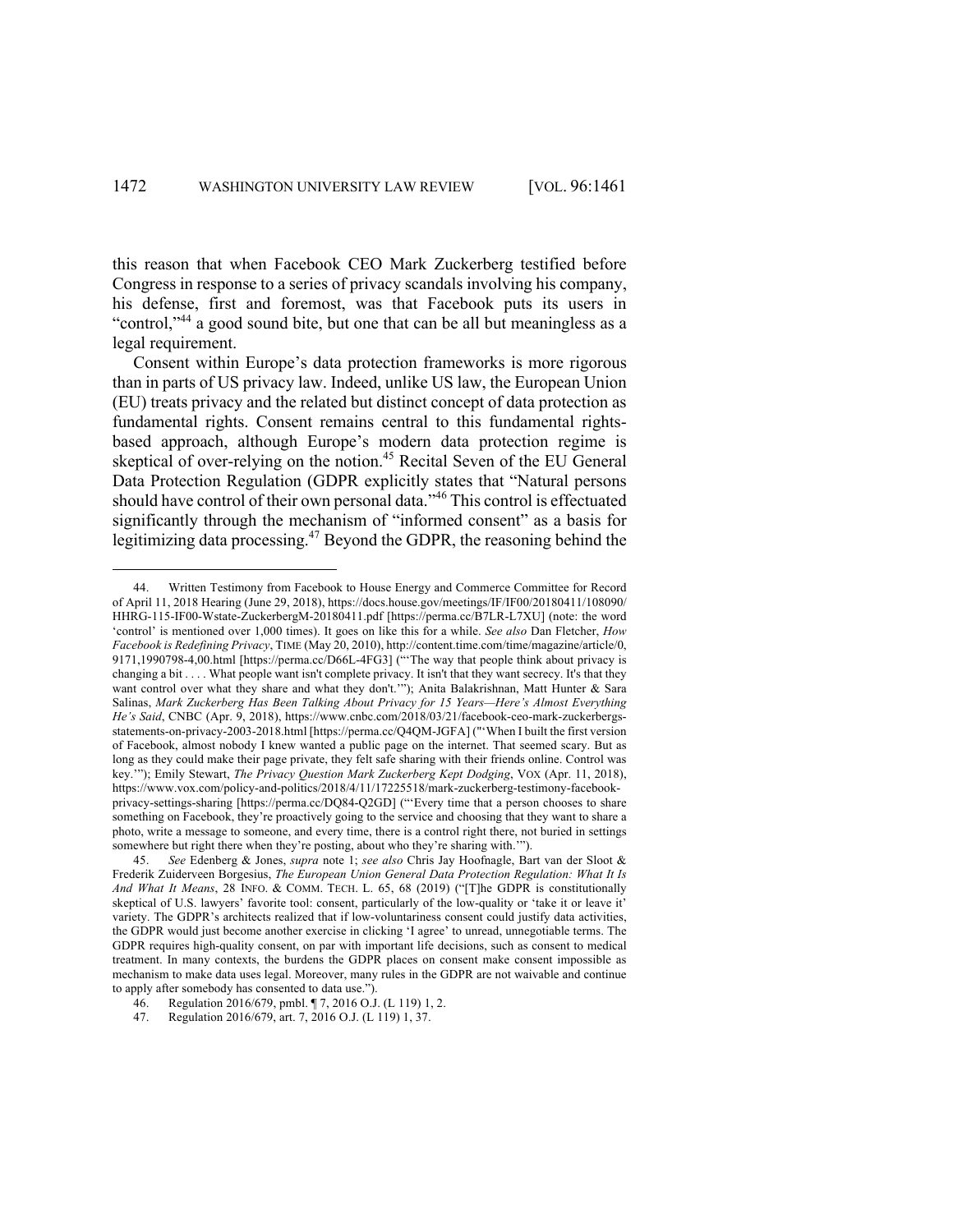this reason that when Facebook CEO Mark Zuckerberg testified before Congress in response to a series of privacy scandals involving his company, his defense, first and foremost, was that Facebook puts its users in "control,"[44] a good sound bite, but one that can be all but meaningless as a legal requirement.

Consent within Europe's data protection frameworks is more rigorous than in parts of US privacy law. Indeed, unlike US law, the European Union (EU) treats privacy and the related but distinct concept of data protection as fundamental rights. Consent remains central to this fundamental rights-based approach, although Europe's modern data protection regime is skeptical of over-relying on the notion.[45] Recital Seven of the EU General Data Protection Regulation (GDPR explicitly states that "Natural persons should have control of their own personal data."[46] This control is effectuated significantly through the mechanism of "informed consent" as a basis for legitimizing data processing.[47] Beyond the GDPR, the reasoning behind the

---

44. Written Testimony from Facebook to House Energy and Commerce Committee for Record of April 11, 2018 Hearing (June 29, 2018), https://docs.house.gov/meetings/IF/IF00/20180411/108090/HHRG-115-IF00-Wstate-ZuckerbergM-20180411.pdf [https://perma.cc/B7LR-L7XU] (note: the word 'control' is mentioned over 1,000 times). It goes on like this for a while. *See also* Dan Fletcher, *How Facebook is Redefining Privacy*, TIME (May 20, 2010), http://content.time.com/time/magazine/article/0,9171,1990798-4,00.html [https://perma.cc/D66L-4FG3] ("'The way that people think about privacy is changing a bit . . . . What people want isn't complete privacy. It isn't that they want secrecy. It's that they want control over what they share and what they don't.'"); Anita Balakrishnan, Matt Hunter & Sara Salinas, *Mark Zuckerberg Has Been Talking About Privacy for 15 Years—Here's Almost Everything He's Said*, CNBC (Apr. 9, 2018), https://www.cnbc.com/2018/03/21/facebook-ceo-mark-zuckerbergs-statements-on-privacy-2003-2018.html [https://perma.cc/Q4QM-JGFA] ("'When I built the first version of Facebook, almost nobody I knew wanted a public page on the internet. That seemed scary. But as long as they could make their page private, they felt safe sharing with their friends online. Control was key.'"); Emily Stewart, *The Privacy Question Mark Zuckerberg Kept Dodging*, VOX (Apr. 11, 2018), https://www.vox.com/policy-and-politics/2018/4/11/17225518/mark-zuckerberg-testimony-facebook-privacy-settings-sharing [https://perma.cc/DQ84-Q2GD] ("'Every time that a person chooses to share something on Facebook, they're proactively going to the service and choosing that they want to share a photo, write a message to someone, and every time, there is a control right there, not buried in settings somewhere but right there when they're posting, about who they're sharing with.'").

45. *See* Edenberg & Jones, *supra* note 1; *see also* Chris Jay Hoofnagle, Bart van der Sloot & Frederik Zuiderveen Borgesius, *The European Union General Data Protection Regulation: What It Is And What It Means*, 28 INFO. & COMM. TECH. L. 65, 68 (2019) ("[T]he GDPR is constitutionally skeptical of U.S. lawyers' favorite tool: consent, particularly of the low-quality or 'take it or leave it' variety. The GDPR's architects realized that if low-voluntariness consent could justify data activities, the GDPR would just become another exercise in clicking 'I agree' to unread, unnegotiable terms. The GDPR requires high-quality consent, on par with important life decisions, such as consent to medical treatment. In many contexts, the burdens the GDPR places on consent make consent impossible as mechanism to make data uses legal. Moreover, many rules in the GDPR are not waivable and continue to apply after somebody has consented to data use.").

46. Regulation 2016/679, pmbl. ¶ 7, 2016 O.J. (L 119) 1, 2.

47. Regulation 2016/679, art. 7, 2016 O.J. (L 119) 1, 37.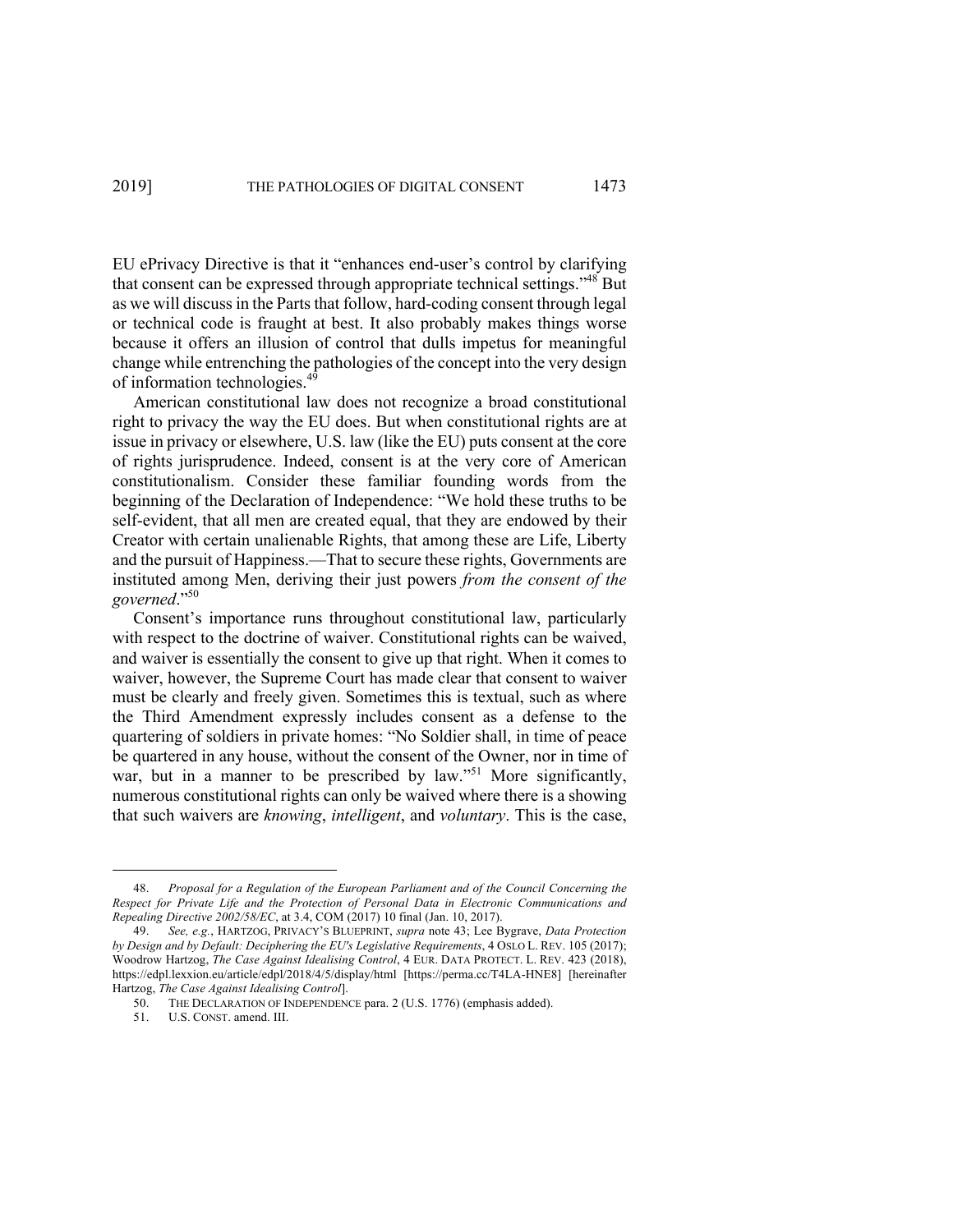EU ePrivacy Directive is that it "enhances end-user's control by clarifying that consent can be expressed through appropriate technical settings."[48] But as we will discuss in the Parts that follow, hard-coding consent through legal or technical code is fraught at best. It also probably makes things worse because it offers an illusion of control that dulls impetus for meaningful change while entrenching the pathologies of the concept into the very design of information technologies.[49]

American constitutional law does not recognize a broad constitutional right to privacy the way the EU does. But when constitutional rights are at issue in privacy or elsewhere, U.S. law (like the EU) puts consent at the core of rights jurisprudence. Indeed, consent is at the very core of American constitutionalism. Consider these familiar founding words from the beginning of the Declaration of Independence: "We hold these truths to be self-evident, that all men are created equal, that they are endowed by their Creator with certain unalienable Rights, that among these are Life, Liberty and the pursuit of Happiness.—That to secure these rights, Governments are instituted among Men, deriving their just powers *from the consent of the governed*."[50]

Consent's importance runs throughout constitutional law, particularly with respect to the doctrine of waiver. Constitutional rights can be waived, and waiver is essentially the consent to give up that right. When it comes to waiver, however, the Supreme Court has made clear that consent to waiver must be clearly and freely given. Sometimes this is textual, such as where the Third Amendment expressly includes consent as a defense to the quartering of soldiers in private homes: "No Soldier shall, in time of peace be quartered in any house, without the consent of the Owner, nor in time of war, but in a manner to be prescribed by law."[51] More significantly, numerous constitutional rights can only be waived where there is a showing that such waivers are *knowing*, *intelligent*, and *voluntary*. This is the case,

---

48. *Proposal for a Regulation of the European Parliament and of the Council Concerning the Respect for Private Life and the Protection of Personal Data in Electronic Communications and Repealing Directive 2002/58/EC*, at 3.4, COM (2017) 10 final (Jan. 10, 2017).

49. *See, e.g.*, HARTZOG, PRIVACY'S BLUEPRINT, *supra* note 43; Lee Bygrave, *Data Protection by Design and by Default: Deciphering the EU's Legislative Requirements*, 4 OSLO L. REV. 105 (2017); Woodrow Hartzog, *The Case Against Idealising Control*, 4 EUR. DATA PROTECT. L. REV. 423 (2018), https://edpl.lexxion.eu/article/edpl/2018/4/5/display/html [https://perma.cc/T4LA-HNE8] [hereinafter Hartzog, *The Case Against Idealising Control*].

50. THE DECLARATION OF INDEPENDENCE para. 2 (U.S. 1776) (emphasis added).

51. U.S. CONST. amend. III.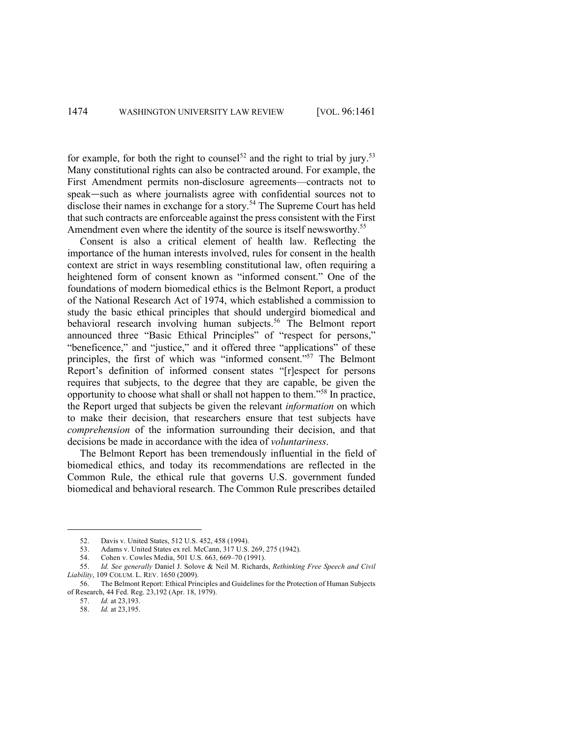for example, for both the right to counsel[52] and the right to trial by jury.[53] Many constitutional rights can also be contracted around. For example, the First Amendment permits non-disclosure agreements—contracts not to speak—such as where journalists agree with confidential sources not to disclose their names in exchange for a story.[54] The Supreme Court has held that such contracts are enforceable against the press consistent with the First Amendment even where the identity of the source is itself newsworthy.[55]

Consent is also a critical element of health law. Reflecting the importance of the human interests involved, rules for consent in the health context are strict in ways resembling constitutional law, often requiring a heightened form of consent known as "informed consent." One of the foundations of modern biomedical ethics is the Belmont Report, a product of the National Research Act of 1974, which established a commission to study the basic ethical principles that should undergird biomedical and behavioral research involving human subjects.[56] The Belmont report announced three "Basic Ethical Principles" of "respect for persons," "beneficence," and "justice," and it offered three "applications" of these principles, the first of which was "informed consent."[57] The Belmont Report's definition of informed consent states "[r]espect for persons requires that subjects, to the degree that they are capable, be given the opportunity to choose what shall or shall not happen to them."[58] In practice, the Report urged that subjects be given the relevant *information* on which to make their decision, that researchers ensure that test subjects have *comprehension* of the information surrounding their decision, and that decisions be made in accordance with the idea of *voluntariness*.

The Belmont Report has been tremendously influential in the field of biomedical ethics, and today its recommendations are reflected in the Common Rule, the ethical rule that governs U.S. government funded biomedical and behavioral research. The Common Rule prescribes detailed

---

52. Davis v. United States, 512 U.S. 452, 458 (1994).

53. Adams v. United States ex rel. McCann, 317 U.S. 269, 275 (1942).

54. Cohen v. Cowles Media, 501 U.S. 663, 669–70 (1991).

55. *Id. See generally* Daniel J. Solove & Neil M. Richards, *Rethinking Free Speech and Civil Liability*, 109 COLUM. L. REV. 1650 (2009).

56. The Belmont Report: Ethical Principles and Guidelines for the Protection of Human Subjects of Research, 44 Fed. Reg. 23,192 (Apr. 18, 1979).

57. *Id.* at 23,193.

58. *Id.* at 23,195.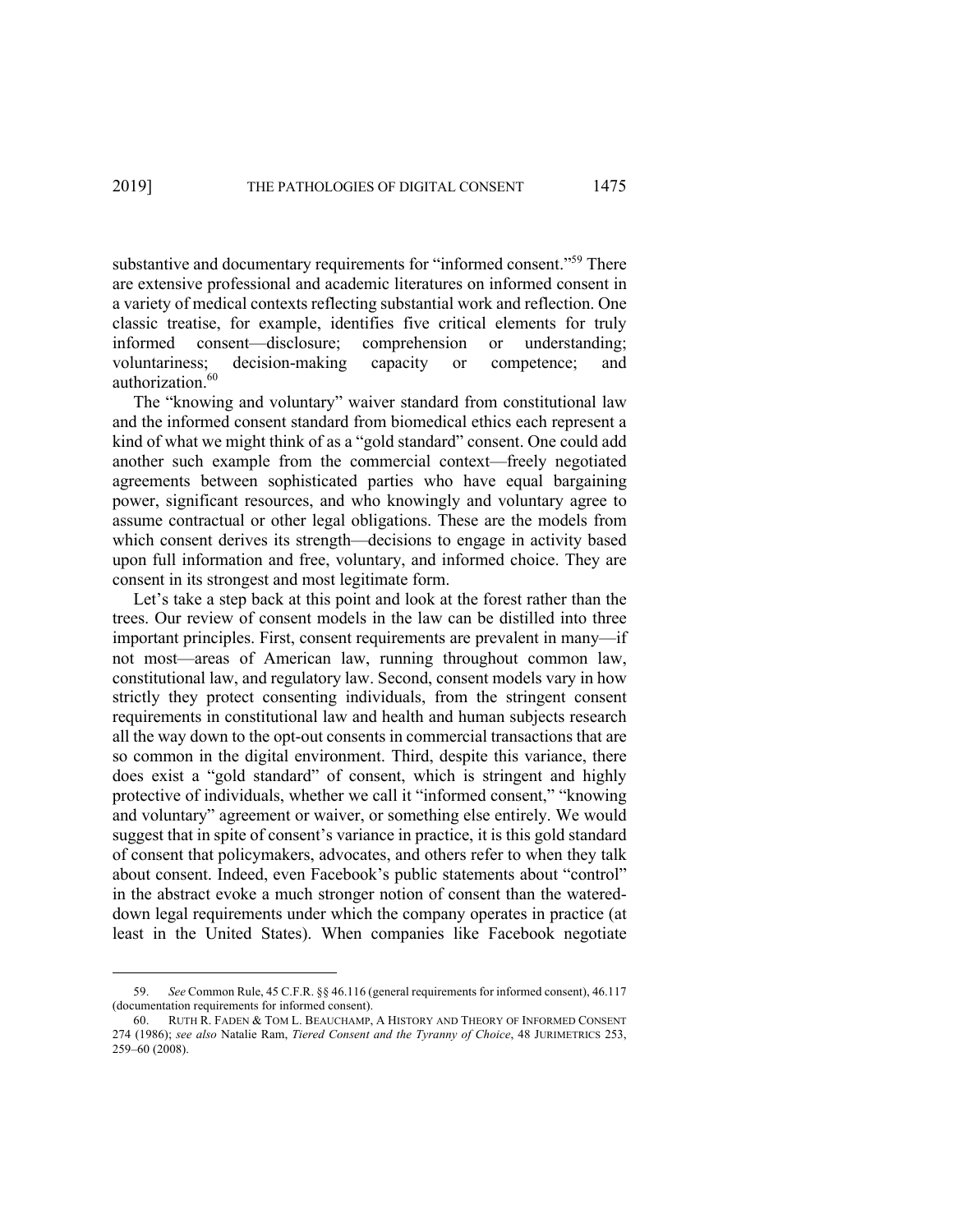substantive and documentary requirements for "informed consent."[59] There are extensive professional and academic literatures on informed consent in a variety of medical contexts reflecting substantial work and reflection. One classic treatise, for example, identifies five critical elements for truly informed consent—disclosure; comprehension or understanding; voluntariness; decision-making capacity or competence; and authorization.[60]

The "knowing and voluntary" waiver standard from constitutional law and the informed consent standard from biomedical ethics each represent a kind of what we might think of as a "gold standard" consent. One could add another such example from the commercial context—freely negotiated agreements between sophisticated parties who have equal bargaining power, significant resources, and who knowingly and voluntary agree to assume contractual or other legal obligations. These are the models from which consent derives its strength—decisions to engage in activity based upon full information and free, voluntary, and informed choice. They are consent in its strongest and most legitimate form.

Let's take a step back at this point and look at the forest rather than the trees. Our review of consent models in the law can be distilled into three important principles. First, consent requirements are prevalent in many—if not most—areas of American law, running throughout common law, constitutional law, and regulatory law. Second, consent models vary in how strictly they protect consenting individuals, from the stringent consent requirements in constitutional law and health and human subjects research all the way down to the opt-out consents in commercial transactions that are so common in the digital environment. Third, despite this variance, there does exist a "gold standard" of consent, which is stringent and highly protective of individuals, whether we call it "informed consent," "knowing and voluntary" agreement or waiver, or something else entirely. We would suggest that in spite of consent's variance in practice, it is this gold standard of consent that policymakers, advocates, and others refer to when they talk about consent. Indeed, even Facebook's public statements about "control" in the abstract evoke a much stronger notion of consent than the watered-down legal requirements under which the company operates in practice (at least in the United States). When companies like Facebook negotiate

59. *See* Common Rule, 45 C.F.R. §§ 46.116 (general requirements for informed consent), 46.117 (documentation requirements for informed consent).

60. RUTH R. FADEN & TOM L. BEAUCHAMP, A HISTORY AND THEORY OF INFORMED CONSENT 274 (1986); *see also* Natalie Ram, *Tiered Consent and the Tyranny of Choice*, 48 JURIMETRICS 253, 259–60 (2008).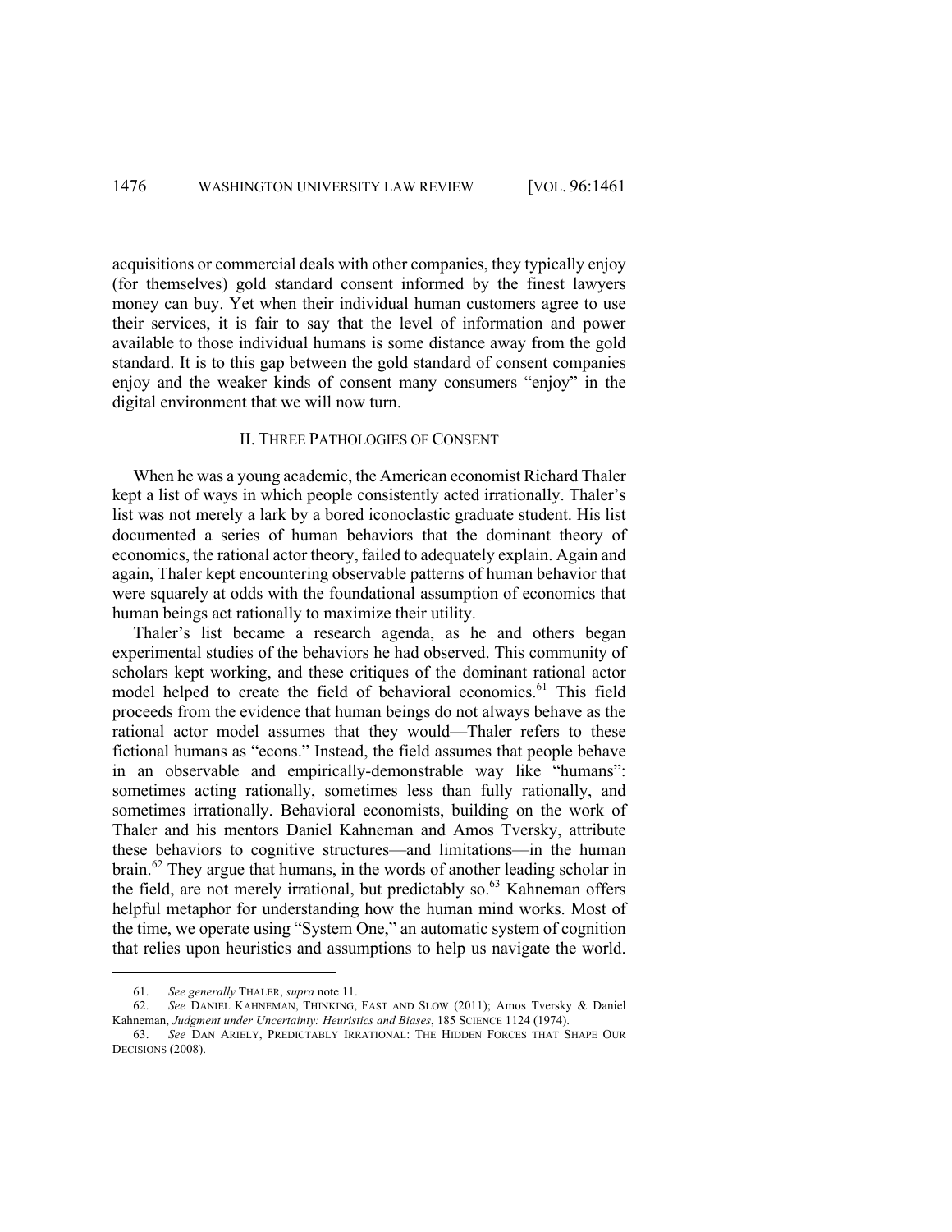acquisitions or commercial deals with other companies, they typically enjoy (for themselves) gold standard consent informed by the finest lawyers money can buy. Yet when their individual human customers agree to use their services, it is fair to say that the level of information and power available to those individual humans is some distance away from the gold standard. It is to this gap between the gold standard of consent companies enjoy and the weaker kinds of consent many consumers "enjoy" in the digital environment that we will now turn.

## II. THREE PATHOLOGIES OF CONSENT

When he was a young academic, the American economist Richard Thaler kept a list of ways in which people consistently acted irrationally. Thaler's list was not merely a lark by a bored iconoclastic graduate student. His list documented a series of human behaviors that the dominant theory of economics, the rational actor theory, failed to adequately explain. Again and again, Thaler kept encountering observable patterns of human behavior that were squarely at odds with the foundational assumption of economics that human beings act rationally to maximize their utility.

Thaler's list became a research agenda, as he and others began experimental studies of the behaviors he had observed. This community of scholars kept working, and these critiques of the dominant rational actor model helped to create the field of behavioral economics.[61] This field proceeds from the evidence that human beings do not always behave as the rational actor model assumes that they would—Thaler refers to these fictional humans as "econs." Instead, the field assumes that people behave in an observable and empirically-demonstrable way like "humans": sometimes acting rationally, sometimes less than fully rationally, and sometimes irrationally. Behavioral economists, building on the work of Thaler and his mentors Daniel Kahneman and Amos Tversky, attribute these behaviors to cognitive structures—and limitations—in the human brain.[62] They argue that humans, in the words of another leading scholar in the field, are not merely irrational, but predictably so.[63] Kahneman offers helpful metaphor for understanding how the human mind works. Most of the time, we operate using "System One," an automatic system of cognition that relies upon heuristics and assumptions to help us navigate the world.

---

61. *See generally* THALER, *supra* note 11.

62. *See* DANIEL KAHNEMAN, THINKING, FAST AND SLOW (2011); Amos Tversky & Daniel Kahneman, *Judgment under Uncertainty: Heuristics and Biases*, 185 SCIENCE 1124 (1974).

63. *See* DAN ARIELY, PREDICTABLY IRRATIONAL: THE HIDDEN FORCES THAT SHAPE OUR DECISIONS (2008).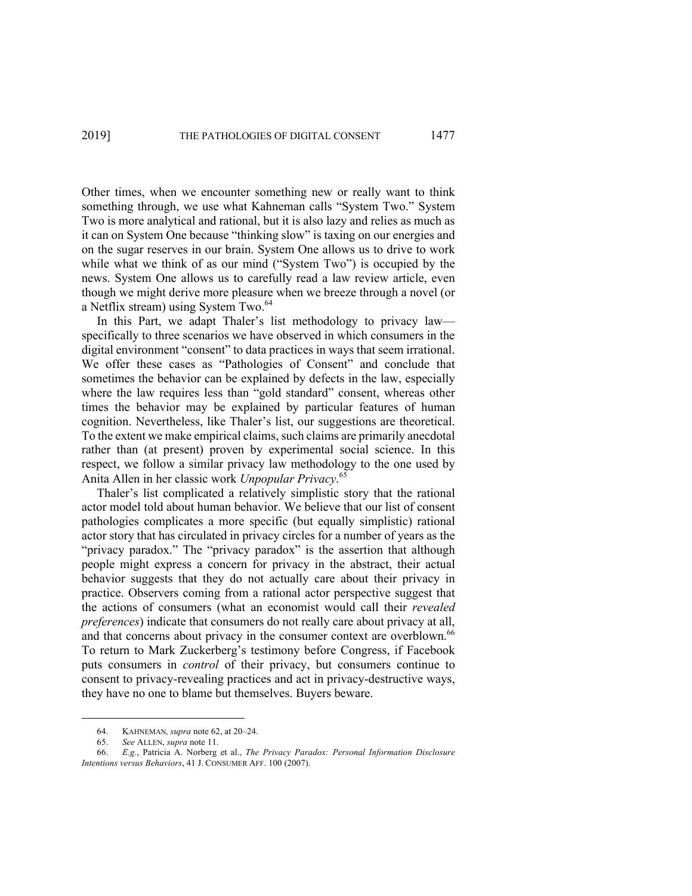Other times, when we encounter something new or really want to think something through, we use what Kahneman calls "System Two." System Two is more analytical and rational, but it is also lazy and relies as much as it can on System One because "thinking slow" is taxing on our energies and on the sugar reserves in our brain. System One allows us to drive to work while what we think of as our mind ("System Two") is occupied by the news. System One allows us to carefully read a law review article, even though we might derive more pleasure when we breeze through a novel (or a Netflix stream) using System Two.[64]

In this Part, we adapt Thaler's list methodology to privacy law—specifically to three scenarios we have observed in which consumers in the digital environment "consent" to data practices in ways that seem irrational. We offer these cases as "Pathologies of Consent" and conclude that sometimes the behavior can be explained by defects in the law, especially where the law requires less than "gold standard" consent, whereas other times the behavior may be explained by particular features of human cognition. Nevertheless, like Thaler's list, our suggestions are theoretical. To the extent we make empirical claims, such claims are primarily anecdotal rather than (at present) proven by experimental social science. In this respect, we follow a similar privacy law methodology to the one used by Anita Allen in her classic work *Unpopular Privacy*.[65]

Thaler's list complicated a relatively simplistic story that the rational actor model told about human behavior. We believe that our list of consent pathologies complicates a more specific (but equally simplistic) rational actor story that has circulated in privacy circles for a number of years as the "privacy paradox." The "privacy paradox" is the assertion that although people might express a concern for privacy in the abstract, their actual behavior suggests that they do not actually care about their privacy in practice. Observers coming from a rational actor perspective suggest that the actions of consumers (what an economist would call their *revealed preferences*) indicate that consumers do not really care about privacy at all, and that concerns about privacy in the consumer context are overblown.[66] To return to Mark Zuckerberg's testimony before Congress, if Facebook puts consumers in *control* of their privacy, but consumers continue to consent to privacy-revealing practices and act in privacy-destructive ways, they have no one to blame but themselves. Buyers beware.

---

64. KAHNEMAN, *supra* note 62, at 20–24.

65. *See* ALLEN, *supra* note 11.

66. *E.g.*, Patricia A. Norberg et al., *The Privacy Paradox: Personal Information Disclosure Intentions versus Behaviors*, 41 J. CONSUMER AFF. 100 (2007).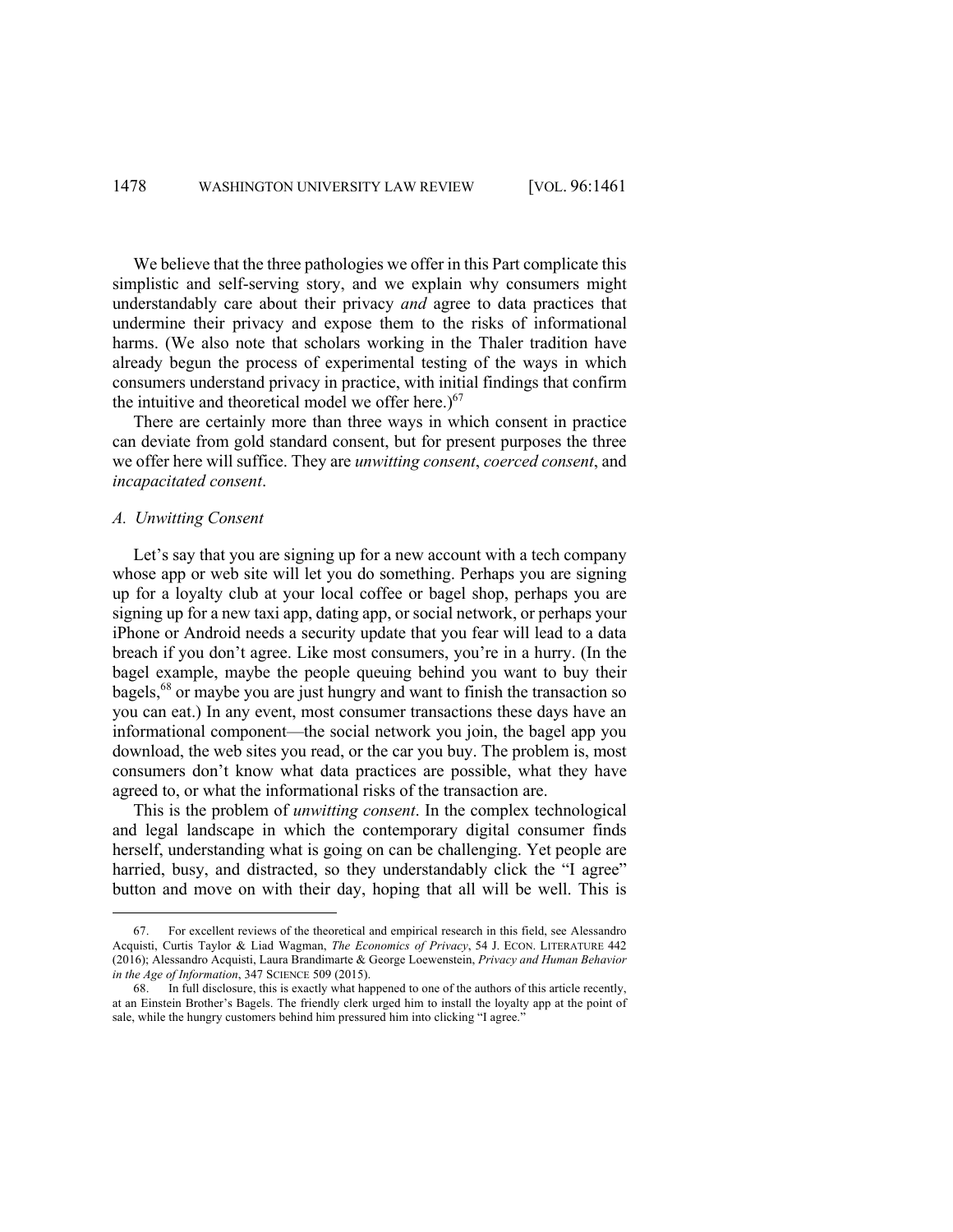We believe that the three pathologies we offer in this Part complicate this simplistic and self-serving story, and we explain why consumers might understandably care about their privacy *and* agree to data practices that undermine their privacy and expose them to the risks of informational harms. (We also note that scholars working in the Thaler tradition have already begun the process of experimental testing of the ways in which consumers understand privacy in practice, with initial findings that confirm the intuitive and theoretical model we offer here.)[67]

There are certainly more than three ways in which consent in practice can deviate from gold standard consent, but for present purposes the three we offer here will suffice. They are *unwitting consent*, *coerced consent*, and *incapacitated consent*.

### *A. Unwitting Consent*

Let's say that you are signing up for a new account with a tech company whose app or web site will let you do something. Perhaps you are signing up for a loyalty club at your local coffee or bagel shop, perhaps you are signing up for a new taxi app, dating app, or social network, or perhaps your iPhone or Android needs a security update that you fear will lead to a data breach if you don't agree. Like most consumers, you're in a hurry. (In the bagel example, maybe the people queuing behind you want to buy their bagels,[68] or maybe you are just hungry and want to finish the transaction so you can eat.) In any event, most consumer transactions these days have an informational component—the social network you join, the bagel app you download, the web sites you read, or the car you buy. The problem is, most consumers don't know what data practices are possible, what they have agreed to, or what the informational risks of the transaction are.

This is the problem of *unwitting consent*. In the complex technological and legal landscape in which the contemporary digital consumer finds herself, understanding what is going on can be challenging. Yet people are harried, busy, and distracted, so they understandably click the "I agree" button and move on with their day, hoping that all will be well. This is

---

67. For excellent reviews of the theoretical and empirical research in this field, see Alessandro Acquisti, Curtis Taylor & Liad Wagman, *The Economics of Privacy*, 54 J. ECON. LITERATURE 442 (2016); Alessandro Acquisti, Laura Brandimarte & George Loewenstein, *Privacy and Human Behavior in the Age of Information*, 347 SCIENCE 509 (2015).

68. In full disclosure, this is exactly what happened to one of the authors of this article recently, at an Einstein Brother's Bagels. The friendly clerk urged him to install the loyalty app at the point of sale, while the hungry customers behind him pressured him into clicking "I agree."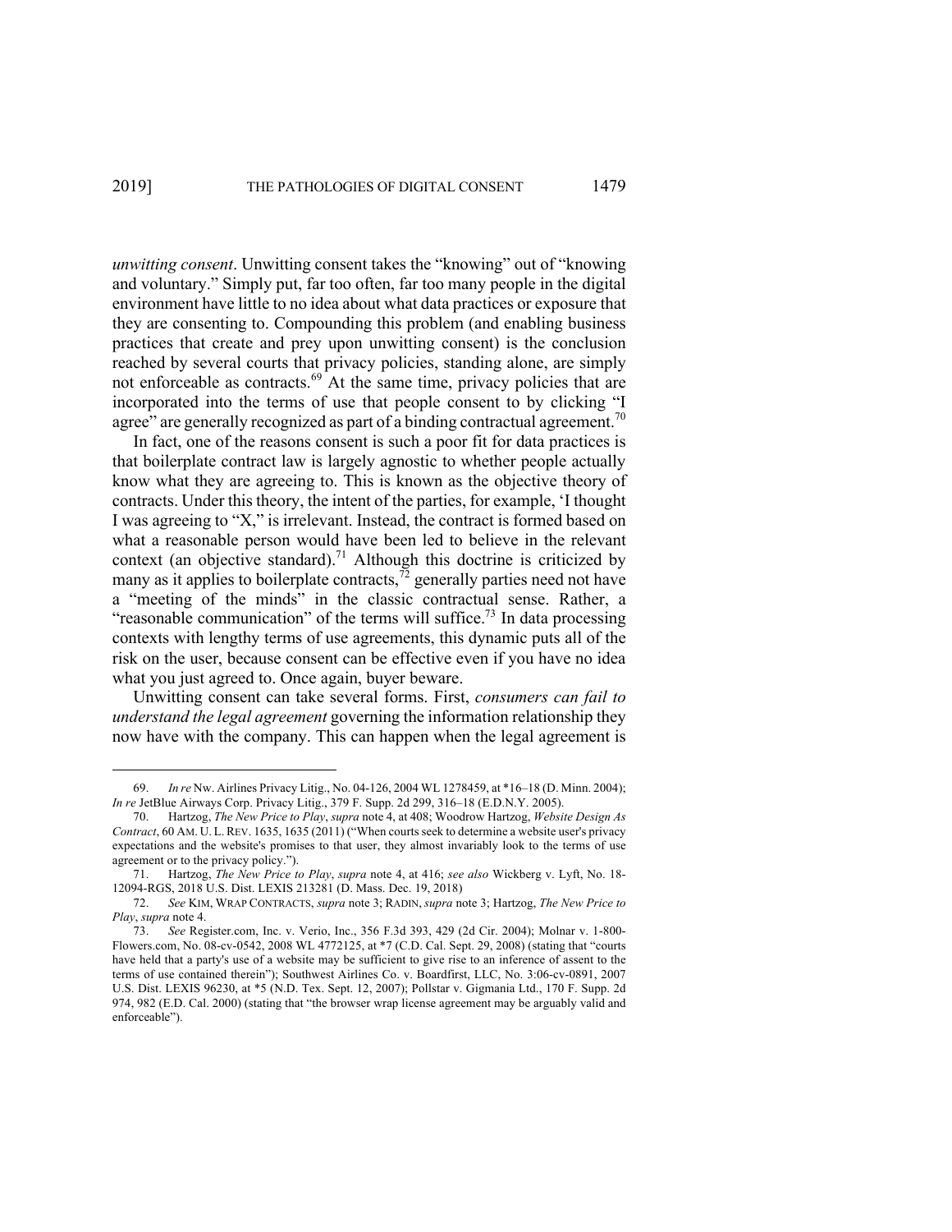*unwitting consent*. Unwitting consent takes the "knowing" out of "knowing and voluntary." Simply put, far too often, far too many people in the digital environment have little to no idea about what data practices or exposure that they are consenting to. Compounding this problem (and enabling business practices that create and prey upon unwitting consent) is the conclusion reached by several courts that privacy policies, standing alone, are simply not enforceable as contracts.[69] At the same time, privacy policies that are incorporated into the terms of use that people consent to by clicking "I agree" are generally recognized as part of a binding contractual agreement.[70]

In fact, one of the reasons consent is such a poor fit for data practices is that boilerplate contract law is largely agnostic to whether people actually know what they are agreeing to. This is known as the objective theory of contracts. Under this theory, the intent of the parties, for example, 'I thought I was agreeing to "X," is irrelevant. Instead, the contract is formed based on what a reasonable person would have been led to believe in the relevant context (an objective standard).[71] Although this doctrine is criticized by many as it applies to boilerplate contracts,[72] generally parties need not have a "meeting of the minds" in the classic contractual sense. Rather, a "reasonable communication" of the terms will suffice.[73] In data processing contexts with lengthy terms of use agreements, this dynamic puts all of the risk on the user, because consent can be effective even if you have no idea what you just agreed to. Once again, buyer beware.

Unwitting consent can take several forms. First, *consumers can fail to understand the legal agreement* governing the information relationship they now have with the company. This can happen when the legal agreement is

---

69. *In re* Nw. Airlines Privacy Litig., No. 04-126, 2004 WL 1278459, at *16–18 (D. Minn. 2004); *In re* JetBlue Airways Corp. Privacy Litig., 379 F. Supp. 2d 299, 316–18 (E.D.N.Y. 2005).

70. Hartzog, *The New Price to Play*, *supra* note 4, at 408; Woodrow Hartzog, *Website Design As Contract*, 60 AM. U. L. REV. 1635, 1635 (2011) ("When courts seek to determine a website user's privacy expectations and the website's promises to that user, they almost invariably look to the terms of use agreement or to the privacy policy.").

71. Hartzog, *The New Price to Play*, *supra* note 4, at 416; *see also* Wickberg v. Lyft, No. 18-12094-RGS, 2018 U.S. Dist. LEXIS 213281 (D. Mass. Dec. 19, 2018)

72. *See* KIM, WRAP CONTRACTS, *supra* note 3; RADIN, *supra* note 3; Hartzog, *The New Price to Play*, *supra* note 4.

73. *See* Register.com, Inc. v. Verio, Inc., 356 F.3d 393, 429 (2d Cir. 2004); Molnar v. 1-800-Flowers.com, No. 08-cv-0542, 2008 WL 4772125, at *7 (C.D. Cal. Sept. 29, 2008) (stating that "courts have held that a party's use of a website may be sufficient to give rise to an inference of assent to the terms of use contained therein"); Southwest Airlines Co. v. Boardfirst, LLC, No. 3:06-cv-0891, 2007 U.S. Dist. LEXIS 96230, at *5 (N.D. Tex. Sept. 12, 2007); Pollstar v. Gigmania Ltd., 170 F. Supp. 2d 974, 982 (E.D. Cal. 2000) (stating that "the browser wrap license agreement may be arguably valid and enforceable").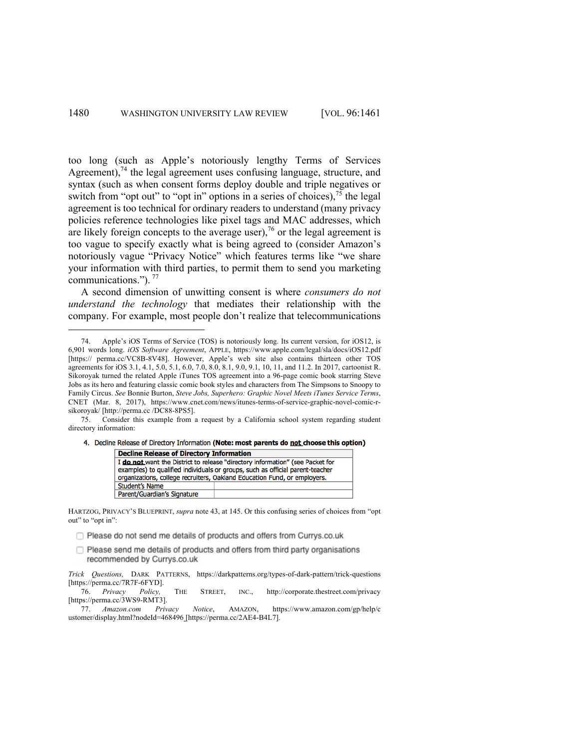too long (such as Apple's notoriously lengthy Terms of Services Agreement),[74] the legal agreement uses confusing language, structure, and syntax (such as when consent forms deploy double and triple negatives or switch from "opt out" to "opt in" options in a series of choices),[75] the legal agreement is too technical for ordinary readers to understand (many privacy policies reference technologies like pixel tags and MAC addresses, which are likely foreign concepts to the average user),[76] or the legal agreement is too vague to specify exactly what is being agreed to (consider Amazon's notoriously vague "Privacy Notice" which features terms like "we share your information with third parties, to permit them to send you marketing communications.").[77]

A second dimension of unwitting consent is where *consumers do not understand the technology* that mediates their relationship with the company. For example, most people don't realize that telecommunications

---

74. Apple's iOS Terms of Service (TOS) is notoriously long. Its current version, for iOS12, is 6,901 words long. *iOS Software Agreement*, APPLE, https://www.apple.com/legal/sla/docs/iOS12.pdf [https:// perma.cc/VC8B-8V48]. However, Apple's web site also contains thirteen other TOS agreements for iOS 3.1, 4.1, 5.0, 5.1, 6.0, 7.0, 8.0, 8.1, 9.0, 9.1, 10, 11, and 11.2. In 2017, cartoonist R. Sikoroyak turned the related Apple iTunes TOS agreement into a 96-page comic book starring Steve Jobs as its hero and featuring classic comic book styles and characters from The Simpsons to Snoopy to Family Circus. *See* Bonnie Burton, *Steve Jobs, Superhero: Graphic Novel Meets iTunes Service Terms*, CNET (Mar. 8, 2017), https://www.cnet.com/news/itunes-terms-of-service-graphic-novel-comic-r-sikoroyak/ [http://perma.cc /DC88-8PS5].

75. Consider this example from a request by a California school system regarding student directory information:

4. Decline Release of Directory Information **(Note: most parents do not choose this option)**

| **Decline Release of Directory Information** | |
|---|---|
| I **do not** want the District to release "directory information" (see Packet for examples) to qualified individuals or groups, such as official parent-teacher organizations, college recruiters, Oakland Education Fund, or employers. | |
| Student's Name | |
| Parent/Guardian's Signature | |

HARTZOG, PRIVACY'S BLUEPRINT, *supra* note 43, at 145. Or this confusing series of choices from "opt out" to "opt in":

☐ Please do not send me details of products and offers from Currys.co.uk

☐ Please send me details of products and offers from third party organisations recommended by Currys.co.uk

*Trick Questions,* DARK PATTERNS, https://darkpatterns.org/types-of-dark-pattern/trick-questions [https://perma.cc/7R7F-6FYD].

76. *Privacy Policy,* THE STREET, INC., http://corporate.thestreet.com/privacy [https://perma.cc/3WS9-RMT3].

77. *Amazon.com Privacy Notice*, AMAZON, https://www.amazon.com/gp/help/customer/display.html?nodeId=468496 [https://perma.cc/2AE4-B4L7].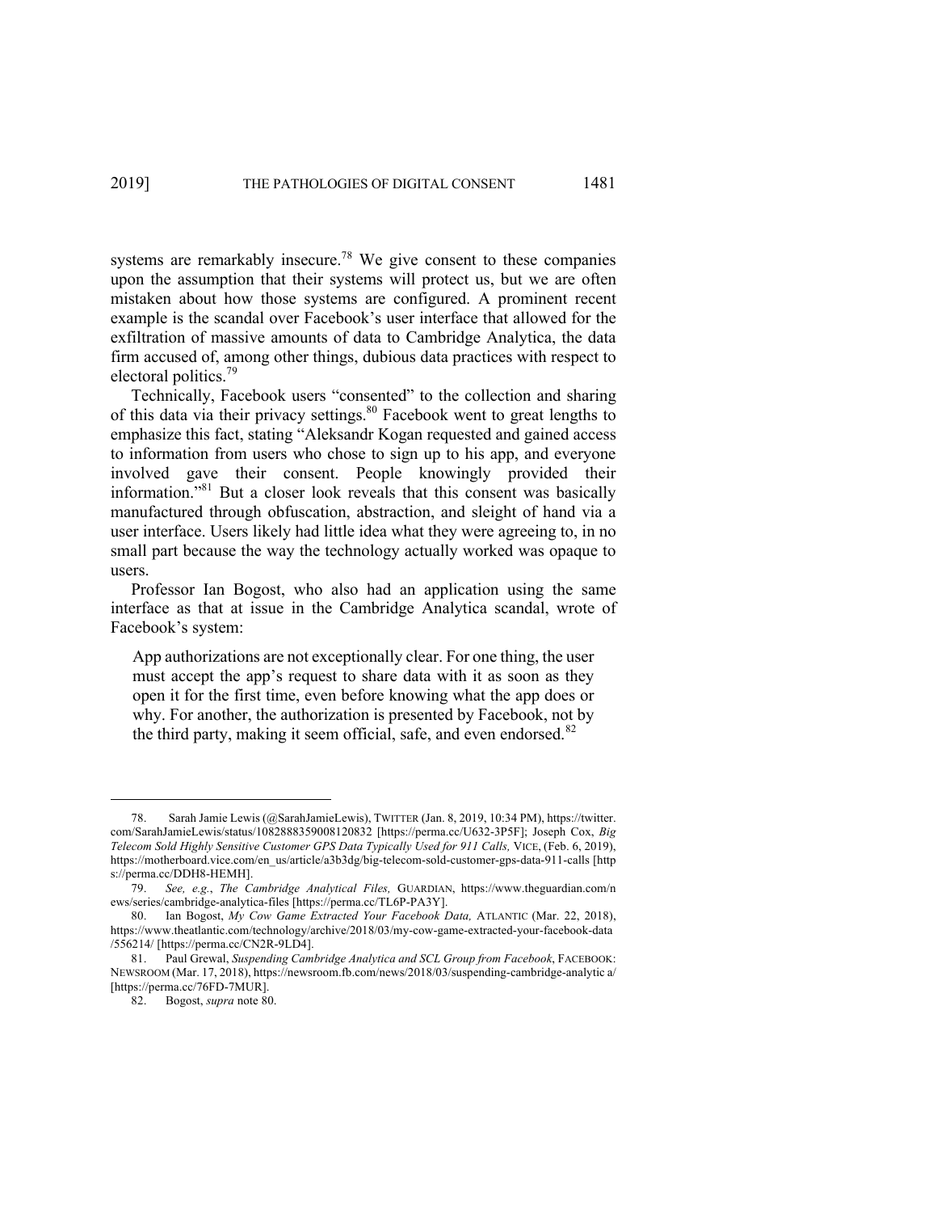systems are remarkably insecure.[78] We give consent to these companies upon the assumption that their systems will protect us, but we are often mistaken about how those systems are configured. A prominent recent example is the scandal over Facebook's user interface that allowed for the exfiltration of massive amounts of data to Cambridge Analytica, the data firm accused of, among other things, dubious data practices with respect to electoral politics.[79]

Technically, Facebook users "consented" to the collection and sharing of this data via their privacy settings.[80] Facebook went to great lengths to emphasize this fact, stating "Aleksandr Kogan requested and gained access to information from users who chose to sign up to his app, and everyone involved gave their consent. People knowingly provided their information."[81] But a closer look reveals that this consent was basically manufactured through obfuscation, abstraction, and sleight of hand via a user interface. Users likely had little idea what they were agreeing to, in no small part because the way the technology actually worked was opaque to users.

Professor Ian Bogost, who also had an application using the same interface as that at issue in the Cambridge Analytica scandal, wrote of Facebook's system:

> App authorizations are not exceptionally clear. For one thing, the user must accept the app's request to share data with it as soon as they open it for the first time, even before knowing what the app does or why. For another, the authorization is presented by Facebook, not by the third party, making it seem official, safe, and even endorsed.[82]

---

78. Sarah Jamie Lewis (@SarahJamieLewis), TWITTER (Jan. 8, 2019, 10:34 PM), https://twitter.com/SarahJamieLewis/status/1082888359008120832 [https://perma.cc/U632-3P5F]; Joseph Cox, *Big Telecom Sold Highly Sensitive Customer GPS Data Typically Used for 911 Calls,* VICE, (Feb. 6, 2019), https://motherboard.vice.com/en_us/article/a3b3dg/big-telecom-sold-customer-gps-data-911-calls [https://perma.cc/DDH8-HEMH].

79. *See, e.g.*, *The Cambridge Analytical Files,* GUARDIAN, https://www.theguardian.com/news/series/cambridge-analytica-files [https://perma.cc/TL6P-PA3Y].

80. Ian Bogost, *My Cow Game Extracted Your Facebook Data,* ATLANTIC (Mar. 22, 2018), https://www.theatlantic.com/technology/archive/2018/03/my-cow-game-extracted-your-facebook-data/556214/ [https://perma.cc/CN2R-9LD4].

81. Paul Grewal, *Suspending Cambridge Analytica and SCL Group from Facebook*, FACEBOOK: NEWSROOM (Mar. 17, 2018), https://newsroom.fb.com/news/2018/03/suspending-cambridge-analytic a/ [https://perma.cc/76FD-7MUR].

82. Bogost, *supra* note 80.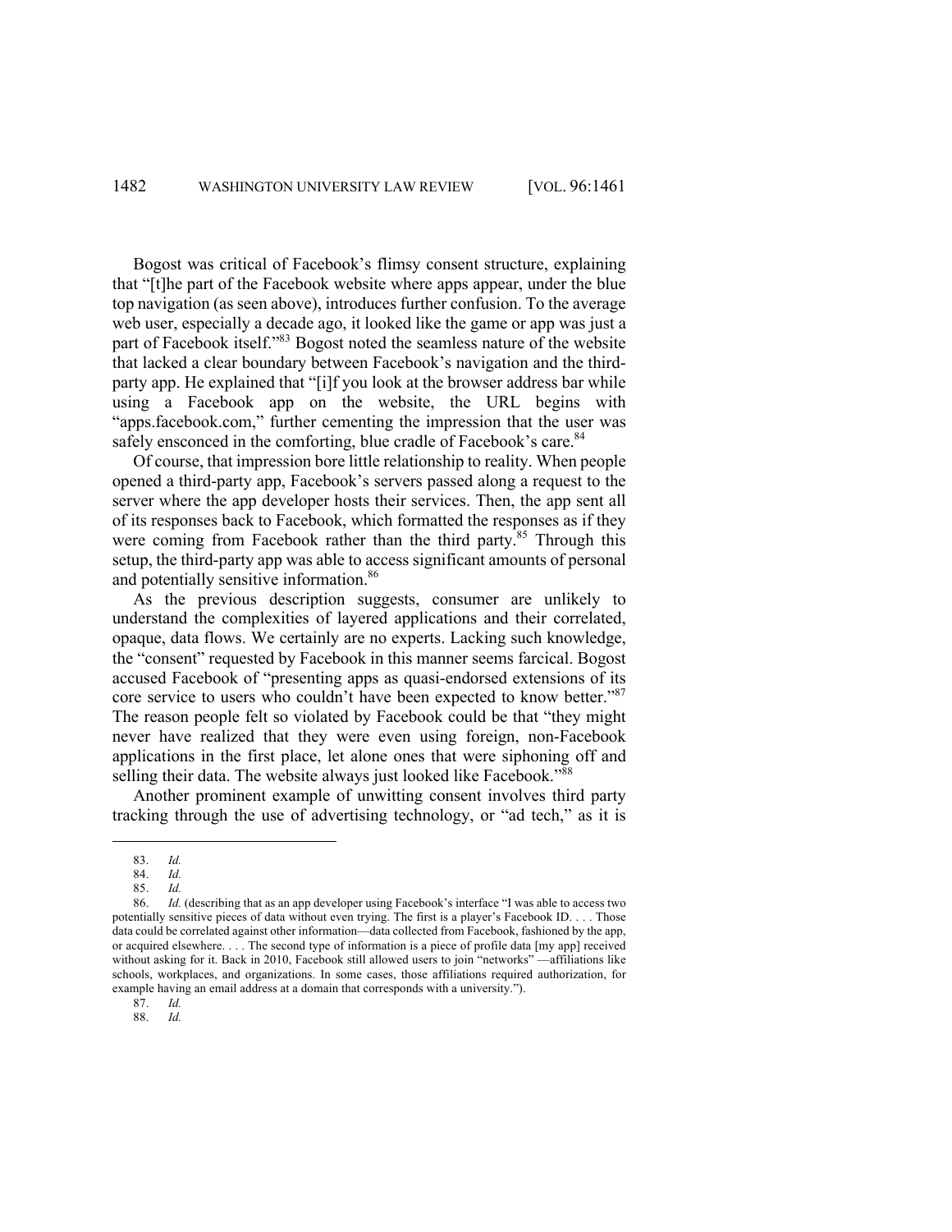Bogost was critical of Facebook's flimsy consent structure, explaining that "[t]he part of the Facebook website where apps appear, under the blue top navigation (as seen above), introduces further confusion. To the average web user, especially a decade ago, it looked like the game or app was just a part of Facebook itself."[83] Bogost noted the seamless nature of the website that lacked a clear boundary between Facebook's navigation and the third-party app. He explained that "[i]f you look at the browser address bar while using a Facebook app on the website, the URL begins with "apps.facebook.com," further cementing the impression that the user was safely ensconced in the comforting, blue cradle of Facebook's care.[84]

Of course, that impression bore little relationship to reality. When people opened a third-party app, Facebook's servers passed along a request to the server where the app developer hosts their services. Then, the app sent all of its responses back to Facebook, which formatted the responses as if they were coming from Facebook rather than the third party.[85] Through this setup, the third-party app was able to access significant amounts of personal and potentially sensitive information.[86]

As the previous description suggests, consumer are unlikely to understand the complexities of layered applications and their correlated, opaque, data flows. We certainly are no experts. Lacking such knowledge, the "consent" requested by Facebook in this manner seems farcical. Bogost accused Facebook of "presenting apps as quasi-endorsed extensions of its core service to users who couldn't have been expected to know better."[87] The reason people felt so violated by Facebook could be that "they might never have realized that they were even using foreign, non-Facebook applications in the first place, let alone ones that were siphoning off and selling their data. The website always just looked like Facebook."[88]

Another prominent example of unwitting consent involves third party tracking through the use of advertising technology, or "ad tech," as it is

---

83. *Id.*

84. *Id.*

85. *Id.*

86. *Id.* (describing that as an app developer using Facebook's interface "I was able to access two potentially sensitive pieces of data without even trying. The first is a player's Facebook ID. . . . Those data could be correlated against other information—data collected from Facebook, fashioned by the app, or acquired elsewhere. . . . The second type of information is a piece of profile data [my app] received without asking for it. Back in 2010, Facebook still allowed users to join "networks" —affiliations like schools, workplaces, and organizations. In some cases, those affiliations required authorization, for example having an email address at a domain that corresponds with a university.").

87. *Id.*

88. *Id.*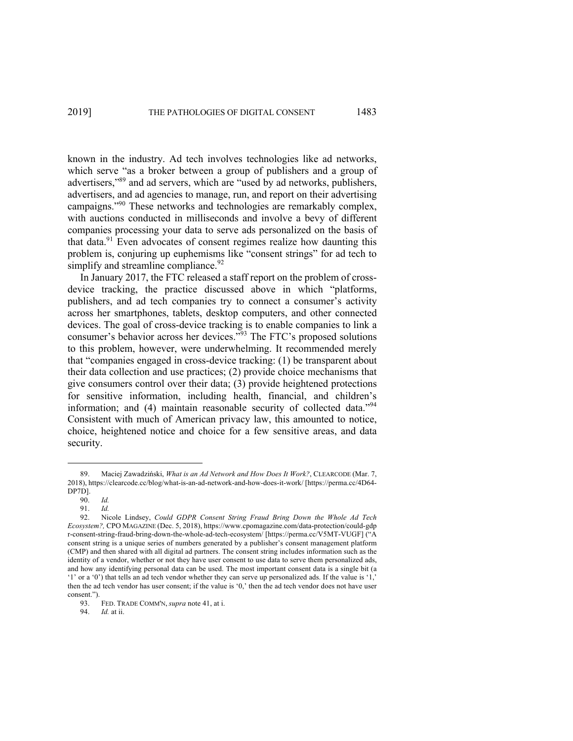known in the industry. Ad tech involves technologies like ad networks, which serve "as a broker between a group of publishers and a group of advertisers,"[89] and ad servers, which are "used by ad networks, publishers, advertisers, and ad agencies to manage, run, and report on their advertising campaigns."[90] These networks and technologies are remarkably complex, with auctions conducted in milliseconds and involve a bevy of different companies processing your data to serve ads personalized on the basis of that data.[91] Even advocates of consent regimes realize how daunting this problem is, conjuring up euphemisms like "consent strings" for ad tech to simplify and streamline compliance.[92]

In January 2017, the FTC released a staff report on the problem of cross-device tracking, the practice discussed above in which "platforms, publishers, and ad tech companies try to connect a consumer's activity across her smartphones, tablets, desktop computers, and other connected devices. The goal of cross-device tracking is to enable companies to link a consumer's behavior across her devices."[93] The FTC's proposed solutions to this problem, however, were underwhelming. It recommended merely that "companies engaged in cross-device tracking: (1) be transparent about their data collection and use practices; (2) provide choice mechanisms that give consumers control over their data; (3) provide heightened protections for sensitive information, including health, financial, and children's information; and (4) maintain reasonable security of collected data."[94] Consistent with much of American privacy law, this amounted to notice, choice, heightened notice and choice for a few sensitive areas, and data security.

---

89. Maciej Zawadziński, *What is an Ad Network and How Does It Work?*, CLEARCODE (Mar. 7, 2018), https://clearcode.cc/blog/what-is-an-ad-network-and-how-does-it-work/ [https://perma.cc/4D64-DP7D].

90. *Id.*

91. *Id.*

92. Nicole Lindsey, *Could GDPR Consent String Fraud Bring Down the Whole Ad Tech Ecosystem?,* CPO MAGAZINE (Dec. 5, 2018), https://www.cpomagazine.com/data-protection/could-gdpr-consent-string-fraud-bring-down-the-whole-ad-tech-ecosystem/ [https://perma.cc/V5MT-VUGF] ("A consent string is a unique series of numbers generated by a publisher's consent management platform (CMP) and then shared with all digital ad partners. The consent string includes information such as the identity of a vendor, whether or not they have user consent to use data to serve them personalized ads, and how any identifying personal data can be used. The most important consent data is a single bit (a '1' or a '0') that tells an ad tech vendor whether they can serve up personalized ads. If the value is '1,' then the ad tech vendor has user consent; if the value is '0,' then the ad tech vendor does not have user consent.").

93. FED. TRADE COMM'N, *supra* note 41, at i.

94. *Id.* at ii.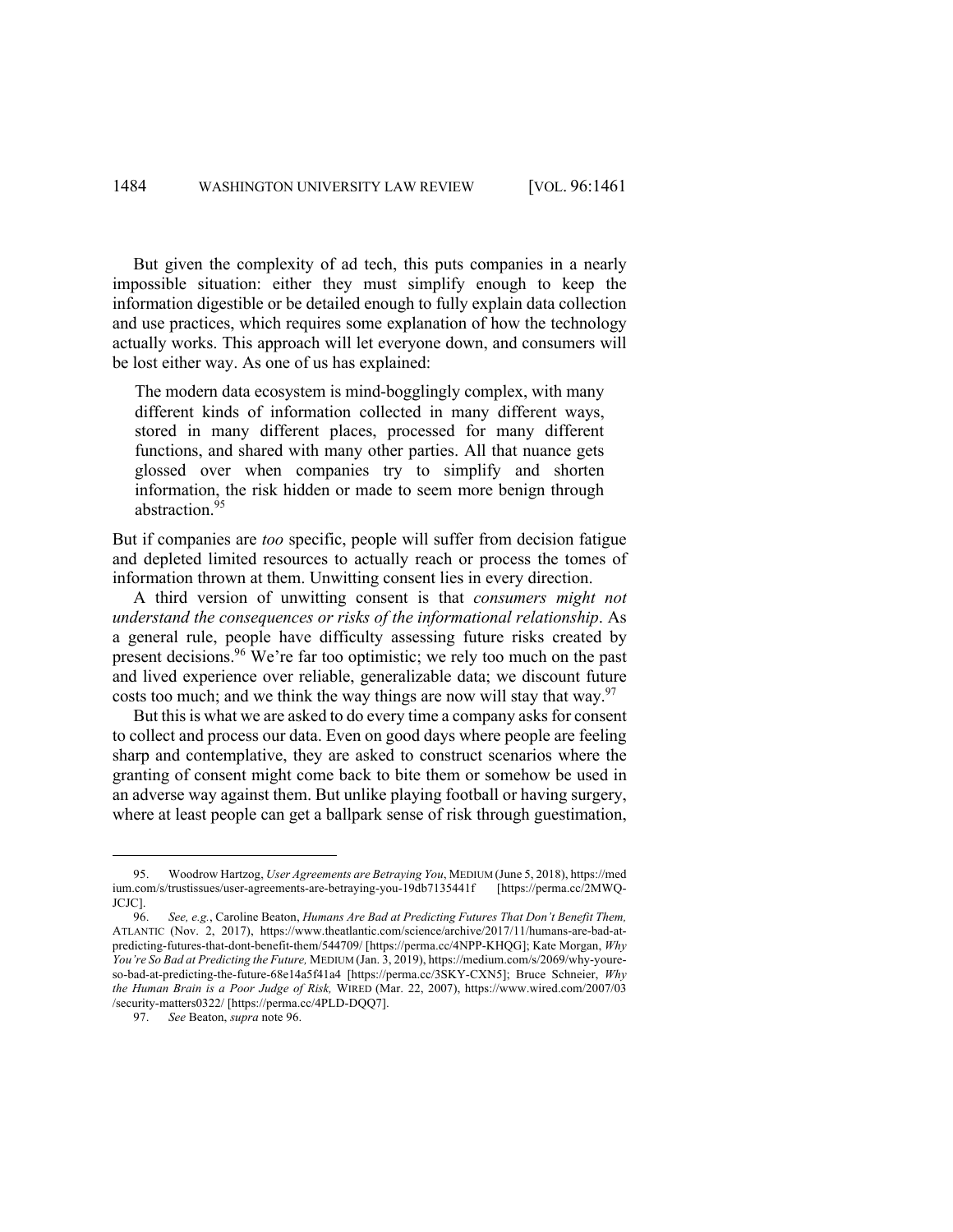But given the complexity of ad tech, this puts companies in a nearly impossible situation: either they must simplify enough to keep the information digestible or be detailed enough to fully explain data collection and use practices, which requires some explanation of how the technology actually works. This approach will let everyone down, and consumers will be lost either way. As one of us has explained:

> The modern data ecosystem is mind-bogglingly complex, with many different kinds of information collected in many different ways, stored in many different places, processed for many different functions, and shared with many other parties. All that nuance gets glossed over when companies try to simplify and shorten information, the risk hidden or made to seem more benign through abstraction.[95]

But if companies are *too* specific, people will suffer from decision fatigue and depleted limited resources to actually reach or process the tomes of information thrown at them. Unwitting consent lies in every direction.

A third version of unwitting consent is that *consumers might not understand the consequences or risks of the informational relationship*. As a general rule, people have difficulty assessing future risks created by present decisions.[96] We're far too optimistic; we rely too much on the past and lived experience over reliable, generalizable data; we discount future costs too much; and we think the way things are now will stay that way.[97]

But this is what we are asked to do every time a company asks for consent to collect and process our data. Even on good days where people are feeling sharp and contemplative, they are asked to construct scenarios where the granting of consent might come back to bite them or somehow be used in an adverse way against them. But unlike playing football or having surgery, where at least people can get a ballpark sense of risk through guestimation,

---

95. Woodrow Hartzog, *User Agreements are Betraying You*, MEDIUM (June 5, 2018), https://medium.com/s/trustissues/user-agreements-are-betraying-you-19db7135441f [https://perma.cc/2MWQ-JCJC].

96. *See, e.g.*, Caroline Beaton, *Humans Are Bad at Predicting Futures That Don't Benefit Them,* ATLANTIC (Nov. 2, 2017), https://www.theatlantic.com/science/archive/2017/11/humans-are-bad-at-predicting-futures-that-dont-benefit-them/544709/ [https://perma.cc/4NPP-KHQG]; Kate Morgan, *Why You're So Bad at Predicting the Future,* MEDIUM (Jan. 3, 2019), https://medium.com/s/2069/why-youre-so-bad-at-predicting-the-future-68e14a5f41a4 [https://perma.cc/3SKY-CXN5]; Bruce Schneier, *Why the Human Brain is a Poor Judge of Risk,* WIRED (Mar. 22, 2007), https://www.wired.com/2007/03/security-matters0322/ [https://perma.cc/4PLD-DQQ7].

97. *See* Beaton, *supra* note 96.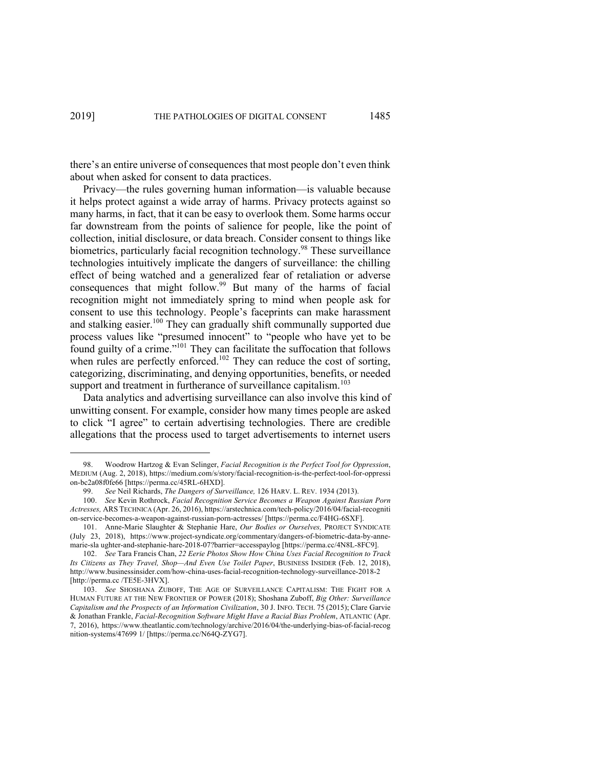there's an entire universe of consequences that most people don't even think about when asked for consent to data practices.

Privacy—the rules governing human information—is valuable because it helps protect against a wide array of harms. Privacy protects against so many harms, in fact, that it can be easy to overlook them. Some harms occur far downstream from the points of salience for people, like the point of collection, initial disclosure, or data breach. Consider consent to things like biometrics, particularly facial recognition technology.[98] These surveillance technologies intuitively implicate the dangers of surveillance: the chilling effect of being watched and a generalized fear of retaliation or adverse consequences that might follow.[99] But many of the harms of facial recognition might not immediately spring to mind when people ask for consent to use this technology. People's faceprints can make harassment and stalking easier.[100] They can gradually shift communally supported due process values like "presumed innocent" to "people who have yet to be found guilty of a crime."[101] They can facilitate the suffocation that follows when rules are perfectly enforced.[102] They can reduce the cost of sorting, categorizing, discriminating, and denying opportunities, benefits, or needed support and treatment in furtherance of surveillance capitalism.[103]

Data analytics and advertising surveillance can also involve this kind of unwitting consent. For example, consider how many times people are asked to click "I agree" to certain advertising technologies. There are credible allegations that the process used to target advertisements to internet users

---

98. Woodrow Hartzog & Evan Selinger, *Facial Recognition is the Perfect Tool for Oppression*, MEDIUM (Aug. 2, 2018), https://medium.com/s/story/facial-recognition-is-the-perfect-tool-for-oppression-bc2a08f0fe66 [https://perma.cc/45RL-6HXD].

99. *See* Neil Richards, *The Dangers of Surveillance,* 126 HARV. L. REV. 1934 (2013).

100. *See* Kevin Rothrock, *Facial Recognition Service Becomes a Weapon Against Russian Porn Actresses,* ARS TECHNICA (Apr. 26, 2016), https://arstechnica.com/tech-policy/2016/04/facial-recognition-service-becomes-a-weapon-against-russian-porn-actresses/ [https://perma.cc/F4HG-6SXF].

101. Anne-Marie Slaughter & Stephanie Hare, *Our Bodies or Ourselves,* PROJECT SYNDICATE (July 23, 2018), https://www.project-syndicate.org/commentary/dangers-of-biometric-data-by-anne-marie-sla ughter-and-stephanie-hare-2018-07?barrier=accesspaylog [https://perma.cc/4N8L-8FC9].

102. *See* Tara Francis Chan, *22 Eerie Photos Show How China Uses Facial Recognition to Track Its Citizens as They Travel, Shop—And Even Use Toilet Paper*, BUSINESS INSIDER (Feb. 12, 2018), http://www.businessinsider.com/how-china-uses-facial-recognition-technology-surveillance-2018-2 [http://perma.cc /TE5E-3HVX].

103. *See* SHOSHANA ZUBOFF, THE AGE OF SURVEILLANCE CAPITALISM: THE FIGHT FOR A HUMAN FUTURE AT THE NEW FRONTIER OF POWER (2018); Shoshana Zuboff, *Big Other: Surveillance Capitalism and the Prospects of an Information Civilization*, 30 J. INFO. TECH. 75 (2015); Clare Garvie & Jonathan Frankle, *Facial-Recognition Software Might Have a Racial Bias Problem*, ATLANTIC (Apr. 7, 2016), https://www.theatlantic.com/technology/archive/2016/04/the-underlying-bias-of-facial-recognition-systems/47699 1/ [https://perma.cc/N64Q-ZYG7].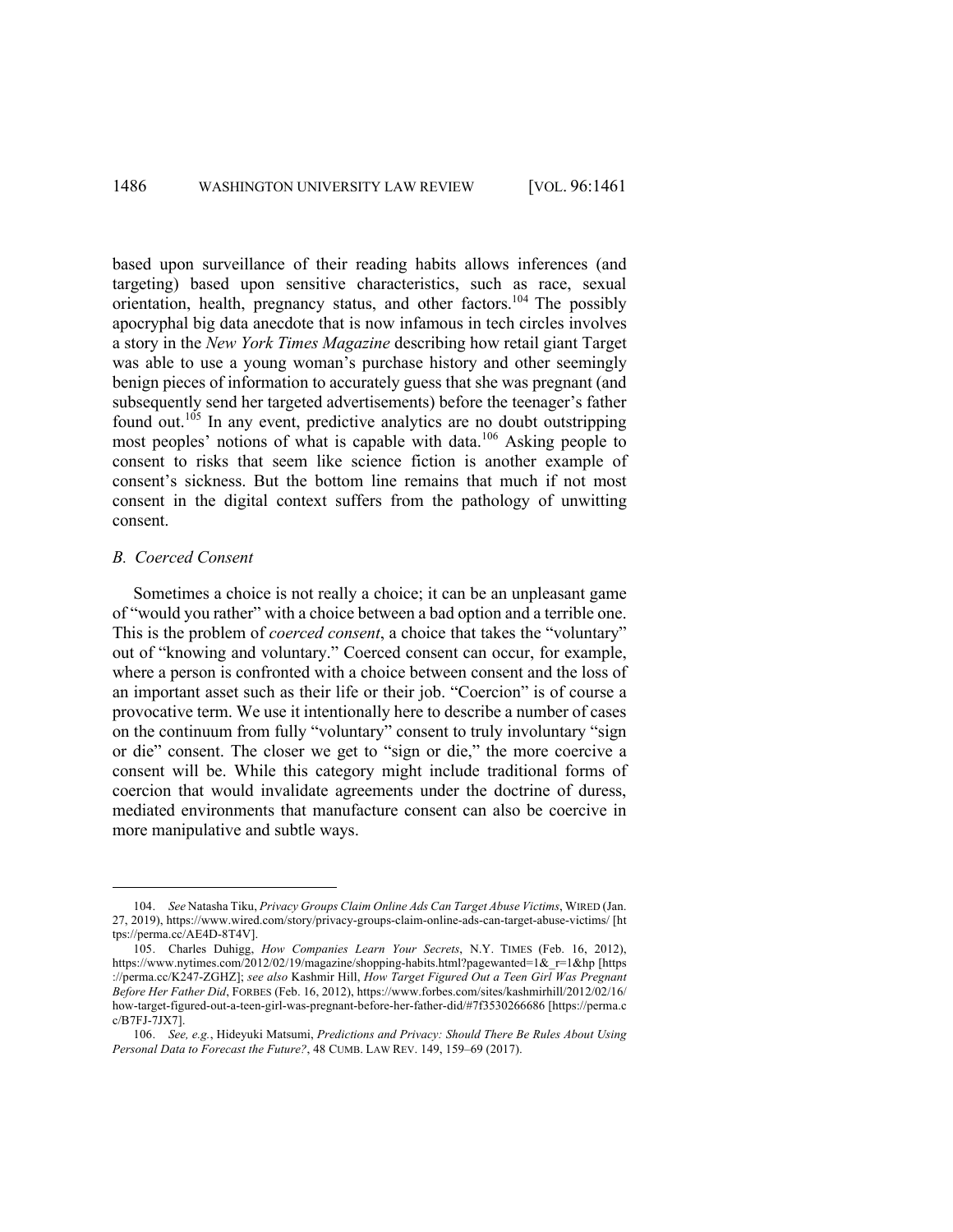based upon surveillance of their reading habits allows inferences (and targeting) based upon sensitive characteristics, such as race, sexual orientation, health, pregnancy status, and other factors.[104] The possibly apocryphal big data anecdote that is now infamous in tech circles involves a story in the *New York Times Magazine* describing how retail giant Target was able to use a young woman's purchase history and other seemingly benign pieces of information to accurately guess that she was pregnant (and subsequently send her targeted advertisements) before the teenager's father found out.[105] In any event, predictive analytics are no doubt outstripping most peoples' notions of what is capable with data.[106] Asking people to consent to risks that seem like science fiction is another example of consent's sickness. But the bottom line remains that much if not most consent in the digital context suffers from the pathology of unwitting consent.

### *B. Coerced Consent*

Sometimes a choice is not really a choice; it can be an unpleasant game of "would you rather" with a choice between a bad option and a terrible one. This is the problem of *coerced consent*, a choice that takes the "voluntary" out of "knowing and voluntary." Coerced consent can occur, for example, where a person is confronted with a choice between consent and the loss of an important asset such as their life or their job. "Coercion" is of course a provocative term. We use it intentionally here to describe a number of cases on the continuum from fully "voluntary" consent to truly involuntary "sign or die" consent. The closer we get to "sign or die," the more coercive a consent will be. While this category might include traditional forms of coercion that would invalidate agreements under the doctrine of duress, mediated environments that manufacture consent can also be coercive in more manipulative and subtle ways.

---

104. *See* Natasha Tiku, *Privacy Groups Claim Online Ads Can Target Abuse Victims*, WIRED (Jan. 27, 2019), https://www.wired.com/story/privacy-groups-claim-online-ads-can-target-abuse-victims/ [https://perma.cc/AE4D-8T4V].

105. Charles Duhigg, *How Companies Learn Your Secrets*, N.Y. TIMES (Feb. 16, 2012), https://www.nytimes.com/2012/02/19/magazine/shopping-habits.html?pagewanted=1&_r=1&hp [https://perma.cc/K247-ZGHZ]; *see also* Kashmir Hill, *How Target Figured Out a Teen Girl Was Pregnant Before Her Father Did*, FORBES (Feb. 16, 2012), https://www.forbes.com/sites/kashmirhill/2012/02/16/how-target-figured-out-a-teen-girl-was-pregnant-before-her-father-did/#7f3530266686 [https://perma.cc/B7FJ-7JX7].

106. *See, e.g.*, Hideyuki Matsumi, *Predictions and Privacy: Should There Be Rules About Using Personal Data to Forecast the Future?*, 48 CUMB. LAW REV. 149, 159–69 (2017).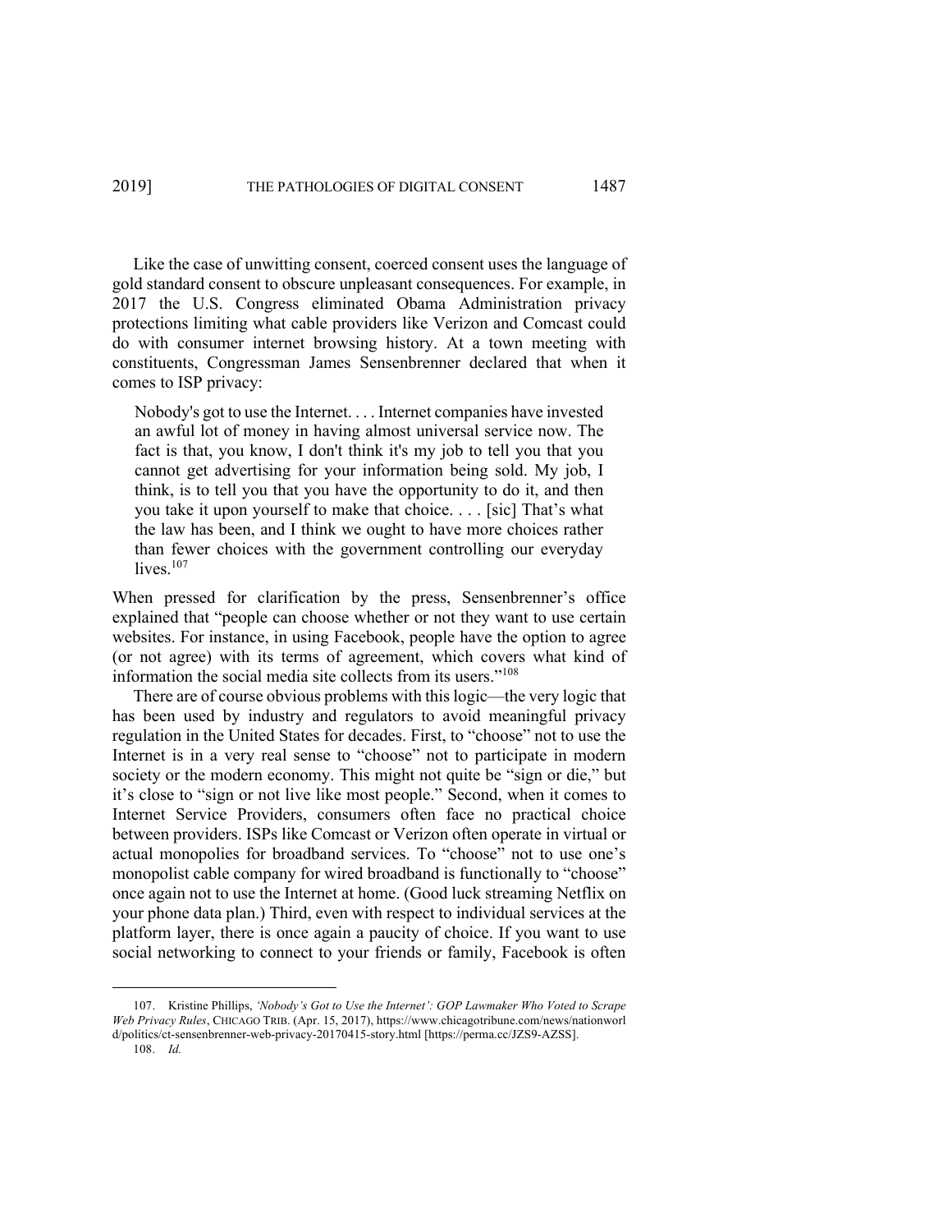Like the case of unwitting consent, coerced consent uses the language of gold standard consent to obscure unpleasant consequences. For example, in 2017 the U.S. Congress eliminated Obama Administration privacy protections limiting what cable providers like Verizon and Comcast could do with consumer internet browsing history. At a town meeting with constituents, Congressman James Sensenbrenner declared that when it comes to ISP privacy:

> Nobody's got to use the Internet. . . . Internet companies have invested an awful lot of money in having almost universal service now. The fact is that, you know, I don't think it's my job to tell you that you cannot get advertising for your information being sold. My job, I think, is to tell you that you have the opportunity to do it, and then you take it upon yourself to make that choice. . . . [sic] That's what the law has been, and I think we ought to have more choices rather than fewer choices with the government controlling our everyday lives.[107]

When pressed for clarification by the press, Sensenbrenner's office explained that "people can choose whether or not they want to use certain websites. For instance, in using Facebook, people have the option to agree (or not agree) with its terms of agreement, which covers what kind of information the social media site collects from its users."[108]

There are of course obvious problems with this logic—the very logic that has been used by industry and regulators to avoid meaningful privacy regulation in the United States for decades. First, to "choose" not to use the Internet is in a very real sense to "choose" not to participate in modern society or the modern economy. This might not quite be "sign or die," but it's close to "sign or not live like most people." Second, when it comes to Internet Service Providers, consumers often face no practical choice between providers. ISPs like Comcast or Verizon often operate in virtual or actual monopolies for broadband services. To "choose" not to use one's monopolist cable company for wired broadband is functionally to "choose" once again not to use the Internet at home. (Good luck streaming Netflix on your phone data plan.) Third, even with respect to individual services at the platform layer, there is once again a paucity of choice. If you want to use social networking to connect to your friends or family, Facebook is often

---

107. Kristine Phillips, *'Nobody's Got to Use the Internet': GOP Lawmaker Who Voted to Scrape Web Privacy Rules*, CHICAGO TRIB. (Apr. 15, 2017), https://www.chicagotribune.com/news/nationworld/politics/ct-sensenbrenner-web-privacy-20170415-story.html [https://perma.cc/JZS9-AZSS].

108. *Id.*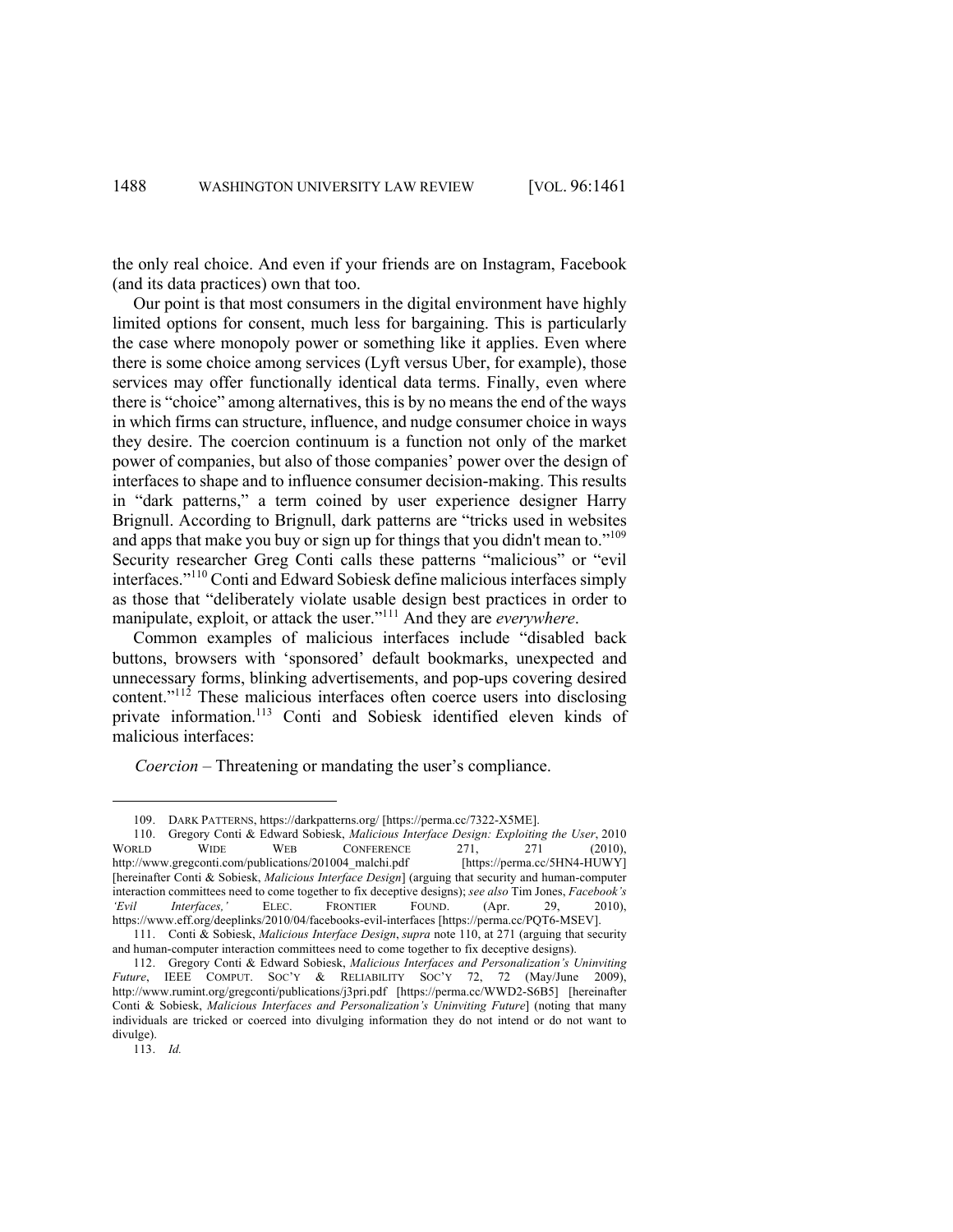the only real choice. And even if your friends are on Instagram, Facebook (and its data practices) own that too.

Our point is that most consumers in the digital environment have highly limited options for consent, much less for bargaining. This is particularly the case where monopoly power or something like it applies. Even where there is some choice among services (Lyft versus Uber, for example), those services may offer functionally identical data terms. Finally, even where there is "choice" among alternatives, this is by no means the end of the ways in which firms can structure, influence, and nudge consumer choice in ways they desire. The coercion continuum is a function not only of the market power of companies, but also of those companies' power over the design of interfaces to shape and to influence consumer decision-making. This results in "dark patterns," a term coined by user experience designer Harry Brignull. According to Brignull, dark patterns are "tricks used in websites and apps that make you buy or sign up for things that you didn't mean to."[109] Security researcher Greg Conti calls these patterns "malicious" or "evil interfaces."[110] Conti and Edward Sobiesk define malicious interfaces simply as those that "deliberately violate usable design best practices in order to manipulate, exploit, or attack the user."[111] And they are *everywhere*.

Common examples of malicious interfaces include "disabled back buttons, browsers with 'sponsored' default bookmarks, unexpected and unnecessary forms, blinking advertisements, and pop-ups covering desired content."[112] These malicious interfaces often coerce users into disclosing private information.[113] Conti and Sobiesk identified eleven kinds of malicious interfaces:

*Coercion* – Threatening or mandating the user's compliance.

---

109. DARK PATTERNS, https://darkpatterns.org/ [https://perma.cc/7322-X5ME].

110. Gregory Conti & Edward Sobiesk, *Malicious Interface Design: Exploiting the User*, 2010 WORLD WIDE WEB CONFERENCE 271, 271 (2010), http://www.gregconti.com/publications/201004_malchi.pdf [https://perma.cc/5HN4-HUWY] [hereinafter Conti & Sobiesk, *Malicious Interface Design*] (arguing that security and human-computer interaction committees need to come together to fix deceptive designs); *see also* Tim Jones, *Facebook's 'Evil Interfaces,'* ELEC. FRONTIER FOUND. (Apr. 29, 2010), https://www.eff.org/deeplinks/2010/04/facebooks-evil-interfaces [https://perma.cc/PQT6-MSEV].

111. Conti & Sobiesk, *Malicious Interface Design*, *supra* note 110, at 271 (arguing that security and human-computer interaction committees need to come together to fix deceptive designs).

112. Gregory Conti & Edward Sobiesk, *Malicious Interfaces and Personalization's Uninviting Future*, IEEE COMPUT. SOC'Y & RELIABILITY SOC'Y 72, 72 (May/June 2009), http://www.rumint.org/gregconti/publications/j3pri.pdf [https://perma.cc/WWD2-S6B5] [hereinafter Conti & Sobiesk, *Malicious Interfaces and Personalization's Uninviting Future*] (noting that many individuals are tricked or coerced into divulging information they do not intend or do not want to divulge).

113. *Id.*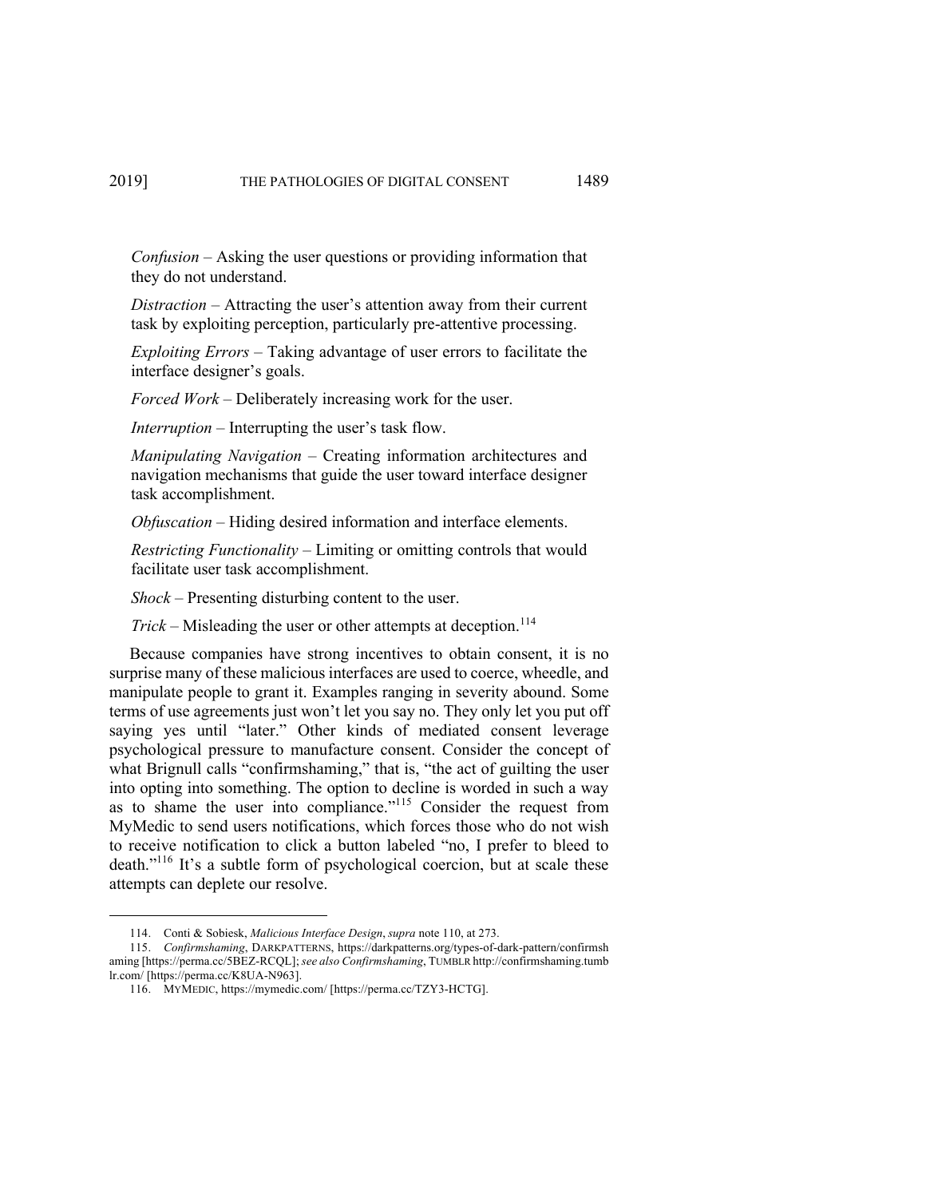*Confusion* – Asking the user questions or providing information that they do not understand.

*Distraction* – Attracting the user's attention away from their current task by exploiting perception, particularly pre-attentive processing.

*Exploiting Errors* – Taking advantage of user errors to facilitate the interface designer's goals.

*Forced Work* – Deliberately increasing work for the user.

*Interruption* – Interrupting the user's task flow.

*Manipulating Navigation* – Creating information architectures and navigation mechanisms that guide the user toward interface designer task accomplishment.

*Obfuscation* – Hiding desired information and interface elements.

*Restricting Functionality* – Limiting or omitting controls that would facilitate user task accomplishment.

*Shock* – Presenting disturbing content to the user.

*Trick* – Misleading the user or other attempts at deception.[114]

Because companies have strong incentives to obtain consent, it is no surprise many of these malicious interfaces are used to coerce, wheedle, and manipulate people to grant it. Examples ranging in severity abound. Some terms of use agreements just won't let you say no. They only let you put off saying yes until "later." Other kinds of mediated consent leverage psychological pressure to manufacture consent. Consider the concept of what Brignull calls "confirmshaming," that is, "the act of guilting the user into opting into something. The option to decline is worded in such a way as to shame the user into compliance."[115] Consider the request from MyMedic to send users notifications, which forces those who do not wish to receive notification to click a button labeled "no, I prefer to bleed to death."[116] It's a subtle form of psychological coercion, but at scale these attempts can deplete our resolve.

---

114. Conti & Sobiesk, *Malicious Interface Design*, *supra* note 110, at 273.

115. *Confirmshaming*, DARKPATTERNS, https://darkpatterns.org/types-of-dark-pattern/confirmshaming [https://perma.cc/5BEZ-RCQL]; *see also Confirmshaming*, TUMBLR http://confirmshaming.tumblr.com/ [https://perma.cc/K8UA-N963].

116. MYMEDIC, https://mymedic.com/ [https://perma.cc/TZY3-HCTG].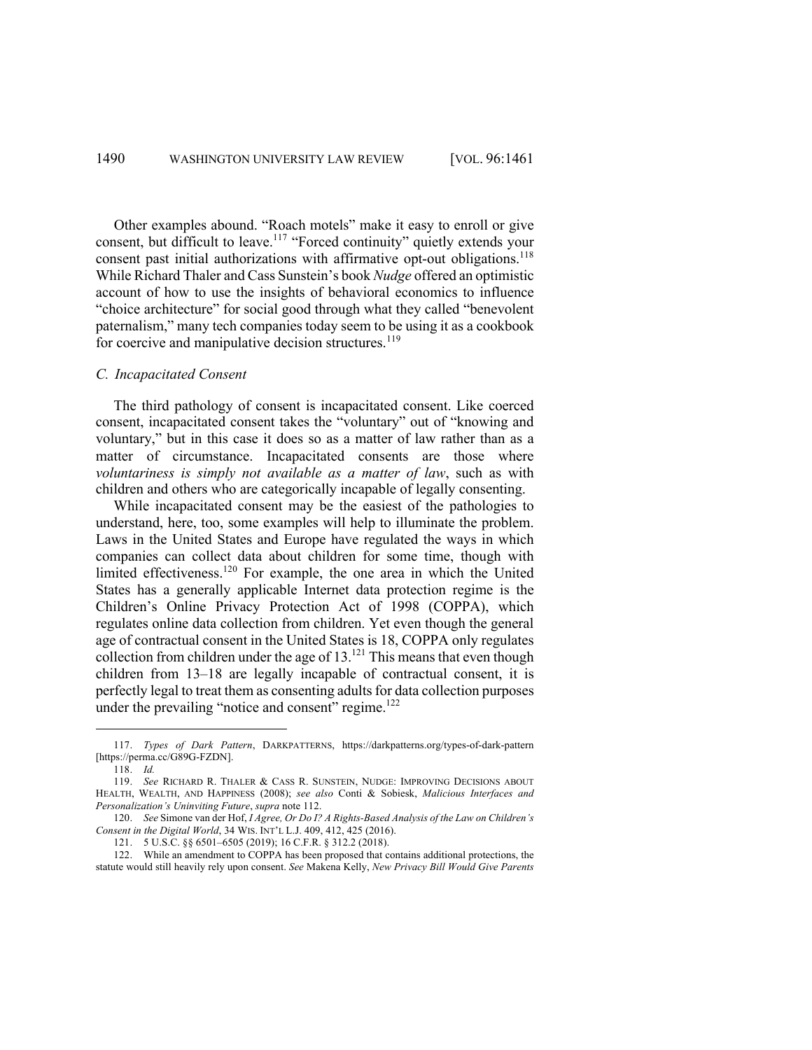Other examples abound. "Roach motels" make it easy to enroll or give consent, but difficult to leave.[117] "Forced continuity" quietly extends your consent past initial authorizations with affirmative opt-out obligations.[118] While Richard Thaler and Cass Sunstein's book *Nudge* offered an optimistic account of how to use the insights of behavioral economics to influence "choice architecture" for social good through what they called "benevolent paternalism," many tech companies today seem to be using it as a cookbook for coercive and manipulative decision structures.[119]

### *C. Incapacitated Consent*

The third pathology of consent is incapacitated consent. Like coerced consent, incapacitated consent takes the "voluntary" out of "knowing and voluntary," but in this case it does so as a matter of law rather than as a matter of circumstance. Incapacitated consents are those where *voluntariness is simply not available as a matter of law*, such as with children and others who are categorically incapable of legally consenting.

While incapacitated consent may be the easiest of the pathologies to understand, here, too, some examples will help to illuminate the problem. Laws in the United States and Europe have regulated the ways in which companies can collect data about children for some time, though with limited effectiveness.[120] For example, the one area in which the United States has a generally applicable Internet data protection regime is the Children's Online Privacy Protection Act of 1998 (COPPA), which regulates online data collection from children. Yet even though the general age of contractual consent in the United States is 18, COPPA only regulates collection from children under the age of 13.[121] This means that even though children from 13–18 are legally incapable of contractual consent, it is perfectly legal to treat them as consenting adults for data collection purposes under the prevailing "notice and consent" regime.[122]

---

117. *Types of Dark Pattern*, DARKPATTERNS, https://darkpatterns.org/types-of-dark-pattern [https://perma.cc/G89G-FZDN].

118. *Id.*

119. *See* RICHARD R. THALER & CASS R. SUNSTEIN, NUDGE: IMPROVING DECISIONS ABOUT HEALTH, WEALTH, AND HAPPINESS (2008); *see also* Conti & Sobiesk, *Malicious Interfaces and Personalization's Uninviting Future*, *supra* note 112.

120. *See* Simone van der Hof, *I Agree, Or Do I? A Rights-Based Analysis of the Law on Children's Consent in the Digital World*, 34 WIS. INT'L L.J. 409, 412, 425 (2016).

121. 5 U.S.C. §§ 6501–6505 (2019); 16 C.F.R. § 312.2 (2018).

122. While an amendment to COPPA has been proposed that contains additional protections, the statute would still heavily rely upon consent. *See* Makena Kelly, *New Privacy Bill Would Give Parents*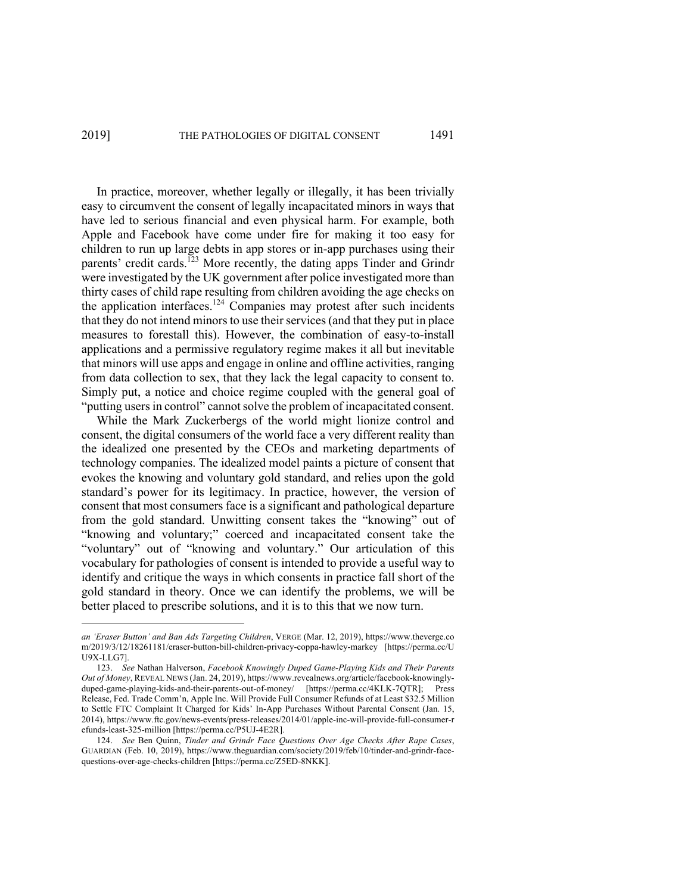In practice, moreover, whether legally or illegally, it has been trivially easy to circumvent the consent of legally incapacitated minors in ways that have led to serious financial and even physical harm. For example, both Apple and Facebook have come under fire for making it too easy for children to run up large debts in app stores or in-app purchases using their parents' credit cards.[123] More recently, the dating apps Tinder and Grindr were investigated by the UK government after police investigated more than thirty cases of child rape resulting from children avoiding the age checks on the application interfaces.[124] Companies may protest after such incidents that they do not intend minors to use their services (and that they put in place measures to forestall this). However, the combination of easy-to-install applications and a permissive regulatory regime makes it all but inevitable that minors will use apps and engage in online and offline activities, ranging from data collection to sex, that they lack the legal capacity to consent to. Simply put, a notice and choice regime coupled with the general goal of "putting users in control" cannot solve the problem of incapacitated consent.

While the Mark Zuckerbergs of the world might lionize control and consent, the digital consumers of the world face a very different reality than the idealized one presented by the CEOs and marketing departments of technology companies. The idealized model paints a picture of consent that evokes the knowing and voluntary gold standard, and relies upon the gold standard's power for its legitimacy. In practice, however, the version of consent that most consumers face is a significant and pathological departure from the gold standard. Unwitting consent takes the "knowing" out of "knowing and voluntary;" coerced and incapacitated consent take the "voluntary" out of "knowing and voluntary." Our articulation of this vocabulary for pathologies of consent is intended to provide a useful way to identify and critique the ways in which consents in practice fall short of the gold standard in theory. Once we can identify the problems, we will be better placed to prescribe solutions, and it is to this that we now turn.

---

*an 'Eraser Button' and Ban Ads Targeting Children*, VERGE (Mar. 12, 2019), https://www.theverge.com/2019/3/12/18261181/eraser-button-bill-children-privacy-coppa-hawley-markey [https://perma.cc/UU9X-LLG7].

123. *See* Nathan Halverson, *Facebook Knowingly Duped Game-Playing Kids and Their Parents Out of Money*, REVEAL NEWS (Jan. 24, 2019), https://www.revealnews.org/article/facebook-knowingly-duped-game-playing-kids-and-their-parents-out-of-money/ [https://perma.cc/4KLK-7QTR]; Press Release, Fed. Trade Comm'n, Apple Inc. Will Provide Full Consumer Refunds of at Least $32.5 Million to Settle FTC Complaint It Charged for Kids' In-App Purchases Without Parental Consent (Jan. 15, 2014), https://www.ftc.gov/news-events/press-releases/2014/01/apple-inc-will-provide-full-consumer-refunds-least-325-million [https://perma.cc/P5UJ-4E2R].

124. *See* Ben Quinn, *Tinder and Grindr Face Questions Over Age Checks After Rape Cases*, GUARDIAN (Feb. 10, 2019), https://www.theguardian.com/society/2019/feb/10/tinder-and-grindr-face-questions-over-age-checks-children [https://perma.cc/Z5ED-8NKK].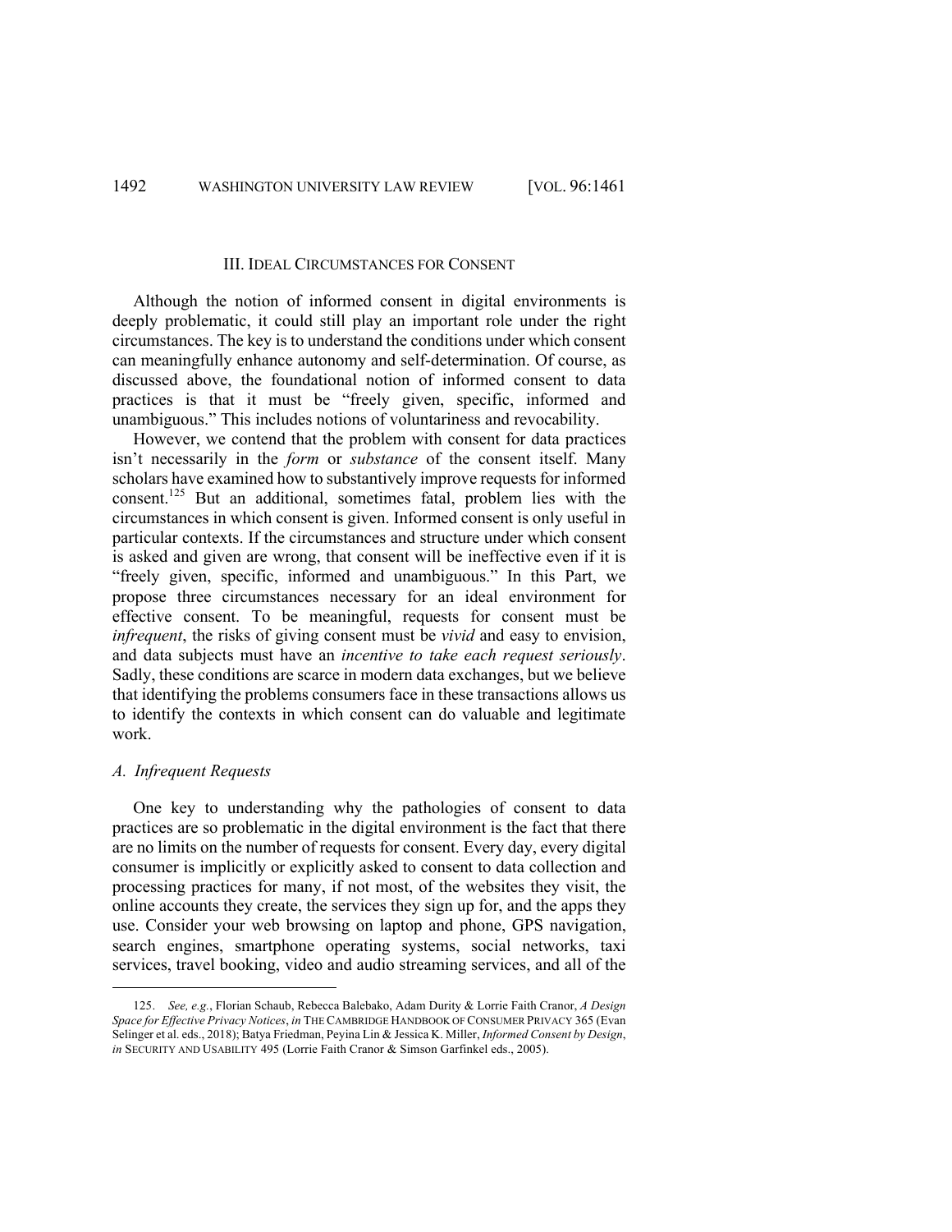## III. IDEAL CIRCUMSTANCES FOR CONSENT

Although the notion of informed consent in digital environments is deeply problematic, it could still play an important role under the right circumstances. The key is to understand the conditions under which consent can meaningfully enhance autonomy and self-determination. Of course, as discussed above, the foundational notion of informed consent to data practices is that it must be "freely given, specific, informed and unambiguous." This includes notions of voluntariness and revocability.

However, we contend that the problem with consent for data practices isn't necessarily in the *form* or *substance* of the consent itself. Many scholars have examined how to substantively improve requests for informed consent.[125] But an additional, sometimes fatal, problem lies with the circumstances in which consent is given. Informed consent is only useful in particular contexts. If the circumstances and structure under which consent is asked and given are wrong, that consent will be ineffective even if it is "freely given, specific, informed and unambiguous." In this Part, we propose three circumstances necessary for an ideal environment for effective consent. To be meaningful, requests for consent must be *infrequent*, the risks of giving consent must be *vivid* and easy to envision, and data subjects must have an *incentive to take each request seriously*. Sadly, these conditions are scarce in modern data exchanges, but we believe that identifying the problems consumers face in these transactions allows us to identify the contexts in which consent can do valuable and legitimate work.

### *A. Infrequent Requests*

One key to understanding why the pathologies of consent to data practices are so problematic in the digital environment is the fact that there are no limits on the number of requests for consent. Every day, every digital consumer is implicitly or explicitly asked to consent to data collection and processing practices for many, if not most, of the websites they visit, the online accounts they create, the services they sign up for, and the apps they use. Consider your web browsing on laptop and phone, GPS navigation, search engines, smartphone operating systems, social networks, taxi services, travel booking, video and audio streaming services, and all of the

---

125. *See, e.g.*, Florian Schaub, Rebecca Balebako, Adam Durity & Lorrie Faith Cranor, *A Design Space for Effective Privacy Notices*, *in* THE CAMBRIDGE HANDBOOK OF CONSUMER PRIVACY 365 (Evan Selinger et al. eds., 2018); Batya Friedman, Peyina Lin & Jessica K. Miller, *Informed Consent by Design*, *in* SECURITY AND USABILITY 495 (Lorrie Faith Cranor & Simson Garfinkel eds., 2005).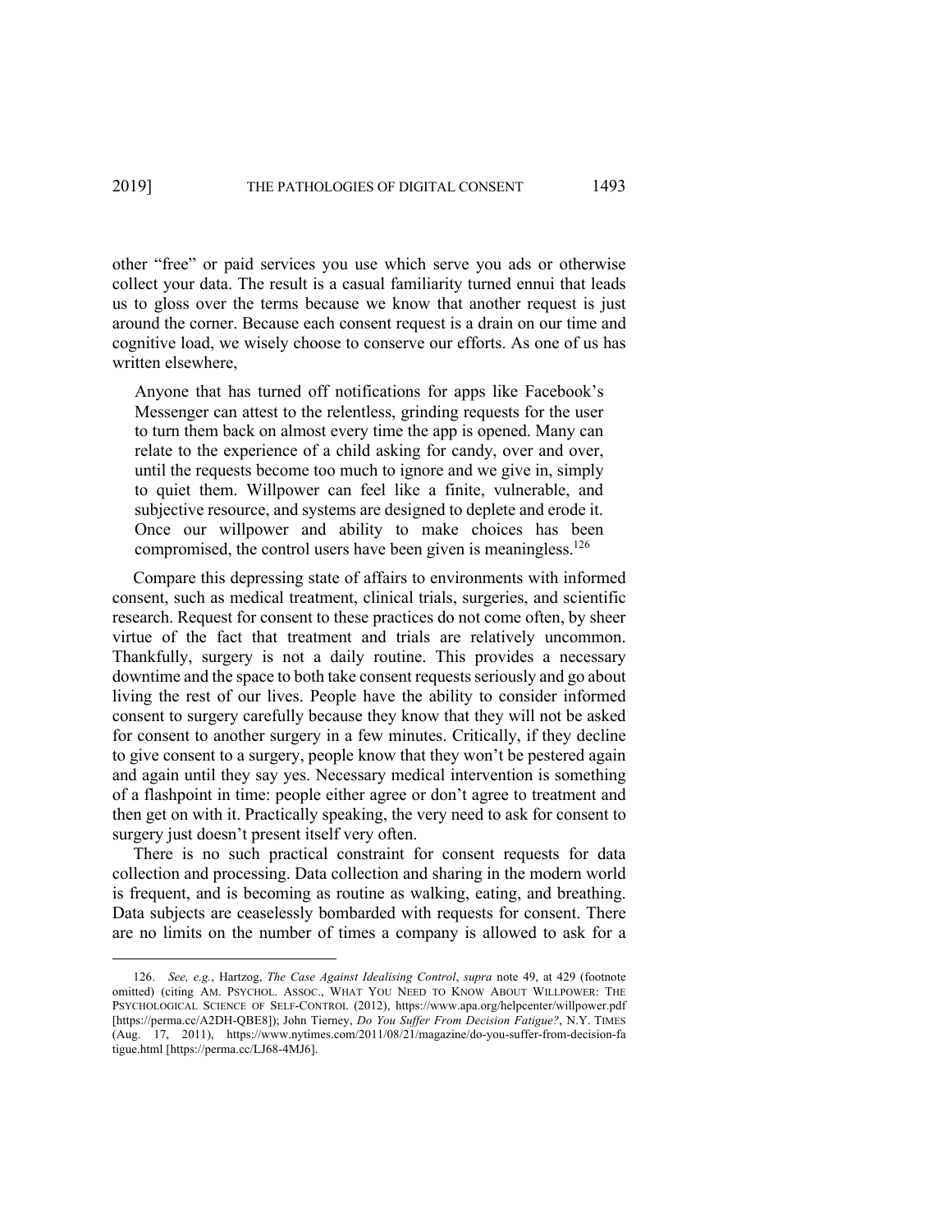other "free" or paid services you use which serve you ads or otherwise collect your data. The result is a casual familiarity turned ennui that leads us to gloss over the terms because we know that another request is just around the corner. Because each consent request is a drain on our time and cognitive load, we wisely choose to conserve our efforts. As one of us has written elsewhere,

> Anyone that has turned off notifications for apps like Facebook's Messenger can attest to the relentless, grinding requests for the user to turn them back on almost every time the app is opened. Many can relate to the experience of a child asking for candy, over and over, until the requests become too much to ignore and we give in, simply to quiet them. Willpower can feel like a finite, vulnerable, and subjective resource, and systems are designed to deplete and erode it. Once our willpower and ability to make choices has been compromised, the control users have been given is meaningless.[126]

Compare this depressing state of affairs to environments with informed consent, such as medical treatment, clinical trials, surgeries, and scientific research. Request for consent to these practices do not come often, by sheer virtue of the fact that treatment and trials are relatively uncommon. Thankfully, surgery is not a daily routine. This provides a necessary downtime and the space to both take consent requests seriously and go about living the rest of our lives. People have the ability to consider informed consent to surgery carefully because they know that they will not be asked for consent to another surgery in a few minutes. Critically, if they decline to give consent to a surgery, people know that they won't be pestered again and again until they say yes. Necessary medical intervention is something of a flashpoint in time: people either agree or don't agree to treatment and then get on with it. Practically speaking, the very need to ask for consent to surgery just doesn't present itself very often.

There is no such practical constraint for consent requests for data collection and processing. Data collection and sharing in the modern world is frequent, and is becoming as routine as walking, eating, and breathing. Data subjects are ceaselessly bombarded with requests for consent. There are no limits on the number of times a company is allowed to ask for a

---

126. *See, e.g.*, Hartzog, *The Case Against Idealising Control*, *supra* note 49, at 429 (footnote omitted) (citing AM. PSYCHOL. ASSOC., WHAT YOU NEED TO KNOW ABOUT WILLPOWER: THE PSYCHOLOGICAL SCIENCE OF SELF-CONTROL (2012), https://www.apa.org/helpcenter/willpower.pdf [https://perma.cc/A2DH-QBE8]); John Tierney, *Do You Suffer From Decision Fatigue?*, N.Y. TIMES (Aug. 17, 2011), https://www.nytimes.com/2011/08/21/magazine/do-you-suffer-from-decision-fatigue.html [https://perma.cc/LJ68-4MJ6].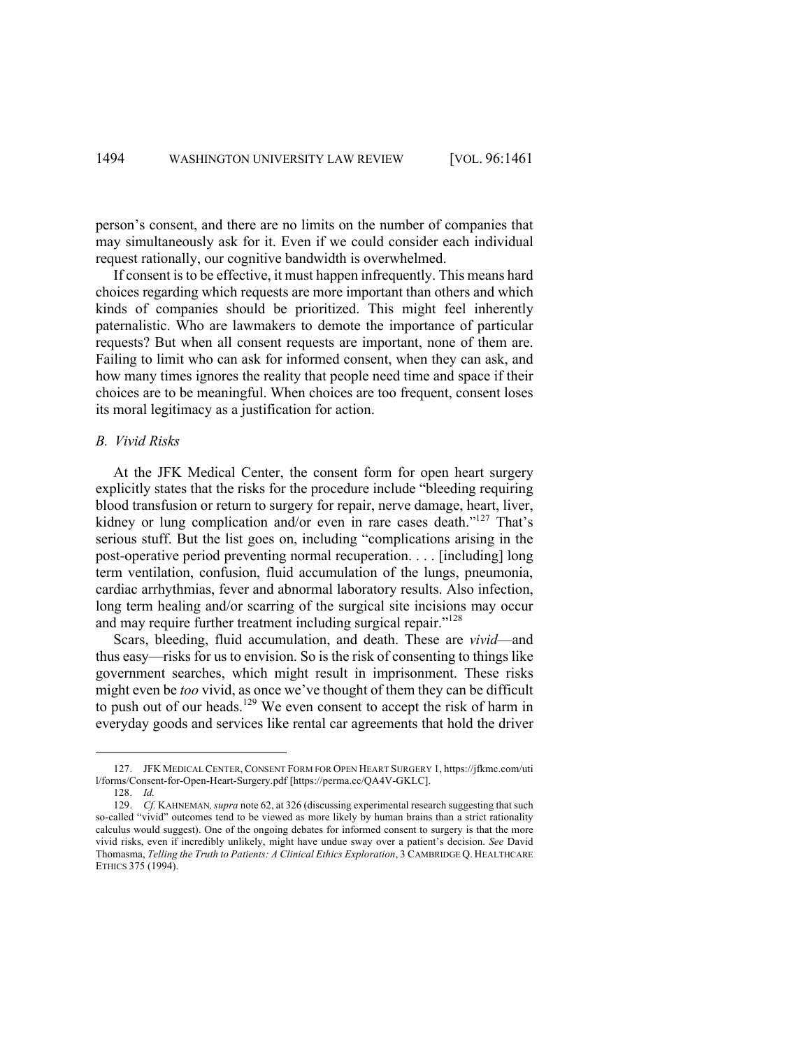person's consent, and there are no limits on the number of companies that may simultaneously ask for it. Even if we could consider each individual request rationally, our cognitive bandwidth is overwhelmed.

If consent is to be effective, it must happen infrequently. This means hard choices regarding which requests are more important than others and which kinds of companies should be prioritized. This might feel inherently paternalistic. Who are lawmakers to demote the importance of particular requests? But when all consent requests are important, none of them are. Failing to limit who can ask for informed consent, when they can ask, and how many times ignores the reality that people need time and space if their choices are to be meaningful. When choices are too frequent, consent loses its moral legitimacy as a justification for action.

### *B. Vivid Risks*

At the JFK Medical Center, the consent form for open heart surgery explicitly states that the risks for the procedure include "bleeding requiring blood transfusion or return to surgery for repair, nerve damage, heart, liver, kidney or lung complication and/or even in rare cases death."[127] That's serious stuff. But the list goes on, including "complications arising in the post-operative period preventing normal recuperation. . . . [including] long term ventilation, confusion, fluid accumulation of the lungs, pneumonia, cardiac arrhythmias, fever and abnormal laboratory results. Also infection, long term healing and/or scarring of the surgical site incisions may occur and may require further treatment including surgical repair."[128]

Scars, bleeding, fluid accumulation, and death. These are *vivid*—and thus easy—risks for us to envision. So is the risk of consenting to things like government searches, which might result in imprisonment. These risks might even be *too* vivid, as once we've thought of them they can be difficult to push out of our heads.[129] We even consent to accept the risk of harm in everyday goods and services like rental car agreements that hold the driver

---

127. JFK MEDICAL CENTER, CONSENT FORM FOR OPEN HEART SURGERY 1, https://jfkmc.com/util/forms/Consent-for-Open-Heart-Surgery.pdf [https://perma.cc/QA4V-GKLC].

128. *Id.*

129. *Cf.* KAHNEMAN, *supra* note 62, at 326 (discussing experimental research suggesting that such so-called "vivid" outcomes tend to be viewed as more likely by human brains than a strict rationality calculus would suggest). One of the ongoing debates for informed consent to surgery is that the more vivid risks, even if incredibly unlikely, might have undue sway over a patient's decision. *See* David Thomasma, *Telling the Truth to Patients: A Clinical Ethics Exploration*, 3 CAMBRIDGE Q. HEALTHCARE ETHICS 375 (1994).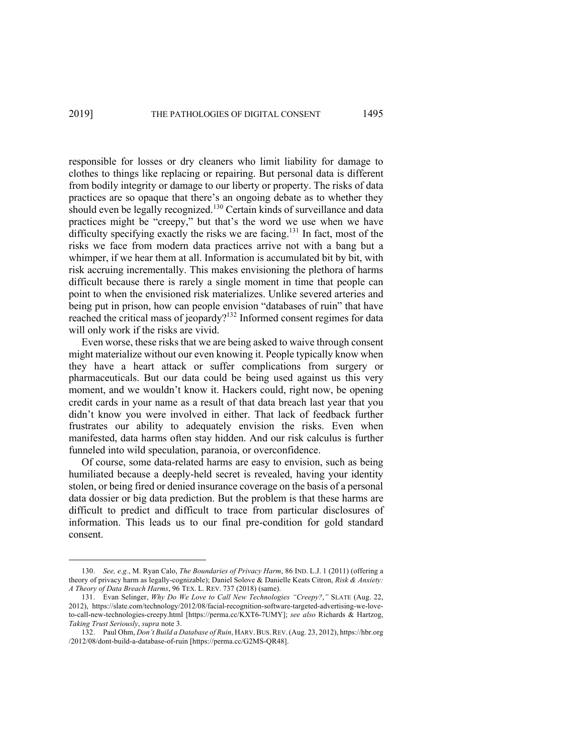responsible for losses or dry cleaners who limit liability for damage to clothes to things like replacing or repairing. But personal data is different from bodily integrity or damage to our liberty or property. The risks of data practices are so opaque that there's an ongoing debate as to whether they should even be legally recognized.[130] Certain kinds of surveillance and data practices might be "creepy," but that's the word we use when we have difficulty specifying exactly the risks we are facing.[131] In fact, most of the risks we face from modern data practices arrive not with a bang but a whimper, if we hear them at all. Information is accumulated bit by bit, with risk accruing incrementally. This makes envisioning the plethora of harms difficult because there is rarely a single moment in time that people can point to when the envisioned risk materializes. Unlike severed arteries and being put in prison, how can people envision "databases of ruin" that have reached the critical mass of jeopardy?[132] Informed consent regimes for data will only work if the risks are vivid.

Even worse, these risks that we are being asked to waive through consent might materialize without our even knowing it. People typically know when they have a heart attack or suffer complications from surgery or pharmaceuticals. But our data could be being used against us this very moment, and we wouldn't know it. Hackers could, right now, be opening credit cards in your name as a result of that data breach last year that you didn't know you were involved in either. That lack of feedback further frustrates our ability to adequately envision the risks. Even when manifested, data harms often stay hidden. And our risk calculus is further funneled into wild speculation, paranoia, or overconfidence.

Of course, some data-related harms are easy to envision, such as being humiliated because a deeply-held secret is revealed, having your identity stolen, or being fired or denied insurance coverage on the basis of a personal data dossier or big data prediction. But the problem is that these harms are difficult to predict and difficult to trace from particular disclosures of information. This leads us to our final pre-condition for gold standard consent.

---

130. *See, e.g.*, M. Ryan Calo, *The Boundaries of Privacy Harm*, 86 IND. L.J. 1 (2011) (offering a theory of privacy harm as legally-cognizable); Daniel Solove & Danielle Keats Citron, *Risk & Anxiety: A Theory of Data Breach Harms*, 96 TEX. L. REV. 737 (2018) (same).

131. Evan Selinger, *Why Do We Love to Call New Technologies "Creepy?*,*"* SLATE (Aug. 22, 2012), https://slate.com/technology/2012/08/facial-recognition-software-targeted-advertising-we-love-to-call-new-technologies-creepy.html [https://perma.cc/KXT6-7UMY]; *see also* Richards & Hartzog, *Taking Trust Seriously*, *supra* note 3.

132. Paul Ohm, *Don't Build a Database of Ruin*, HARV. BUS. REV. (Aug. 23, 2012), https://hbr.org/2012/08/dont-build-a-database-of-ruin [https://perma.cc/G2MS-QR48].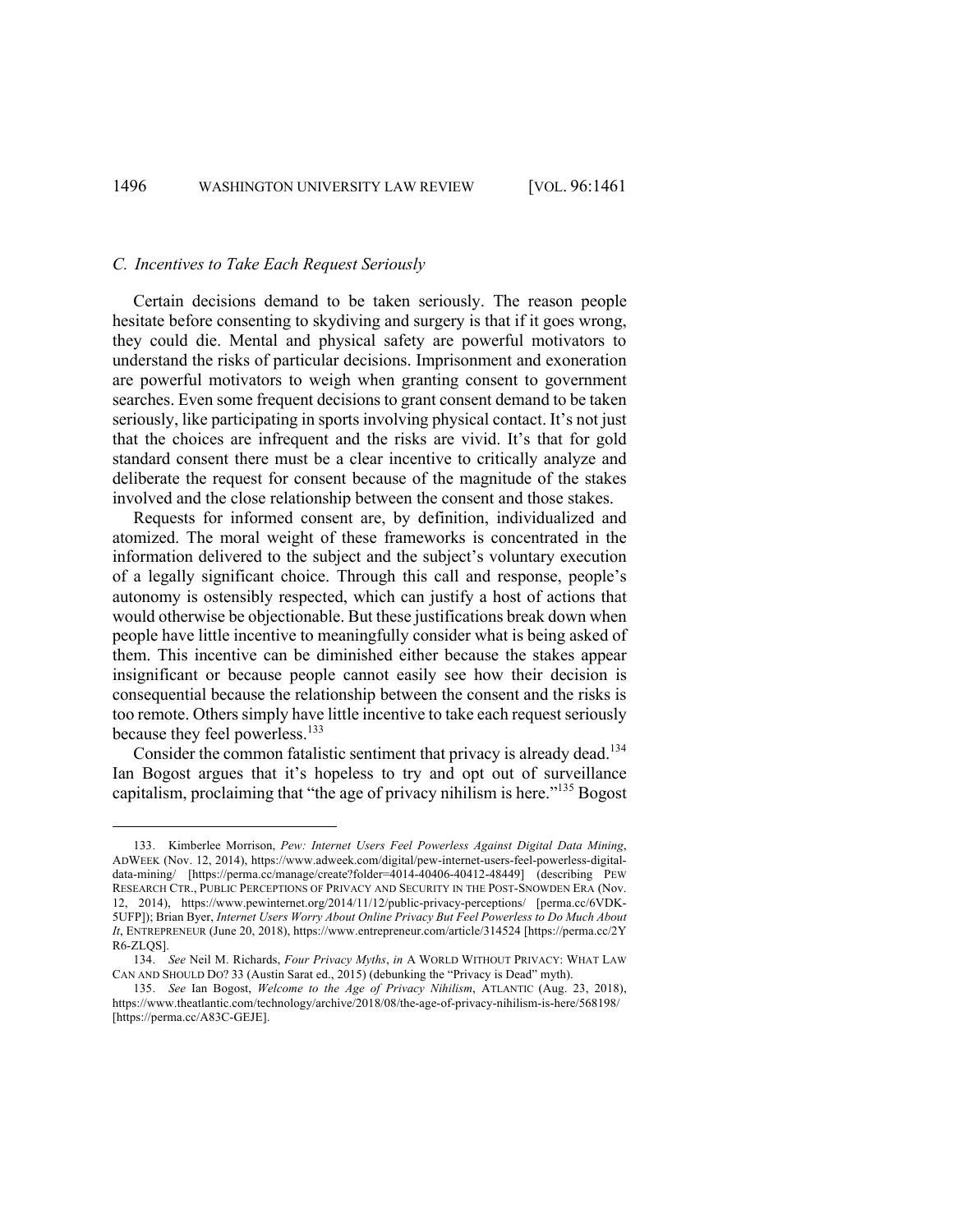### *C. Incentives to Take Each Request Seriously*

Certain decisions demand to be taken seriously. The reason people hesitate before consenting to skydiving and surgery is that if it goes wrong, they could die. Mental and physical safety are powerful motivators to understand the risks of particular decisions. Imprisonment and exoneration are powerful motivators to weigh when granting consent to government searches. Even some frequent decisions to grant consent demand to be taken seriously, like participating in sports involving physical contact. It's not just that the choices are infrequent and the risks are vivid. It's that for gold standard consent there must be a clear incentive to critically analyze and deliberate the request for consent because of the magnitude of the stakes involved and the close relationship between the consent and those stakes.

Requests for informed consent are, by definition, individualized and atomized. The moral weight of these frameworks is concentrated in the information delivered to the subject and the subject's voluntary execution of a legally significant choice. Through this call and response, people's autonomy is ostensibly respected, which can justify a host of actions that would otherwise be objectionable. But these justifications break down when people have little incentive to meaningfully consider what is being asked of them. This incentive can be diminished either because the stakes appear insignificant or because people cannot easily see how their decision is consequential because the relationship between the consent and the risks is too remote. Others simply have little incentive to take each request seriously because they feel powerless.[133]

Consider the common fatalistic sentiment that privacy is already dead.[134] Ian Bogost argues that it's hopeless to try and opt out of surveillance capitalism, proclaiming that "the age of privacy nihilism is here."[135] Bogost

---

133. Kimberlee Morrison, *Pew: Internet Users Feel Powerless Against Digital Data Mining*, ADWEEK (Nov. 12, 2014), https://www.adweek.com/digital/pew-internet-users-feel-powerless-digital-data-mining/ [https://perma.cc/manage/create?folder=4014-40406-40412-48449] (describing PEW RESEARCH CTR., PUBLIC PERCEPTIONS OF PRIVACY AND SECURITY IN THE POST-SNOWDEN ERA (Nov. 12, 2014), https://www.pewinternet.org/2014/11/12/public-privacy-perceptions/ [perma.cc/6VDK-5UFP]); Brian Byer, *Internet Users Worry About Online Privacy But Feel Powerless to Do Much About It*, ENTREPRENEUR (June 20, 2018), https://www.entrepreneur.com/article/314524 [https://perma.cc/2YR6-ZLQS].

134. *See* Neil M. Richards, *Four Privacy Myths*, *in* A WORLD WITHOUT PRIVACY: WHAT LAW CAN AND SHOULD DO? 33 (Austin Sarat ed., 2015) (debunking the "Privacy is Dead" myth).

135. *See* Ian Bogost, *Welcome to the Age of Privacy Nihilism*, ATLANTIC (Aug. 23, 2018), https://www.theatlantic.com/technology/archive/2018/08/the-age-of-privacy-nihilism-is-here/568198/ [https://perma.cc/A83C-GEJE].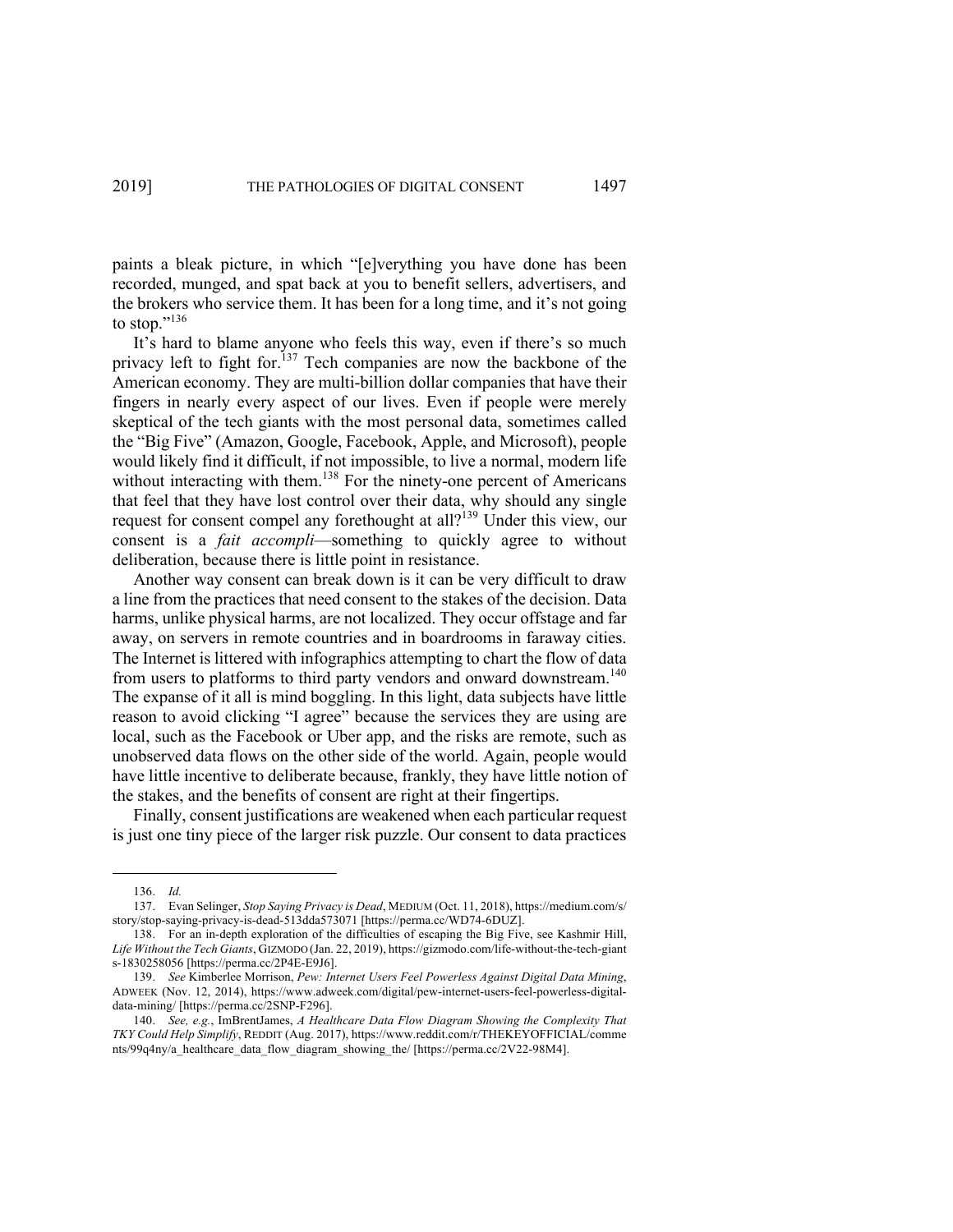paints a bleak picture, in which "[e]verything you have done has been recorded, munged, and spat back at you to benefit sellers, advertisers, and the brokers who service them. It has been for a long time, and it's not going to stop."[136]

It's hard to blame anyone who feels this way, even if there's so much privacy left to fight for.[137] Tech companies are now the backbone of the American economy. They are multi-billion dollar companies that have their fingers in nearly every aspect of our lives. Even if people were merely skeptical of the tech giants with the most personal data, sometimes called the "Big Five" (Amazon, Google, Facebook, Apple, and Microsoft), people would likely find it difficult, if not impossible, to live a normal, modern life without interacting with them.[138] For the ninety-one percent of Americans that feel that they have lost control over their data, why should any single request for consent compel any forethought at all?[139] Under this view, our consent is a *fait accompli*—something to quickly agree to without deliberation, because there is little point in resistance.

Another way consent can break down is it can be very difficult to draw a line from the practices that need consent to the stakes of the decision. Data harms, unlike physical harms, are not localized. They occur offstage and far away, on servers in remote countries and in boardrooms in faraway cities. The Internet is littered with infographics attempting to chart the flow of data from users to platforms to third party vendors and onward downstream.[140] The expanse of it all is mind boggling. In this light, data subjects have little reason to avoid clicking "I agree" because the services they are using are local, such as the Facebook or Uber app, and the risks are remote, such as unobserved data flows on the other side of the world. Again, people would have little incentive to deliberate because, frankly, they have little notion of the stakes, and the benefits of consent are right at their fingertips.

Finally, consent justifications are weakened when each particular request is just one tiny piece of the larger risk puzzle. Our consent to data practices

---

136. *Id.*

137. Evan Selinger, *Stop Saying Privacy is Dead*, MEDIUM (Oct. 11, 2018), https://medium.com/s/story/stop-saying-privacy-is-dead-513dda573071 [https://perma.cc/WD74-6DUZ].

138. For an in-depth exploration of the difficulties of escaping the Big Five, see Kashmir Hill, *Life Without the Tech Giants*, GIZMODO (Jan. 22, 2019), https://gizmodo.com/life-without-the-tech-giants-1830258056 [https://perma.cc/2P4E-E9J6].

139. *See* Kimberlee Morrison, *Pew: Internet Users Feel Powerless Against Digital Data Mining*, ADWEEK (Nov. 12, 2014), https://www.adweek.com/digital/pew-internet-users-feel-powerless-digital-data-mining/ [https://perma.cc/2SNP-F296].

140. *See, e.g.*, ImBrentJames, *A Healthcare Data Flow Diagram Showing the Complexity That TKY Could Help Simplify*, REDDIT (Aug. 2017), https://www.reddit.com/r/THEKEYOFFICIAL/comments/99q4ny/a_healthcare_data_flow_diagram_showing_the/ [https://perma.cc/2V22-98M4].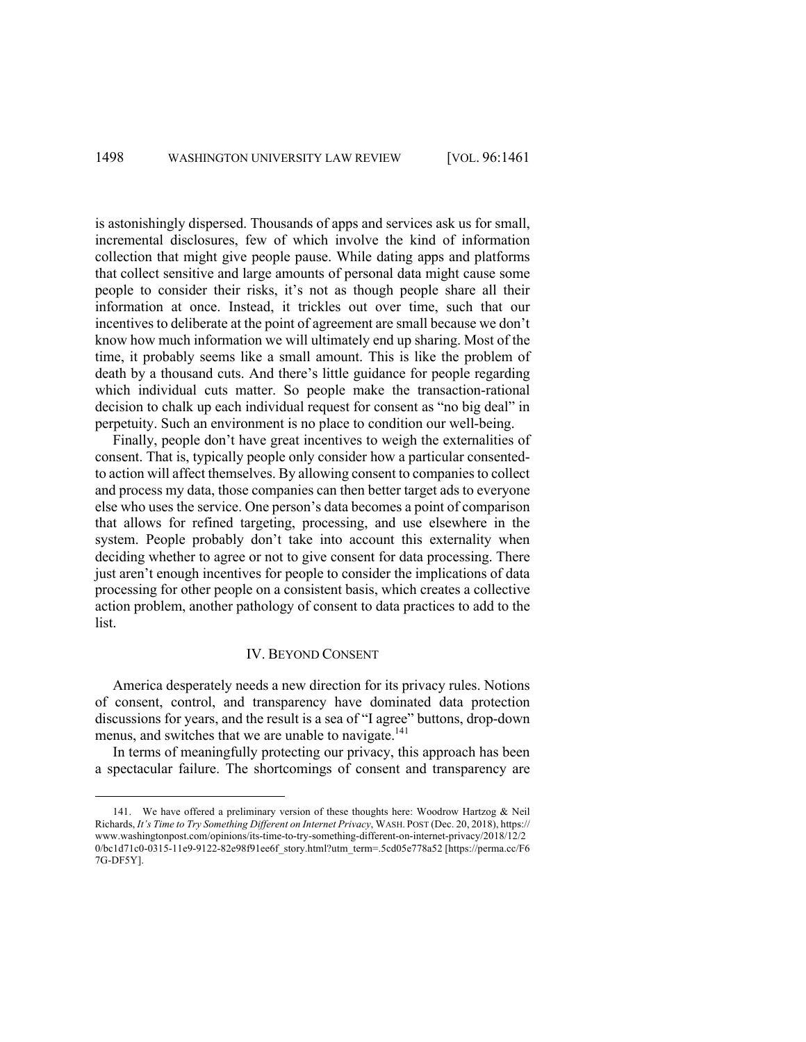is astonishingly dispersed. Thousands of apps and services ask us for small, incremental disclosures, few of which involve the kind of information collection that might give people pause. While dating apps and platforms that collect sensitive and large amounts of personal data might cause some people to consider their risks, it's not as though people share all their information at once. Instead, it trickles out over time, such that our incentives to deliberate at the point of agreement are small because we don't know how much information we will ultimately end up sharing. Most of the time, it probably seems like a small amount. This is like the problem of death by a thousand cuts. And there's little guidance for people regarding which individual cuts matter. So people make the transaction-rational decision to chalk up each individual request for consent as "no big deal" in perpetuity. Such an environment is no place to condition our well-being.

Finally, people don't have great incentives to weigh the externalities of consent. That is, typically people only consider how a particular consented-to action will affect themselves. By allowing consent to companies to collect and process my data, those companies can then better target ads to everyone else who uses the service. One person's data becomes a point of comparison that allows for refined targeting, processing, and use elsewhere in the system. People probably don't take into account this externality when deciding whether to agree or not to give consent for data processing. There just aren't enough incentives for people to consider the implications of data processing for other people on a consistent basis, which creates a collective action problem, another pathology of consent to data practices to add to the list.

## IV. BEYOND CONSENT

America desperately needs a new direction for its privacy rules. Notions of consent, control, and transparency have dominated data protection discussions for years, and the result is a sea of "I agree" buttons, drop-down menus, and switches that we are unable to navigate.[141]

In terms of meaningfully protecting our privacy, this approach has been a spectacular failure. The shortcomings of consent and transparency are

---

141. We have offered a preliminary version of these thoughts here: Woodrow Hartzog & Neil Richards, *It's Time to Try Something Different on Internet Privacy*, WASH. POST (Dec. 20, 2018), https://www.washingtonpost.com/opinions/its-time-to-try-something-different-on-internet-privacy/2018/12/20/bc1d71c0-0315-11e9-9122-82e98f91ee6f_story.html?utm_term=.5cd05e778a52 [https://perma.cc/F67G-DF5Y].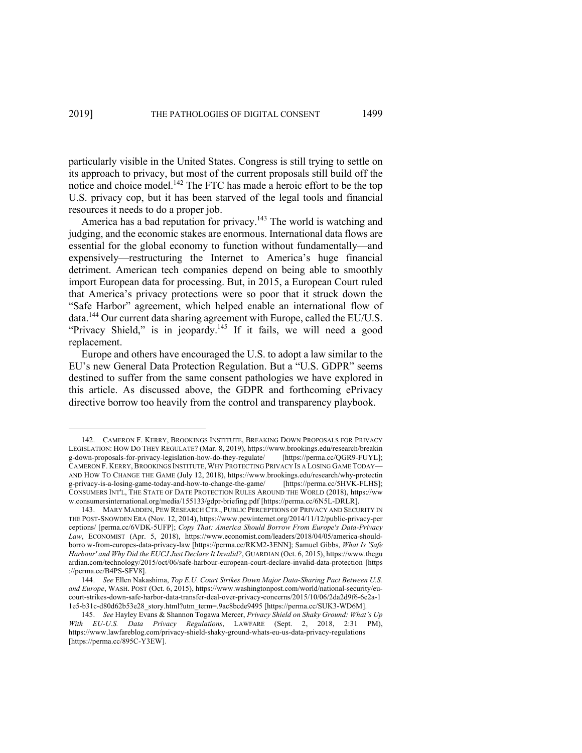particularly visible in the United States. Congress is still trying to settle on its approach to privacy, but most of the current proposals still build off the notice and choice model.[142] The FTC has made a heroic effort to be the top U.S. privacy cop, but it has been starved of the legal tools and financial resources it needs to do a proper job.

America has a bad reputation for privacy.[143] The world is watching and judging, and the economic stakes are enormous. International data flows are essential for the global economy to function without fundamentally—and expensively—restructuring the Internet to America's huge financial detriment. American tech companies depend on being able to smoothly import European data for processing. But, in 2015, a European Court ruled that America's privacy protections were so poor that it struck down the "Safe Harbor" agreement, which helped enable an international flow of data.[144] Our current data sharing agreement with Europe, called the EU/U.S. "Privacy Shield," is in jeopardy.[145] If it fails, we will need a good replacement.

Europe and others have encouraged the U.S. to adopt a law similar to the EU's new General Data Protection Regulation. But a "U.S. GDPR" seems destined to suffer from the same consent pathologies we have explored in this article. As discussed above, the GDPR and forthcoming ePrivacy directive borrow too heavily from the control and transparency playbook.

---

142. CAMERON F. KERRY, BROOKINGS INSTITUTE, BREAKING DOWN PROPOSALS FOR PRIVACY LEGISLATION: HOW DO THEY REGULATE? (Mar. 8, 2019), https://www.brookings.edu/research/breaking-down-proposals-for-privacy-legislation-how-do-they-regulate/ [https://perma.cc/QGR9-FUYL]; CAMERON F. KERRY, BROOKINGS INSTITUTE, WHY PROTECTING PRIVACY IS A LOSING GAME TODAY—AND HOW TO CHANGE THE GAME (July 12, 2018), https://www.brookings.edu/research/why-protecting-privacy-is-a-losing-game-today-and-how-to-change-the-game/ [https://perma.cc/5HVK-FLHS]; CONSUMERS INT'L, THE STATE OF DATE PROTECTION RULES AROUND THE WORLD (2018), https://www.consumersinternational.org/media/155133/gdpr-briefing.pdf [https://perma.cc/6N5L-DRLR].

143. MARY MADDEN, PEW RESEARCH CTR., PUBLIC PERCEPTIONS OF PRIVACY AND SECURITY IN THE POST-SNOWDEN ERA (Nov. 12, 2014), https://www.pewinternet.org/2014/11/12/public-privacy-perceptions/ [perma.cc/6VDK-5UFP]; *Copy That: America Should Borrow From Europe's Data-Privacy Law*, ECONOMIST (Apr. 5, 2018), https://www.economist.com/leaders/2018/04/05/america-should-borrow-from-europes-data-privacy-law [https://perma.cc/RKM2-3ENN]; Samuel Gibbs, *What Is 'Safe Harbour' and Why Did the EUCJ Just Declare It Invalid?*, GUARDIAN (Oct. 6, 2015), https://www.theguardian.com/technology/2015/oct/06/safe-harbour-european-court-declare-invalid-data-protection [https://perma.cc/B4PS-SFV8].

144. *See* Ellen Nakashima, *Top E.U. Court Strikes Down Major Data-Sharing Pact Between U.S. and Europe*, WASH. POST (Oct. 6, 2015), https://www.washingtonpost.com/world/national-security/eu-court-strikes-down-safe-harbor-data-transfer-deal-over-privacy-concerns/2015/10/06/2da2d9f6-6c2a-11e5-b31c-d80d62b53e28_story.html?utm_term=.9ac8bcde9495 [https://perma.cc/SUK3-WD6M].

145. *See* Hayley Evans & Shannon Togawa Mercer, *Privacy Shield on Shaky Ground: What's Up With EU-U.S. Data Privacy Regulations*, LAWFARE (Sept. 2, 2018, 2:31 PM), https://www.lawfareblog.com/privacy-shield-shaky-ground-whats-eu-us-data-privacy-regulations [https://perma.cc/895C-Y3EW].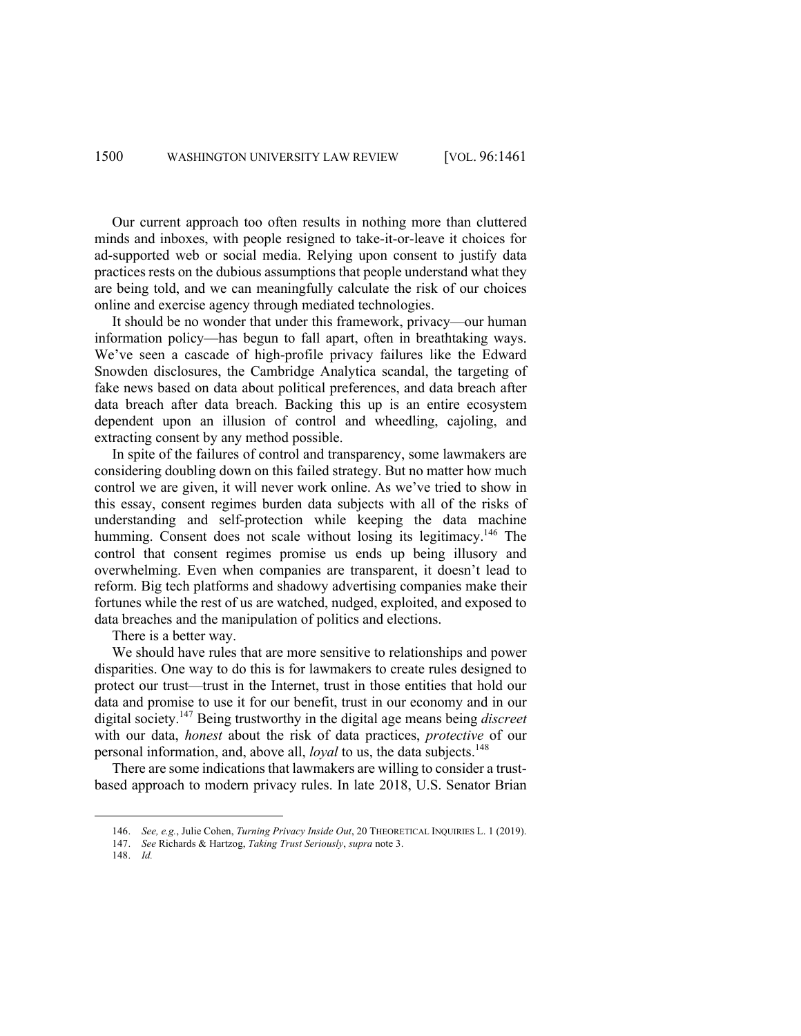Our current approach too often results in nothing more than cluttered minds and inboxes, with people resigned to take-it-or-leave it choices for ad-supported web or social media. Relying upon consent to justify data practices rests on the dubious assumptions that people understand what they are being told, and we can meaningfully calculate the risk of our choices online and exercise agency through mediated technologies.

It should be no wonder that under this framework, privacy—our human information policy—has begun to fall apart, often in breathtaking ways. We've seen a cascade of high-profile privacy failures like the Edward Snowden disclosures, the Cambridge Analytica scandal, the targeting of fake news based on data about political preferences, and data breach after data breach after data breach. Backing this up is an entire ecosystem dependent upon an illusion of control and wheedling, cajoling, and extracting consent by any method possible.

In spite of the failures of control and transparency, some lawmakers are considering doubling down on this failed strategy. But no matter how much control we are given, it will never work online. As we've tried to show in this essay, consent regimes burden data subjects with all of the risks of understanding and self-protection while keeping the data machine humming. Consent does not scale without losing its legitimacy.[146] The control that consent regimes promise us ends up being illusory and overwhelming. Even when companies are transparent, it doesn't lead to reform. Big tech platforms and shadowy advertising companies make their fortunes while the rest of us are watched, nudged, exploited, and exposed to data breaches and the manipulation of politics and elections.

There is a better way.

We should have rules that are more sensitive to relationships and power disparities. One way to do this is for lawmakers to create rules designed to protect our trust—trust in the Internet, trust in those entities that hold our data and promise to use it for our benefit, trust in our economy and in our digital society.[147] Being trustworthy in the digital age means being *discreet* with our data, *honest* about the risk of data practices, *protective* of our personal information, and, above all, *loyal* to us, the data subjects.[148]

There are some indications that lawmakers are willing to consider a trust-based approach to modern privacy rules. In late 2018, U.S. Senator Brian

---

146. *See, e.g.*, Julie Cohen, *Turning Privacy Inside Out*, 20 THEORETICAL INQUIRIES L. 1 (2019).

147. *See* Richards & Hartzog, *Taking Trust Seriously*, *supra* note 3.

148. *Id.*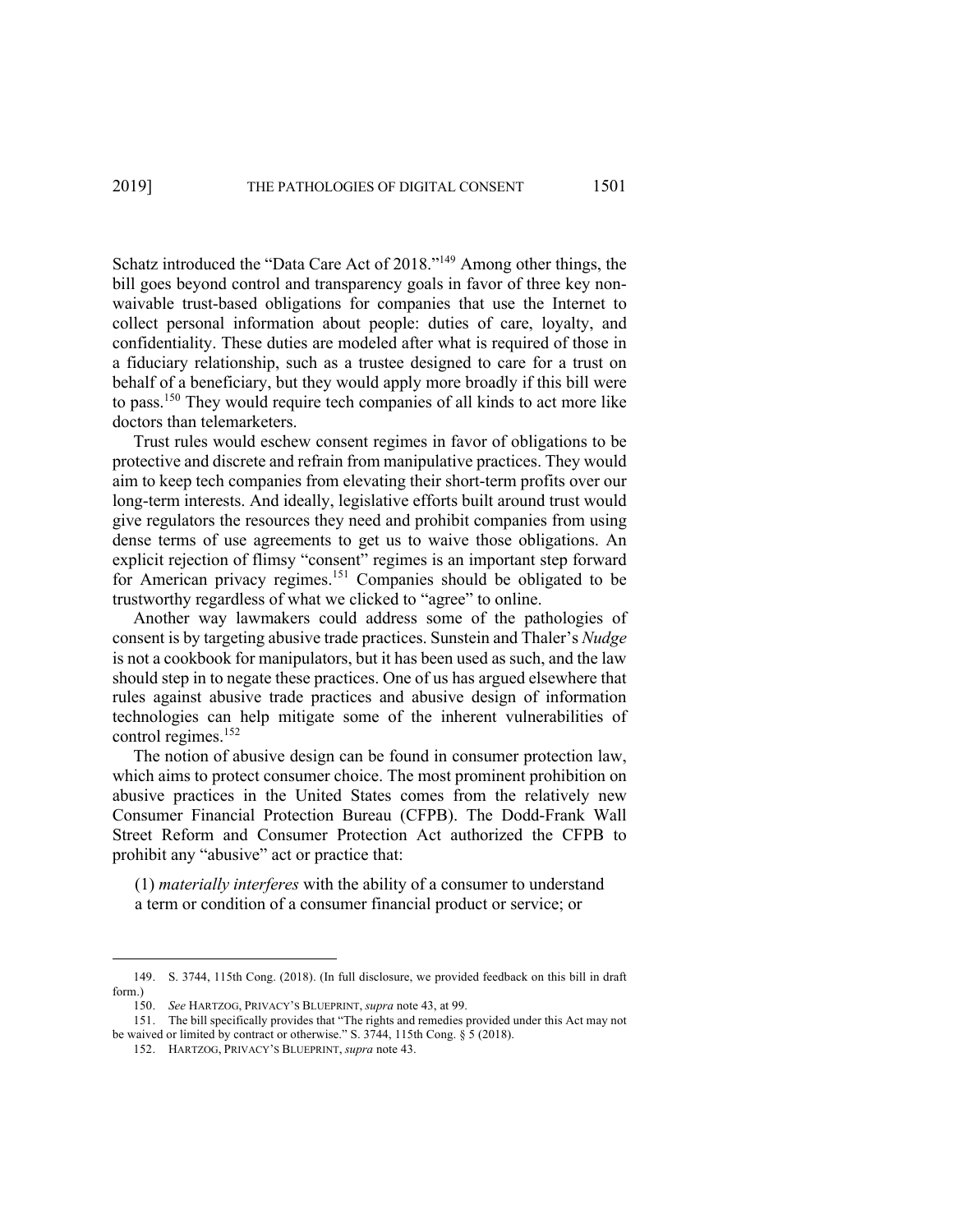Schatz introduced the "Data Care Act of 2018."[149] Among other things, the bill goes beyond control and transparency goals in favor of three key non-waivable trust-based obligations for companies that use the Internet to collect personal information about people: duties of care, loyalty, and confidentiality. These duties are modeled after what is required of those in a fiduciary relationship, such as a trustee designed to care for a trust on behalf of a beneficiary, but they would apply more broadly if this bill were to pass.[150] They would require tech companies of all kinds to act more like doctors than telemarketers.

Trust rules would eschew consent regimes in favor of obligations to be protective and discrete and refrain from manipulative practices. They would aim to keep tech companies from elevating their short-term profits over our long-term interests. And ideally, legislative efforts built around trust would give regulators the resources they need and prohibit companies from using dense terms of use agreements to get us to waive those obligations. An explicit rejection of flimsy "consent" regimes is an important step forward for American privacy regimes.[151] Companies should be obligated to be trustworthy regardless of what we clicked to "agree" to online.

Another way lawmakers could address some of the pathologies of consent is by targeting abusive trade practices. Sunstein and Thaler's *Nudge* is not a cookbook for manipulators, but it has been used as such, and the law should step in to negate these practices. One of us has argued elsewhere that rules against abusive trade practices and abusive design of information technologies can help mitigate some of the inherent vulnerabilities of control regimes.[152]

The notion of abusive design can be found in consumer protection law, which aims to protect consumer choice. The most prominent prohibition on abusive practices in the United States comes from the relatively new Consumer Financial Protection Bureau (CFPB). The Dodd-Frank Wall Street Reform and Consumer Protection Act authorized the CFPB to prohibit any "abusive" act or practice that:

> (1) *materially interferes* with the ability of a consumer to understand a term or condition of a consumer financial product or service; or

---

149. S. 3744, 115th Cong. (2018). (In full disclosure, we provided feedback on this bill in draft form.)

150. *See* HARTZOG, PRIVACY'S BLUEPRINT, *supra* note 43, at 99.

151. The bill specifically provides that "The rights and remedies provided under this Act may not be waived or limited by contract or otherwise." S. 3744, 115th Cong. § 5 (2018).

152. HARTZOG, PRIVACY'S BLUEPRINT, *supra* note 43.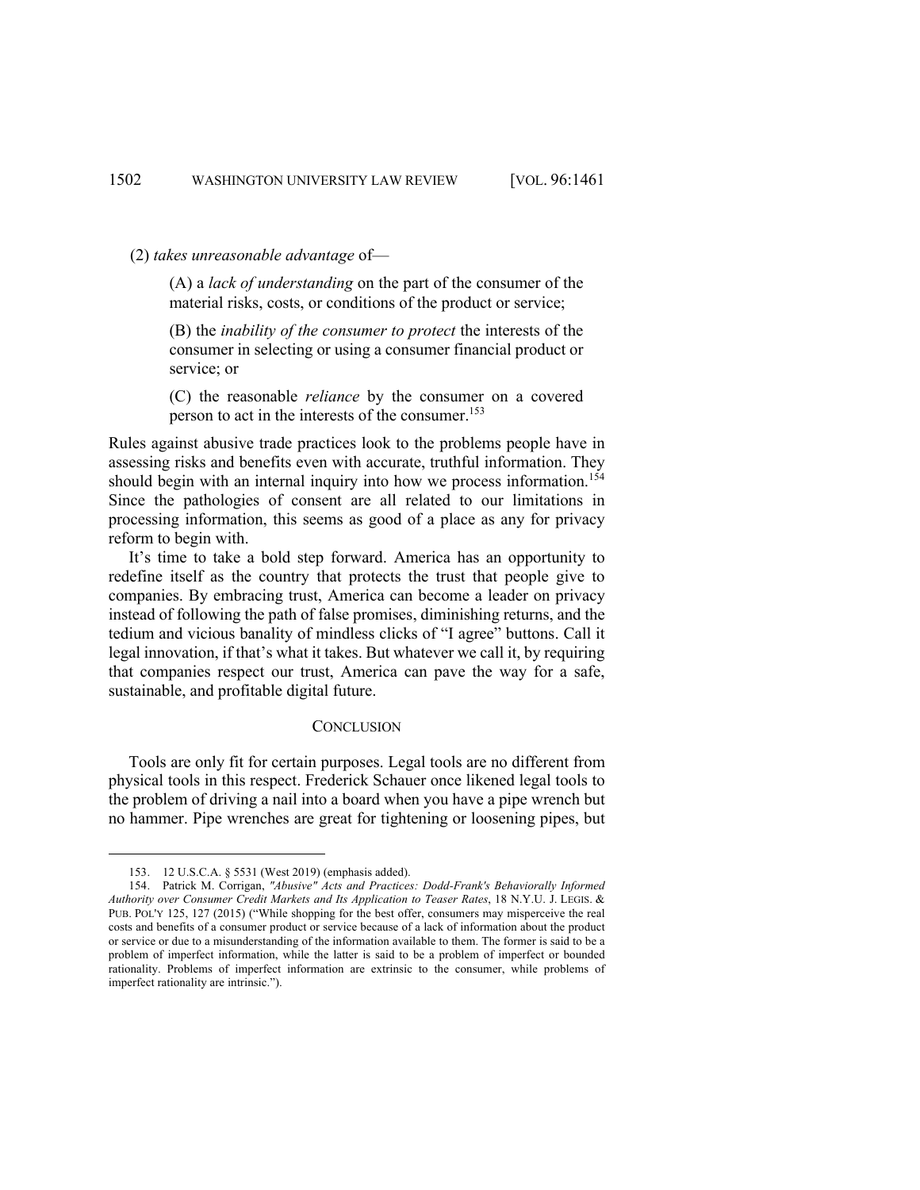(2) *takes unreasonable advantage* of—

> (A) a *lack of understanding* on the part of the consumer of the material risks, costs, or conditions of the product or service;
>
> (B) the *inability of the consumer to protect* the interests of the consumer in selecting or using a consumer financial product or service; or
>
> (C) the reasonable *reliance* by the consumer on a covered person to act in the interests of the consumer.[153]

Rules against abusive trade practices look to the problems people have in assessing risks and benefits even with accurate, truthful information. They should begin with an internal inquiry into how we process information.[154] Since the pathologies of consent are all related to our limitations in processing information, this seems as good of a place as any for privacy reform to begin with.

It's time to take a bold step forward. America has an opportunity to redefine itself as the country that protects the trust that people give to companies. By embracing trust, America can become a leader on privacy instead of following the path of false promises, diminishing returns, and the tedium and vicious banality of mindless clicks of "I agree" buttons. Call it legal innovation, if that's what it takes. But whatever we call it, by requiring that companies respect our trust, America can pave the way for a safe, sustainable, and profitable digital future.

## CONCLUSION

Tools are only fit for certain purposes. Legal tools are no different from physical tools in this respect. Frederick Schauer once likened legal tools to the problem of driving a nail into a board when you have a pipe wrench but no hammer. Pipe wrenches are great for tightening or loosening pipes, but

---

153. 12 U.S.C.A. § 5531 (West 2019) (emphasis added).

154. Patrick M. Corrigan, *"Abusive" Acts and Practices: Dodd-Frank's Behaviorally Informed Authority over Consumer Credit Markets and Its Application to Teaser Rates*, 18 N.Y.U. J. LEGIS. & PUB. POL'Y 125, 127 (2015) ("While shopping for the best offer, consumers may misperceive the real costs and benefits of a consumer product or service because of a lack of information about the product or service or due to a misunderstanding of the information available to them. The former is said to be a problem of imperfect information, while the latter is said to be a problem of imperfect or bounded rationality. Problems of imperfect information are extrinsic to the consumer, while problems of imperfect rationality are intrinsic.").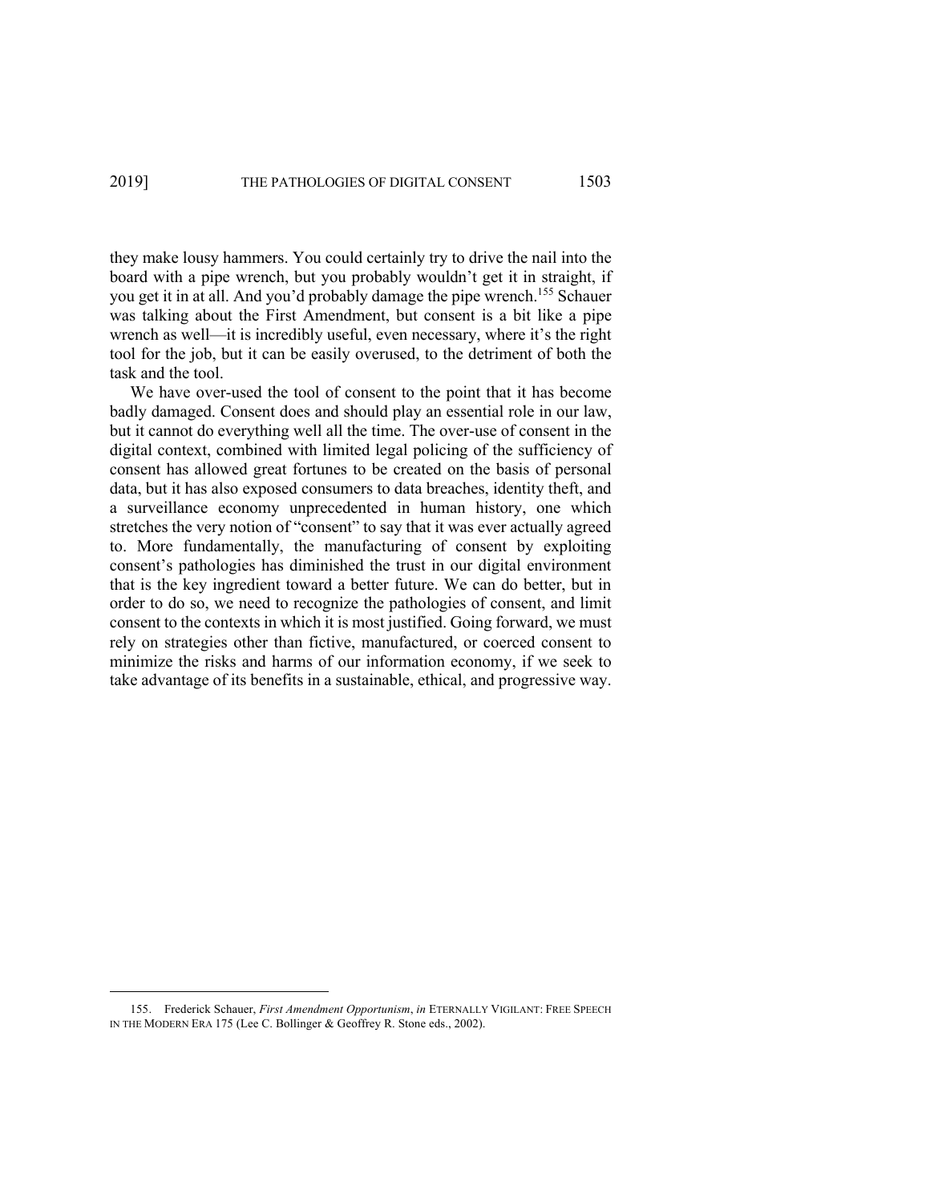they make lousy hammers. You could certainly try to drive the nail into the board with a pipe wrench, but you probably wouldn't get it in straight, if you get it in at all. And you'd probably damage the pipe wrench.[155] Schauer was talking about the First Amendment, but consent is a bit like a pipe wrench as well—it is incredibly useful, even necessary, where it's the right tool for the job, but it can be easily overused, to the detriment of both the task and the tool.

We have over-used the tool of consent to the point that it has become badly damaged. Consent does and should play an essential role in our law, but it cannot do everything well all the time. The over-use of consent in the digital context, combined with limited legal policing of the sufficiency of consent has allowed great fortunes to be created on the basis of personal data, but it has also exposed consumers to data breaches, identity theft, and a surveillance economy unprecedented in human history, one which stretches the very notion of "consent" to say that it was ever actually agreed to. More fundamentally, the manufacturing of consent by exploiting consent's pathologies has diminished the trust in our digital environment that is the key ingredient toward a better future. We can do better, but in order to do so, we need to recognize the pathologies of consent, and limit consent to the contexts in which it is most justified. Going forward, we must rely on strategies other than fictive, manufactured, or coerced consent to minimize the risks and harms of our information economy, if we seek to take advantage of its benefits in a sustainable, ethical, and progressive way.

---

155. Frederick Schauer, *First Amendment Opportunism*, *in* ETERNALLY VIGILANT: FREE SPEECH IN THE MODERN ERA 175 (Lee C. Bollinger & Geoffrey R. Stone eds., 2002).